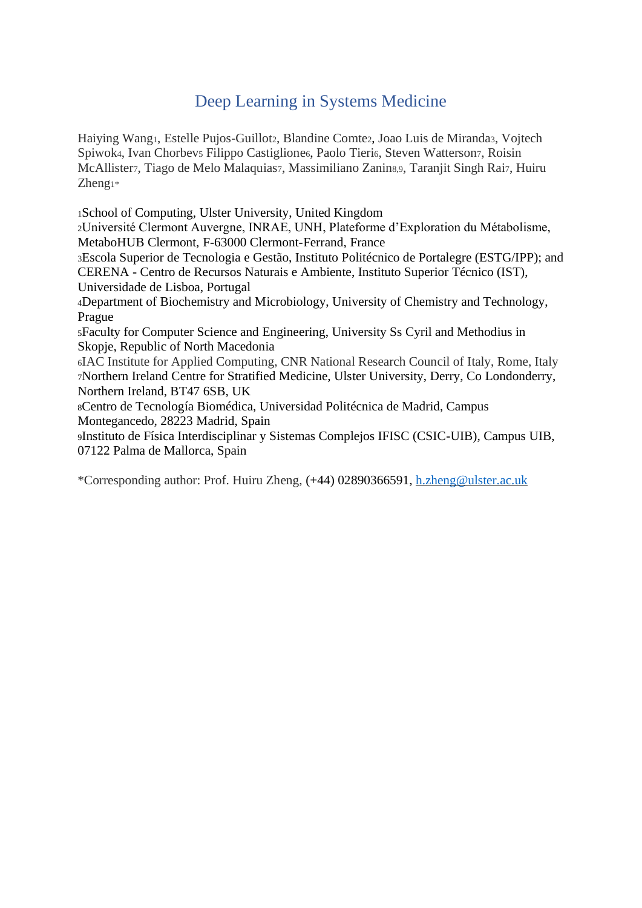# Deep Learning in Systems Medicine

Haiying Wang[1], Estelle Pujos-Guillot[2], Blandine Comte[2], Joao Luis de Miranda[3], Vojtech Spiwok[4], Ivan Chorbev[5] Filippo Castiglione[6], Paolo Tieri[6], Steven Watterson[7], Roisin McAllister[7], Tiago de Melo Malaquias[7], Massimiliano Zanin[8,9], Taranjit Singh Rai[7], Huiru Zheng[1*]

[1]School of Computing, Ulster University, United Kingdom
[2]Université Clermont Auvergne, INRAE, UNH, Plateforme d'Exploration du Métabolisme, MetaboHUB Clermont, F-63000 Clermont-Ferrand, France
[3]Escola Superior de Tecnologia e Gestão, Instituto Politécnico de Portalegre (ESTG/IPP); and CERENA - Centro de Recursos Naturais e Ambiente, Instituto Superior Técnico (IST), Universidade de Lisboa, Portugal
[4]Department of Biochemistry and Microbiology, University of Chemistry and Technology, Prague
[5]Faculty for Computer Science and Engineering, University Ss Cyril and Methodius in Skopje, Republic of North Macedonia
[6]IAC Institute for Applied Computing, CNR National Research Council of Italy, Rome, Italy
[7]Northern Ireland Centre for Stratified Medicine, Ulster University, Derry, Co Londonderry, Northern Ireland, BT47 6SB, UK
[8]Centro de Tecnología Biomédica, Universidad Politécnica de Madrid, Campus Montegancedo, 28223 Madrid, Spain
[9]Instituto de Física Interdisciplinar y Sistemas Complejos IFISC (CSIC-UIB), Campus UIB, 07122 Palma de Mallorca, Spain

*Corresponding author: Prof. Huiru Zheng, (+44) 02890366591, h.zheng@ulster.ac.uk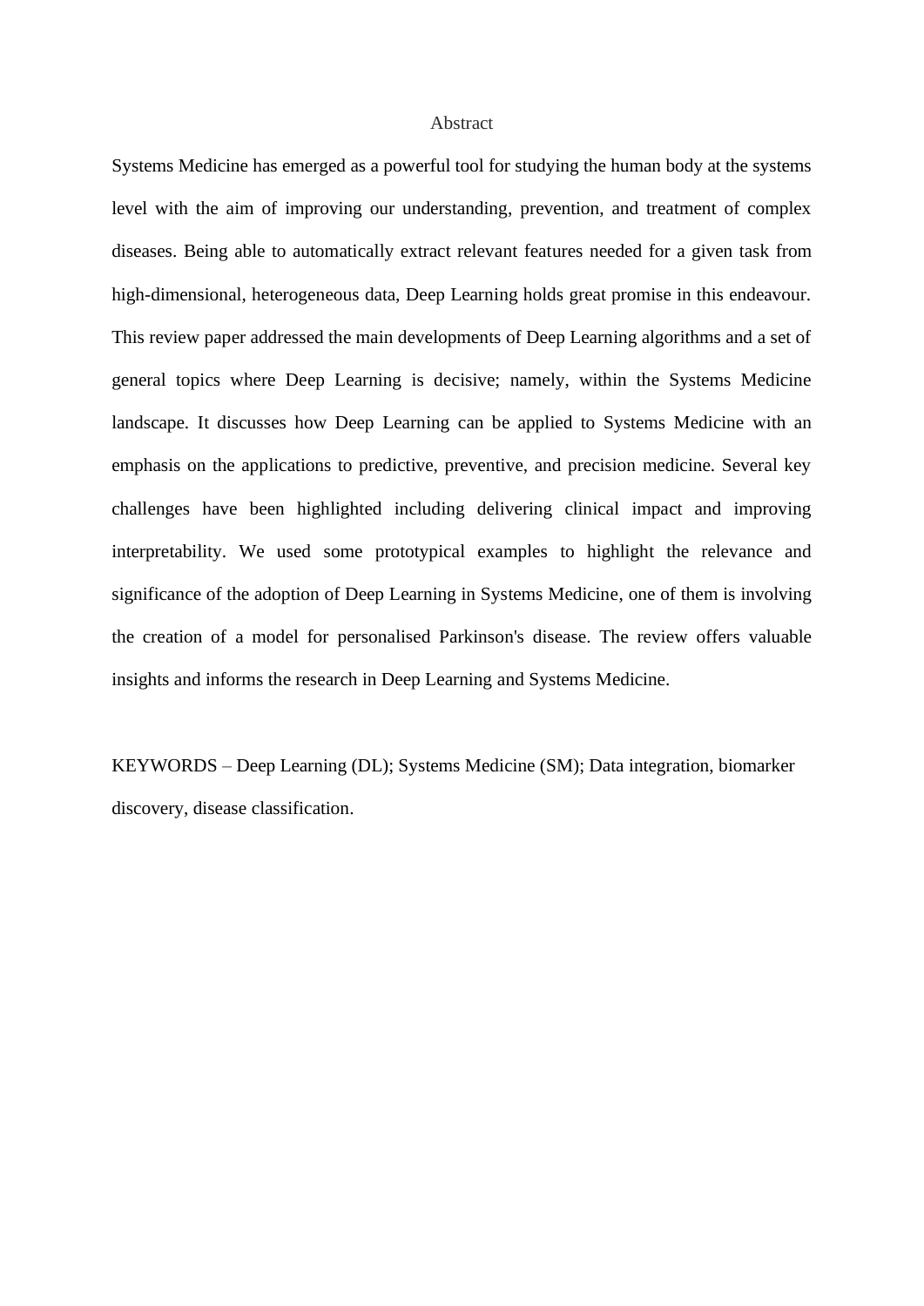# Abstract

Systems Medicine has emerged as a powerful tool for studying the human body at the systems level with the aim of improving our understanding, prevention, and treatment of complex diseases. Being able to automatically extract relevant features needed for a given task from high-dimensional, heterogeneous data, Deep Learning holds great promise in this endeavour. This review paper addressed the main developments of Deep Learning algorithms and a set of general topics where Deep Learning is decisive; namely, within the Systems Medicine landscape. It discusses how Deep Learning can be applied to Systems Medicine with an emphasis on the applications to predictive, preventive, and precision medicine. Several key challenges have been highlighted including delivering clinical impact and improving interpretability. We used some prototypical examples to highlight the relevance and significance of the adoption of Deep Learning in Systems Medicine, one of them is involving the creation of a model for personalised Parkinson's disease. The review offers valuable insights and informs the research in Deep Learning and Systems Medicine.

KEYWORDS – Deep Learning (DL); Systems Medicine (SM); Data integration, biomarker discovery, disease classification.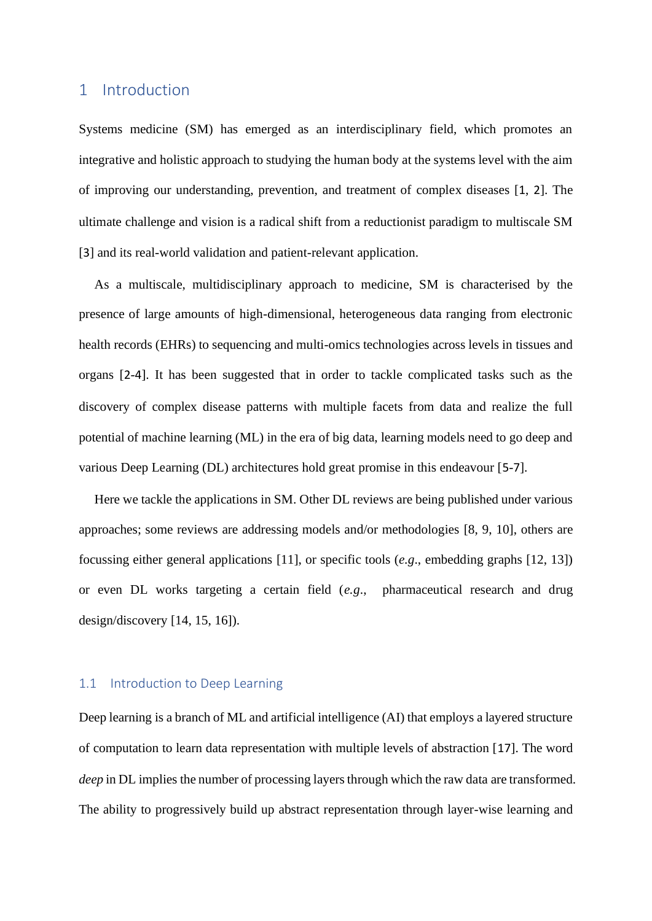# 1 Introduction

Systems medicine (SM) has emerged as an interdisciplinary field, which promotes an integrative and holistic approach to studying the human body at the systems level with the aim of improving our understanding, prevention, and treatment of complex diseases [1, 2]. The ultimate challenge and vision is a radical shift from a reductionist paradigm to multiscale SM [3] and its real-world validation and patient-relevant application.

As a multiscale, multidisciplinary approach to medicine, SM is characterised by the presence of large amounts of high-dimensional, heterogeneous data ranging from electronic health records (EHRs) to sequencing and multi-omics technologies across levels in tissues and organs [2-4]. It has been suggested that in order to tackle complicated tasks such as the discovery of complex disease patterns with multiple facets from data and realize the full potential of machine learning (ML) in the era of big data, learning models need to go deep and various Deep Learning (DL) architectures hold great promise in this endeavour [5-7].

Here we tackle the applications in SM. Other DL reviews are being published under various approaches; some reviews are addressing models and/or methodologies [8, 9, 10], others are focussing either general applications [11], or specific tools (*e.g.*, embedding graphs [12, 13]) or even DL works targeting a certain field (*e.g.*, pharmaceutical research and drug design/discovery [14, 15, 16]).

## 1.1 Introduction to Deep Learning

Deep learning is a branch of ML and artificial intelligence (AI) that employs a layered structure of computation to learn data representation with multiple levels of abstraction [17]. The word *deep* in DL implies the number of processing layers through which the raw data are transformed. The ability to progressively build up abstract representation through layer-wise learning and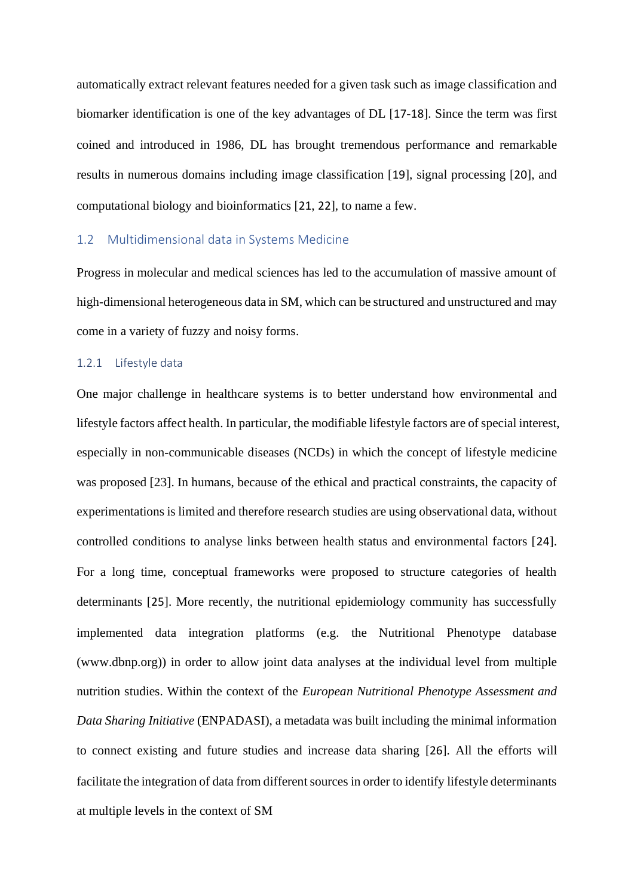automatically extract relevant features needed for a given task such as image classification and biomarker identification is one of the key advantages of DL [17-18]. Since the term was first coined and introduced in 1986, DL has brought tremendous performance and remarkable results in numerous domains including image classification [19], signal processing [20], and computational biology and bioinformatics [21, 22], to name a few.

## 1.2 Multidimensional data in Systems Medicine

Progress in molecular and medical sciences has led to the accumulation of massive amount of high-dimensional heterogeneous data in SM, which can be structured and unstructured and may come in a variety of fuzzy and noisy forms.

### 1.2.1 Lifestyle data

One major challenge in healthcare systems is to better understand how environmental and lifestyle factors affect health. In particular, the modifiable lifestyle factors are of special interest, especially in non-communicable diseases (NCDs) in which the concept of lifestyle medicine was proposed [23]. In humans, because of the ethical and practical constraints, the capacity of experimentations is limited and therefore research studies are using observational data, without controlled conditions to analyse links between health status and environmental factors [24]. For a long time, conceptual frameworks were proposed to structure categories of health determinants [25]. More recently, the nutritional epidemiology community has successfully implemented data integration platforms (e.g. the Nutritional Phenotype database (www.dbnp.org)) in order to allow joint data analyses at the individual level from multiple nutrition studies. Within the context of the *European Nutritional Phenotype Assessment and Data Sharing Initiative* (ENPADASI), a metadata was built including the minimal information to connect existing and future studies and increase data sharing [26]. All the efforts will facilitate the integration of data from different sources in order to identify lifestyle determinants at multiple levels in the context of SM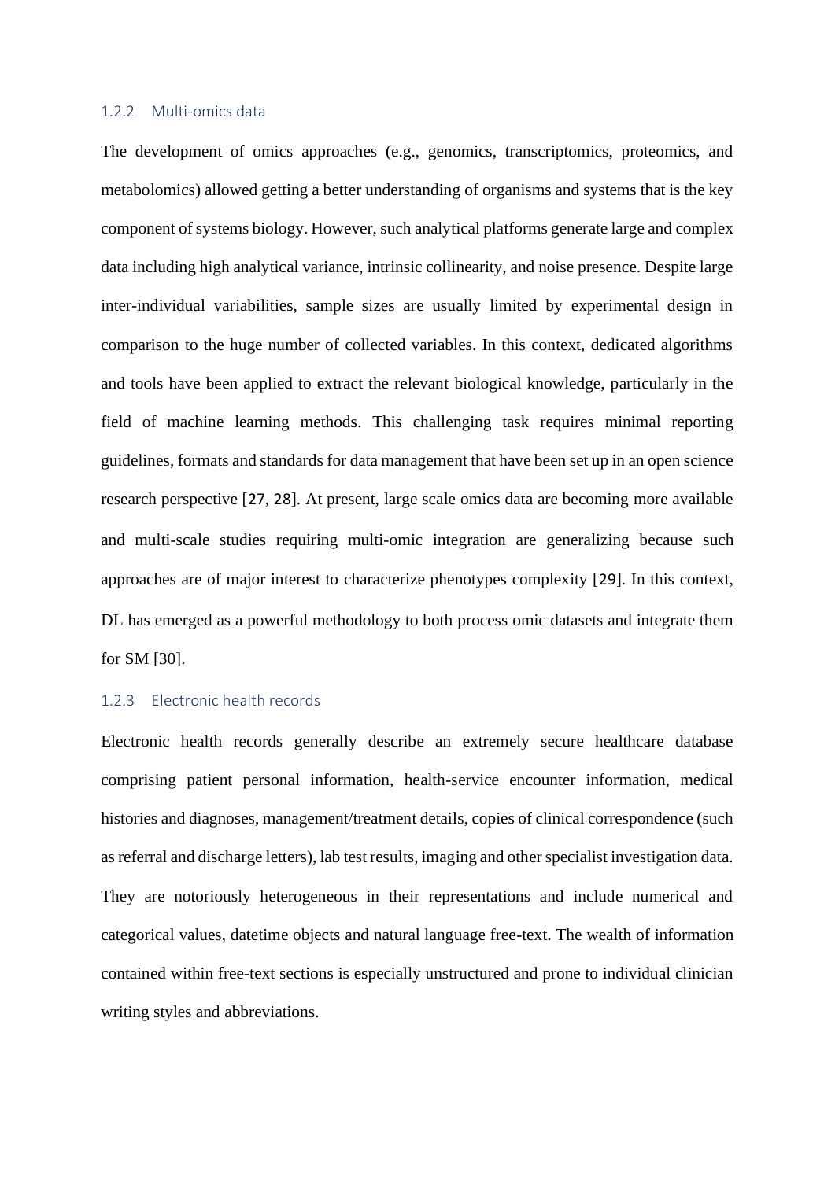### 1.2.2 Multi-omics data

The development of omics approaches (e.g., genomics, transcriptomics, proteomics, and metabolomics) allowed getting a better understanding of organisms and systems that is the key component of systems biology. However, such analytical platforms generate large and complex data including high analytical variance, intrinsic collinearity, and noise presence. Despite large inter-individual variabilities, sample sizes are usually limited by experimental design in comparison to the huge number of collected variables. In this context, dedicated algorithms and tools have been applied to extract the relevant biological knowledge, particularly in the field of machine learning methods. This challenging task requires minimal reporting guidelines, formats and standards for data management that have been set up in an open science research perspective [27, 28]. At present, large scale omics data are becoming more available and multi-scale studies requiring multi-omic integration are generalizing because such approaches are of major interest to characterize phenotypes complexity [29]. In this context, DL has emerged as a powerful methodology to both process omic datasets and integrate them for SM [30].

### 1.2.3 Electronic health records

Electronic health records generally describe an extremely secure healthcare database comprising patient personal information, health-service encounter information, medical histories and diagnoses, management/treatment details, copies of clinical correspondence (such as referral and discharge letters), lab test results, imaging and other specialist investigation data. They are notoriously heterogeneous in their representations and include numerical and categorical values, datetime objects and natural language free-text. The wealth of information contained within free-text sections is especially unstructured and prone to individual clinician writing styles and abbreviations.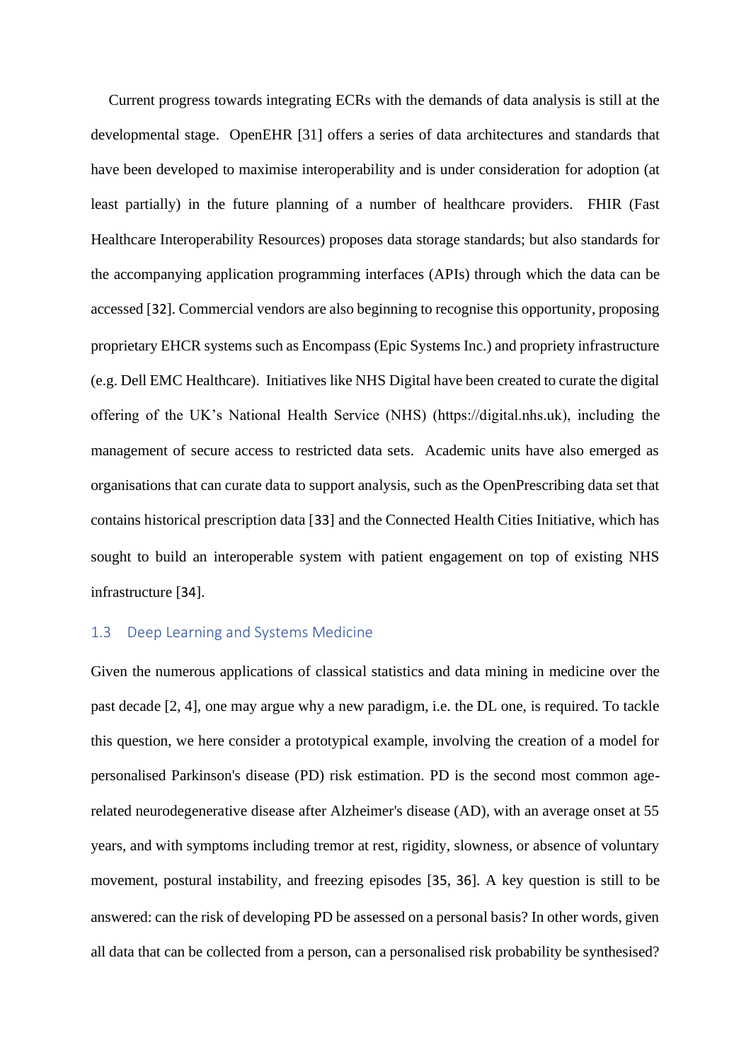Current progress towards integrating ECRs with the demands of data analysis is still at the developmental stage. OpenEHR [31] offers a series of data architectures and standards that have been developed to maximise interoperability and is under consideration for adoption (at least partially) in the future planning of a number of healthcare providers. FHIR (Fast Healthcare Interoperability Resources) proposes data storage standards; but also standards for the accompanying application programming interfaces (APIs) through which the data can be accessed [32]. Commercial vendors are also beginning to recognise this opportunity, proposing proprietary EHCR systems such as Encompass (Epic Systems Inc.) and propriety infrastructure (e.g. Dell EMC Healthcare). Initiatives like NHS Digital have been created to curate the digital offering of the UK's National Health Service (NHS) (https://digital.nhs.uk), including the management of secure access to restricted data sets. Academic units have also emerged as organisations that can curate data to support analysis, such as the OpenPrescribing data set that contains historical prescription data [33] and the Connected Health Cities Initiative, which has sought to build an interoperable system with patient engagement on top of existing NHS infrastructure [34].

## 1.3 Deep Learning and Systems Medicine

Given the numerous applications of classical statistics and data mining in medicine over the past decade [2, 4], one may argue why a new paradigm, i.e. the DL one, is required. To tackle this question, we here consider a prototypical example, involving the creation of a model for personalised Parkinson's disease (PD) risk estimation. PD is the second most common age-related neurodegenerative disease after Alzheimer's disease (AD), with an average onset at 55 years, and with symptoms including tremor at rest, rigidity, slowness, or absence of voluntary movement, postural instability, and freezing episodes [35, 36]. A key question is still to be answered: can the risk of developing PD be assessed on a personal basis? In other words, given all data that can be collected from a person, can a personalised risk probability be synthesised?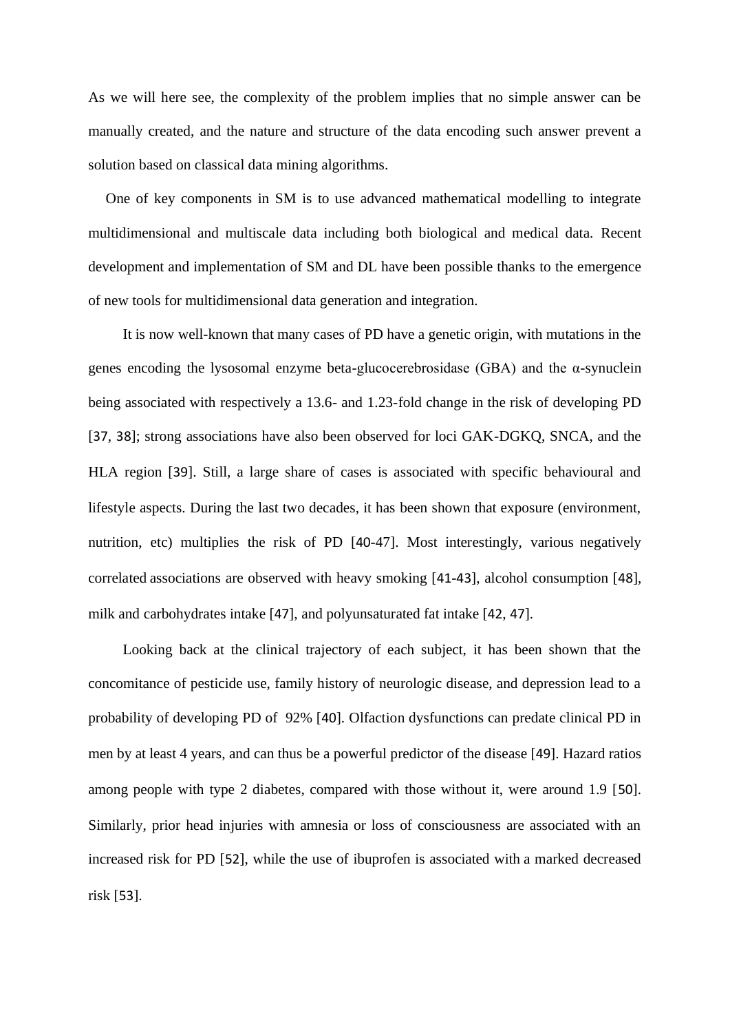As we will here see, the complexity of the problem implies that no simple answer can be manually created, and the nature and structure of the data encoding such answer prevent a solution based on classical data mining algorithms.

One of key components in SM is to use advanced mathematical modelling to integrate multidimensional and multiscale data including both biological and medical data. Recent development and implementation of SM and DL have been possible thanks to the emergence of new tools for multidimensional data generation and integration.

It is now well-known that many cases of PD have a genetic origin, with mutations in the genes encoding the lysosomal enzyme beta-glucocerebrosidase (GBA) and the α-synuclein being associated with respectively a 13.6- and 1.23-fold change in the risk of developing PD [37, 38]; strong associations have also been observed for loci GAK-DGKQ, SNCA, and the HLA region [39]. Still, a large share of cases is associated with specific behavioural and lifestyle aspects. During the last two decades, it has been shown that exposure (environment, nutrition, etc) multiplies the risk of PD [40-47]. Most interestingly, various negatively correlated associations are observed with heavy smoking [41-43], alcohol consumption [48], milk and carbohydrates intake [47], and polyunsaturated fat intake [42, 47].

Looking back at the clinical trajectory of each subject, it has been shown that the concomitance of pesticide use, family history of neurologic disease, and depression lead to a probability of developing PD of 92% [40]. Olfaction dysfunctions can predate clinical PD in men by at least 4 years, and can thus be a powerful predictor of the disease [49]. Hazard ratios among people with type 2 diabetes, compared with those without it, were around 1.9 [50]. Similarly, prior head injuries with amnesia or loss of consciousness are associated with an increased risk for PD [52], while the use of ibuprofen is associated with a marked decreased risk [53].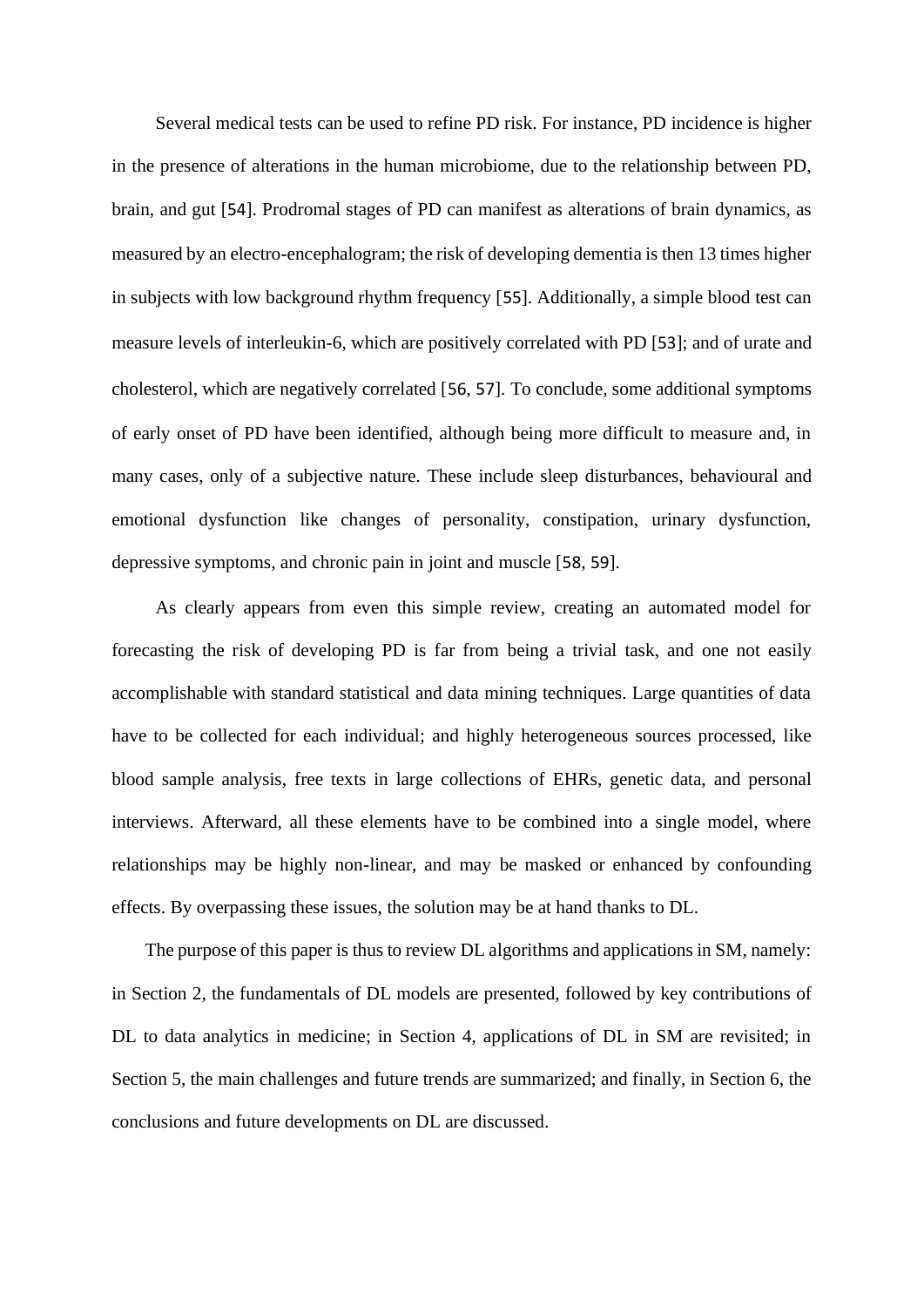Several medical tests can be used to refine PD risk. For instance, PD incidence is higher in the presence of alterations in the human microbiome, due to the relationship between PD, brain, and gut [54]. Prodromal stages of PD can manifest as alterations of brain dynamics, as measured by an electro-encephalogram; the risk of developing dementia is then 13 times higher in subjects with low background rhythm frequency [55]. Additionally, a simple blood test can measure levels of interleukin-6, which are positively correlated with PD [53]; and of urate and cholesterol, which are negatively correlated [56, 57]. To conclude, some additional symptoms of early onset of PD have been identified, although being more difficult to measure and, in many cases, only of a subjective nature. These include sleep disturbances, behavioural and emotional dysfunction like changes of personality, constipation, urinary dysfunction, depressive symptoms, and chronic pain in joint and muscle [58, 59].

As clearly appears from even this simple review, creating an automated model for forecasting the risk of developing PD is far from being a trivial task, and one not easily accomplishable with standard statistical and data mining techniques. Large quantities of data have to be collected for each individual; and highly heterogeneous sources processed, like blood sample analysis, free texts in large collections of EHRs, genetic data, and personal interviews. Afterward, all these elements have to be combined into a single model, where relationships may be highly non-linear, and may be masked or enhanced by confounding effects. By overpassing these issues, the solution may be at hand thanks to DL.

The purpose of this paper is thus to review DL algorithms and applications in SM, namely: in Section 2, the fundamentals of DL models are presented, followed by key contributions of DL to data analytics in medicine; in Section 4, applications of DL in SM are revisited; in Section 5, the main challenges and future trends are summarized; and finally, in Section 6, the conclusions and future developments on DL are discussed.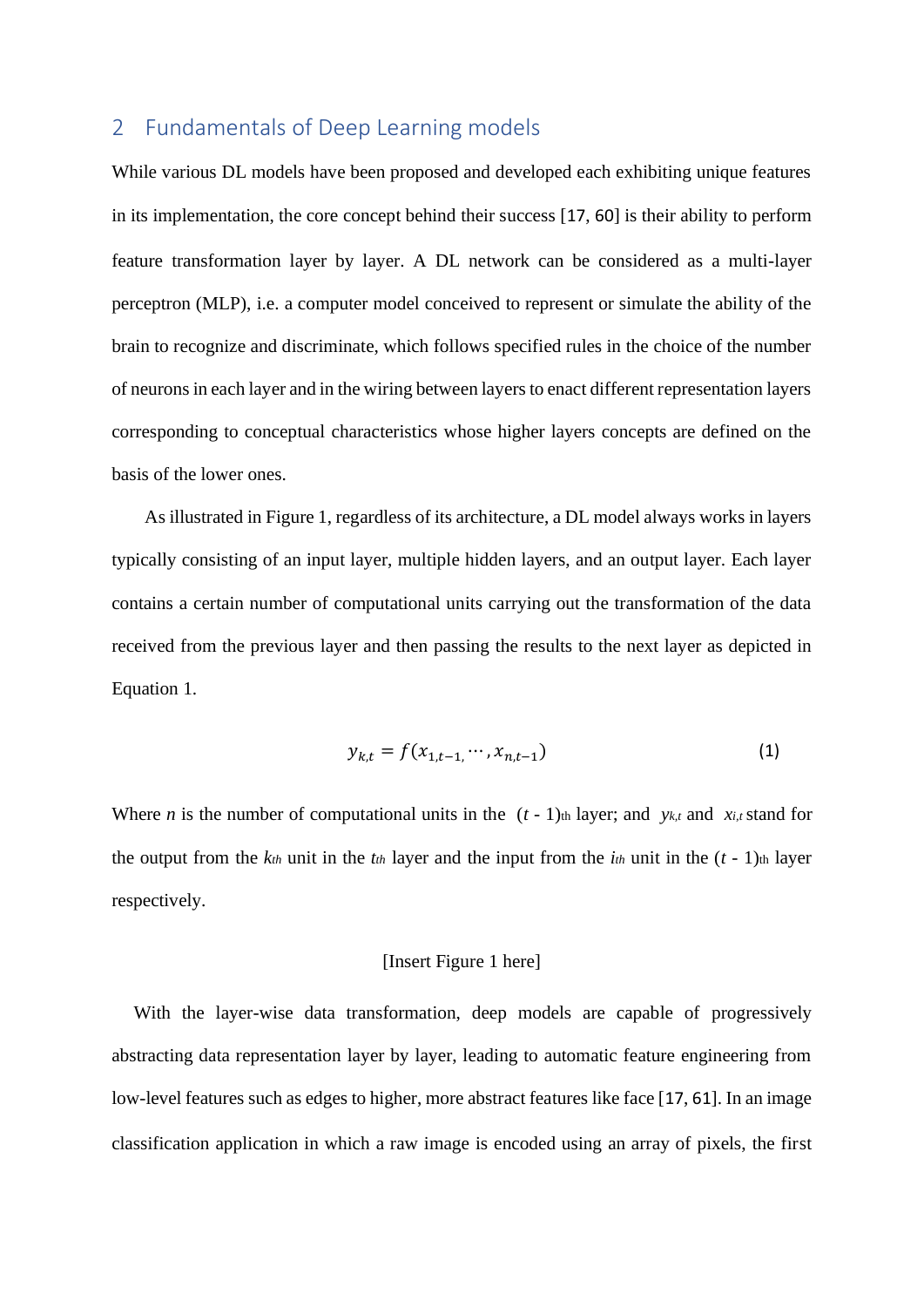## 2 Fundamentals of Deep Learning models

While various DL models have been proposed and developed each exhibiting unique features in its implementation, the core concept behind their success [17, 60] is their ability to perform feature transformation layer by layer. A DL network can be considered as a multi-layer perceptron (MLP), i.e. a computer model conceived to represent or simulate the ability of the brain to recognize and discriminate, which follows specified rules in the choice of the number of neurons in each layer and in the wiring between layers to enact different representation layers corresponding to conceptual characteristics whose higher layers concepts are defined on the basis of the lower ones.

As illustrated in Figure 1, regardless of its architecture, a DL model always works in layers typically consisting of an input layer, multiple hidden layers, and an output layer. Each layer contains a certain number of computational units carrying out the transformation of the data received from the previous layer and then passing the results to the next layer as depicted in Equation 1.

$$y_{k,t} = f(x_{1,t-1,} \cdots, x_{n,t-1}) \tag{1}$$

Where $n$ is the number of computational units in the $(t - 1)_{th}$ layer; and $y_{k,t}$ and $x_{i,t}$ stand for the output from the $k_{th}$ unit in the $t_{th}$ layer and the input from the $i_{th}$ unit in the $(t - 1)_{th}$ layer respectively.

[Insert Figure 1 here]

With the layer-wise data transformation, deep models are capable of progressively abstracting data representation layer by layer, leading to automatic feature engineering from low-level features such as edges to higher, more abstract features like face [17, 61]. In an image classification application in which a raw image is encoded using an array of pixels, the first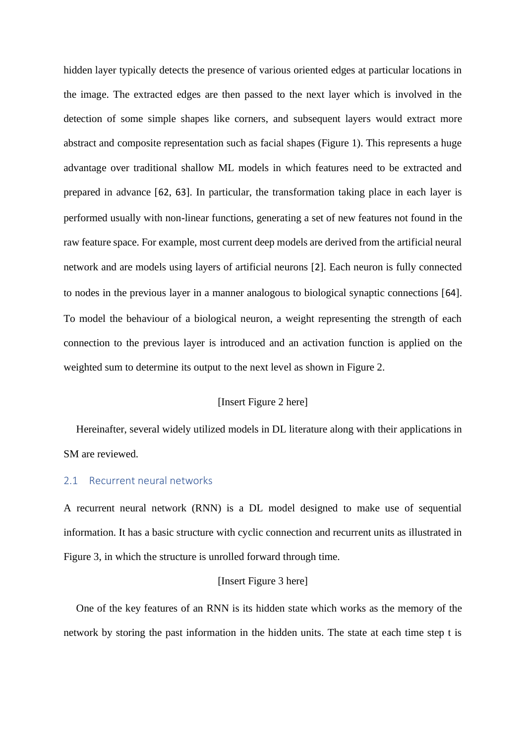hidden layer typically detects the presence of various oriented edges at particular locations in the image. The extracted edges are then passed to the next layer which is involved in the detection of some simple shapes like corners, and subsequent layers would extract more abstract and composite representation such as facial shapes (Figure 1). This represents a huge advantage over traditional shallow ML models in which features need to be extracted and prepared in advance [62, 63]. In particular, the transformation taking place in each layer is performed usually with non-linear functions, generating a set of new features not found in the raw feature space. For example, most current deep models are derived from the artificial neural network and are models using layers of artificial neurons [2]. Each neuron is fully connected to nodes in the previous layer in a manner analogous to biological synaptic connections [64]. To model the behaviour of a biological neuron, a weight representing the strength of each connection to the previous layer is introduced and an activation function is applied on the weighted sum to determine its output to the next level as shown in Figure 2.

[Insert Figure 2 here]

Hereinafter, several widely utilized models in DL literature along with their applications in SM are reviewed.

## 2.1 Recurrent neural networks

A recurrent neural network (RNN) is a DL model designed to make use of sequential information. It has a basic structure with cyclic connection and recurrent units as illustrated in Figure 3, in which the structure is unrolled forward through time.

[Insert Figure 3 here]

One of the key features of an RNN is its hidden state which works as the memory of the network by storing the past information in the hidden units. The state at each time step t is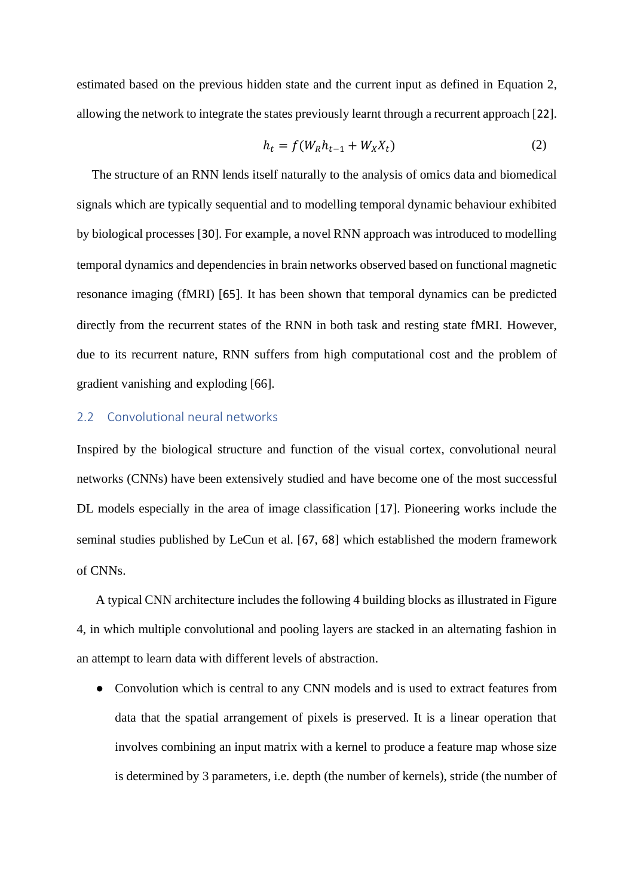estimated based on the previous hidden state and the current input as defined in Equation 2, allowing the network to integrate the states previously learnt through a recurrent approach [22].

$$h_t = f(W_R h_{t-1} + W_X X_t) \tag{2}$$

The structure of an RNN lends itself naturally to the analysis of omics data and biomedical signals which are typically sequential and to modelling temporal dynamic behaviour exhibited by biological processes [30]. For example, a novel RNN approach was introduced to modelling temporal dynamics and dependencies in brain networks observed based on functional magnetic resonance imaging (fMRI) [65]. It has been shown that temporal dynamics can be predicted directly from the recurrent states of the RNN in both task and resting state fMRI. However, due to its recurrent nature, RNN suffers from high computational cost and the problem of gradient vanishing and exploding [66].

## 2.2 Convolutional neural networks

Inspired by the biological structure and function of the visual cortex, convolutional neural networks (CNNs) have been extensively studied and have become one of the most successful DL models especially in the area of image classification [17]. Pioneering works include the seminal studies published by LeCun et al. [67, 68] which established the modern framework of CNNs.

A typical CNN architecture includes the following 4 building blocks as illustrated in Figure 4, in which multiple convolutional and pooling layers are stacked in an alternating fashion in an attempt to learn data with different levels of abstraction.

- Convolution which is central to any CNN models and is used to extract features from data that the spatial arrangement of pixels is preserved. It is a linear operation that involves combining an input matrix with a kernel to produce a feature map whose size is determined by 3 parameters, i.e. depth (the number of kernels), stride (the number of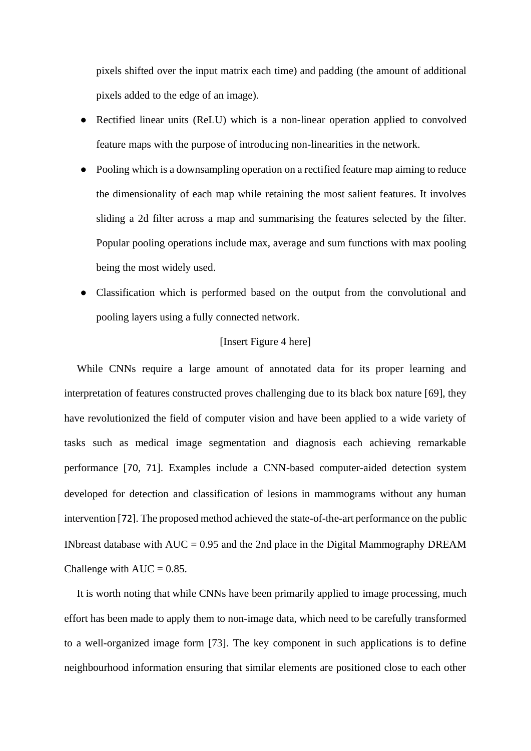pixels shifted over the input matrix each time) and padding (the amount of additional pixels added to the edge of an image).

- Rectified linear units (ReLU) which is a non-linear operation applied to convolved feature maps with the purpose of introducing non-linearities in the network.
- Pooling which is a downsampling operation on a rectified feature map aiming to reduce the dimensionality of each map while retaining the most salient features. It involves sliding a 2d filter across a map and summarising the features selected by the filter. Popular pooling operations include max, average and sum functions with max pooling being the most widely used.
- Classification which is performed based on the output from the convolutional and pooling layers using a fully connected network.

[Insert Figure 4 here]

While CNNs require a large amount of annotated data for its proper learning and interpretation of features constructed proves challenging due to its black box nature [69], they have revolutionized the field of computer vision and have been applied to a wide variety of tasks such as medical image segmentation and diagnosis each achieving remarkable performance [70, 71]. Examples include a CNN-based computer-aided detection system developed for detection and classification of lesions in mammograms without any human intervention [72]. The proposed method achieved the state-of-the-art performance on the public INbreast database with AUC = 0.95 and the 2nd place in the Digital Mammography DREAM Challenge with AUC = 0.85.

It is worth noting that while CNNs have been primarily applied to image processing, much effort has been made to apply them to non-image data, which need to be carefully transformed to a well-organized image form [73]. The key component in such applications is to define neighbourhood information ensuring that similar elements are positioned close to each other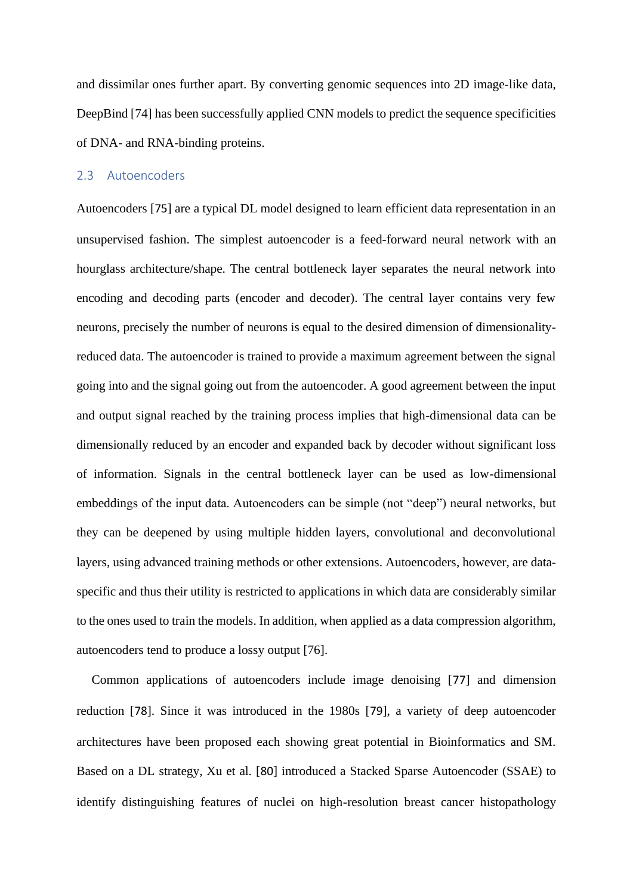and dissimilar ones further apart. By converting genomic sequences into 2D image-like data, DeepBind [74] has been successfully applied CNN models to predict the sequence specificities of DNA- and RNA-binding proteins.

## 2.3 Autoencoders

Autoencoders [75] are a typical DL model designed to learn efficient data representation in an unsupervised fashion. The simplest autoencoder is a feed-forward neural network with an hourglass architecture/shape. The central bottleneck layer separates the neural network into encoding and decoding parts (encoder and decoder). The central layer contains very few neurons, precisely the number of neurons is equal to the desired dimension of dimensionality-reduced data. The autoencoder is trained to provide a maximum agreement between the signal going into and the signal going out from the autoencoder. A good agreement between the input and output signal reached by the training process implies that high-dimensional data can be dimensionally reduced by an encoder and expanded back by decoder without significant loss of information. Signals in the central bottleneck layer can be used as low-dimensional embeddings of the input data. Autoencoders can be simple (not "deep") neural networks, but they can be deepened by using multiple hidden layers, convolutional and deconvolutional layers, using advanced training methods or other extensions. Autoencoders, however, are data-specific and thus their utility is restricted to applications in which data are considerably similar to the ones used to train the models. In addition, when applied as a data compression algorithm, autoencoders tend to produce a lossy output [76].

Common applications of autoencoders include image denoising [77] and dimension reduction [78]. Since it was introduced in the 1980s [79], a variety of deep autoencoder architectures have been proposed each showing great potential in Bioinformatics and SM. Based on a DL strategy, Xu et al. [80] introduced a Stacked Sparse Autoencoder (SSAE) to identify distinguishing features of nuclei on high-resolution breast cancer histopathology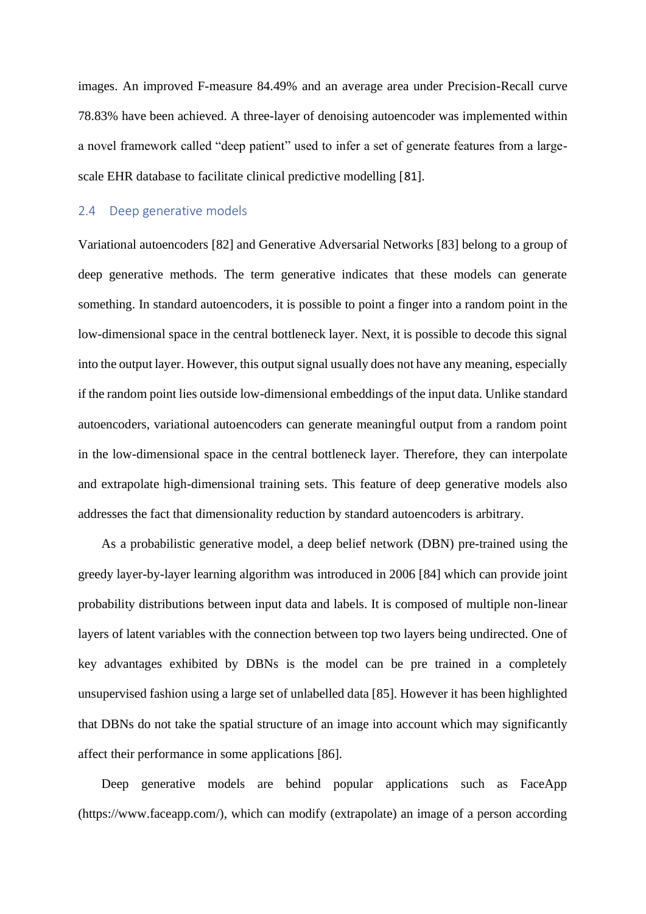images. An improved F-measure 84.49% and an average area under Precision-Recall curve 78.83% have been achieved. A three-layer of denoising autoencoder was implemented within a novel framework called "deep patient" used to infer a set of generate features from a large-scale EHR database to facilitate clinical predictive modelling [81].

## 2.4 Deep generative models

Variational autoencoders [82] and Generative Adversarial Networks [83] belong to a group of deep generative methods. The term generative indicates that these models can generate something. In standard autoencoders, it is possible to point a finger into a random point in the low-dimensional space in the central bottleneck layer. Next, it is possible to decode this signal into the output layer. However, this output signal usually does not have any meaning, especially if the random point lies outside low-dimensional embeddings of the input data. Unlike standard autoencoders, variational autoencoders can generate meaningful output from a random point in the low-dimensional space in the central bottleneck layer. Therefore, they can interpolate and extrapolate high-dimensional training sets. This feature of deep generative models also addresses the fact that dimensionality reduction by standard autoencoders is arbitrary.

As a probabilistic generative model, a deep belief network (DBN) pre-trained using the greedy layer-by-layer learning algorithm was introduced in 2006 [84] which can provide joint probability distributions between input data and labels. It is composed of multiple non-linear layers of latent variables with the connection between top two layers being undirected. One of key advantages exhibited by DBNs is the model can be pre trained in a completely unsupervised fashion using a large set of unlabelled data [85]. However it has been highlighted that DBNs do not take the spatial structure of an image into account which may significantly affect their performance in some applications [86].

Deep generative models are behind popular applications such as FaceApp (https://www.faceapp.com/), which can modify (extrapolate) an image of a person according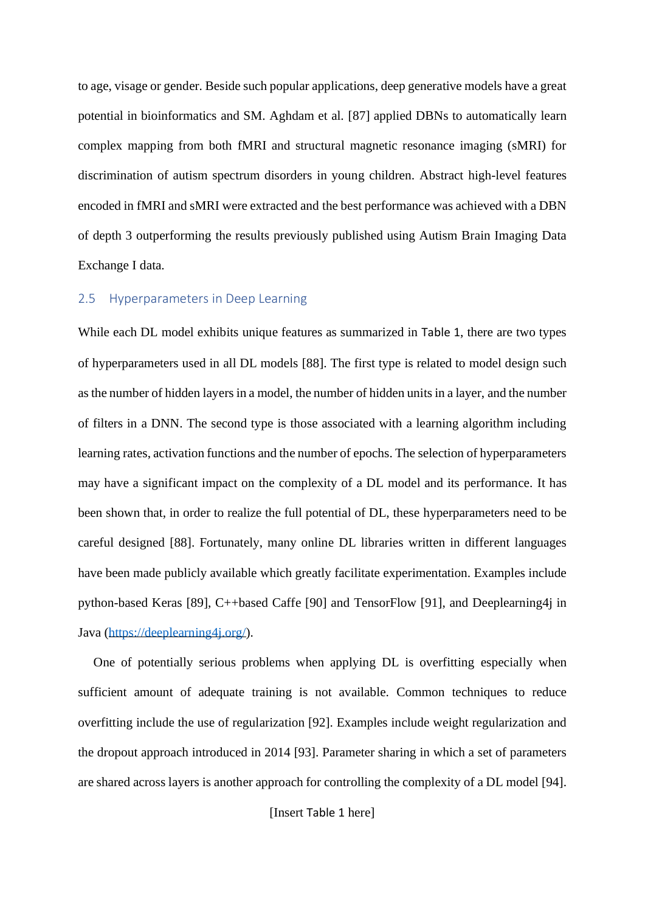to age, visage or gender. Beside such popular applications, deep generative models have a great potential in bioinformatics and SM. Aghdam et al. [87] applied DBNs to automatically learn complex mapping from both fMRI and structural magnetic resonance imaging (sMRI) for discrimination of autism spectrum disorders in young children. Abstract high-level features encoded in fMRI and sMRI were extracted and the best performance was achieved with a DBN of depth 3 outperforming the results previously published using Autism Brain Imaging Data Exchange I data.

## 2.5 Hyperparameters in Deep Learning

While each DL model exhibits unique features as summarized in Table 1, there are two types of hyperparameters used in all DL models [88]. The first type is related to model design such as the number of hidden layers in a model, the number of hidden units in a layer, and the number of filters in a DNN. The second type is those associated with a learning algorithm including learning rates, activation functions and the number of epochs. The selection of hyperparameters may have a significant impact on the complexity of a DL model and its performance. It has been shown that, in order to realize the full potential of DL, these hyperparameters need to be careful designed [88]. Fortunately, many online DL libraries written in different languages have been made publicly available which greatly facilitate experimentation. Examples include python-based Keras [89], C++based Caffe [90] and TensorFlow [91], and Deeplearning4j in Java (https://deeplearning4j.org/).

One of potentially serious problems when applying DL is overfitting especially when sufficient amount of adequate training is not available. Common techniques to reduce overfitting include the use of regularization [92]. Examples include weight regularization and the dropout approach introduced in 2014 [93]. Parameter sharing in which a set of parameters are shared across layers is another approach for controlling the complexity of a DL model [94].

[Insert Table 1 here]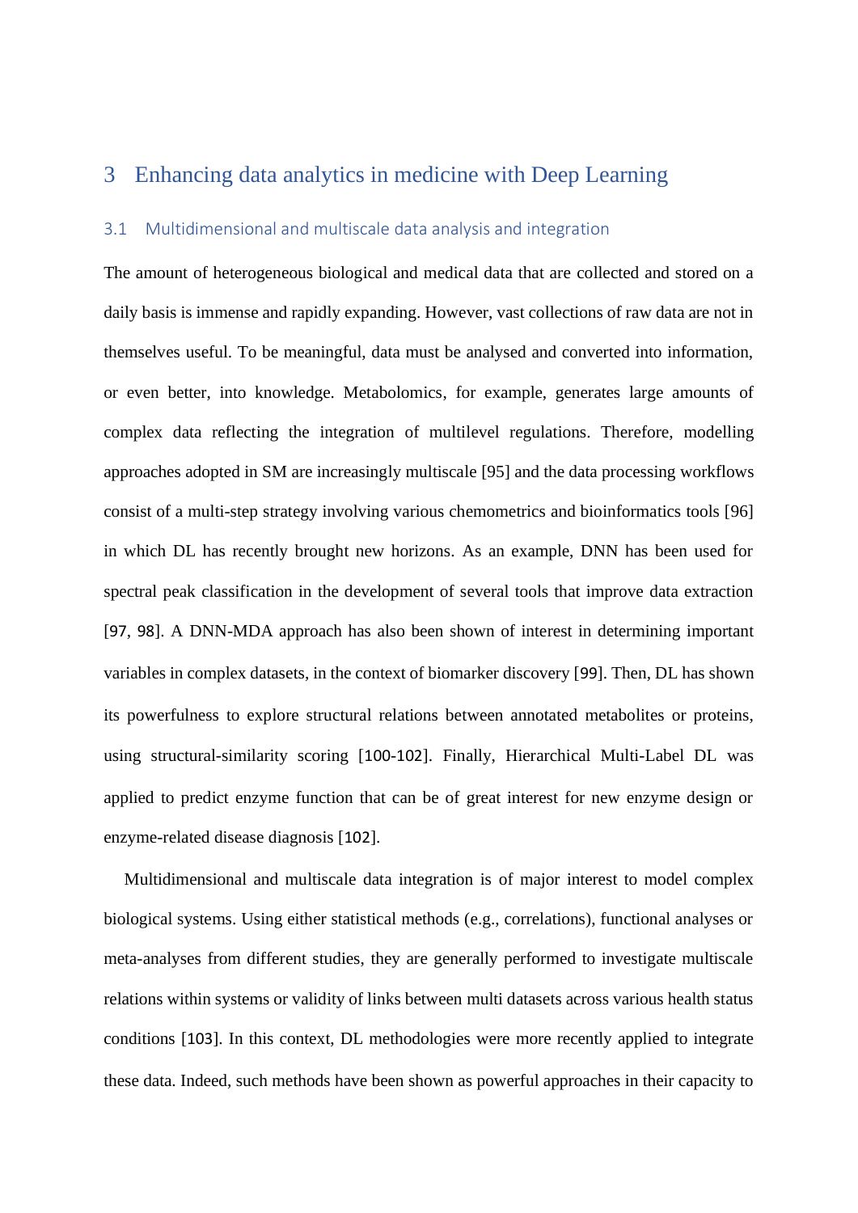# 3 Enhancing data analytics in medicine with Deep Learning

## 3.1 Multidimensional and multiscale data analysis and integration

The amount of heterogeneous biological and medical data that are collected and stored on a daily basis is immense and rapidly expanding. However, vast collections of raw data are not in themselves useful. To be meaningful, data must be analysed and converted into information, or even better, into knowledge. Metabolomics, for example, generates large amounts of complex data reflecting the integration of multilevel regulations. Therefore, modelling approaches adopted in SM are increasingly multiscale [95] and the data processing workflows consist of a multi-step strategy involving various chemometrics and bioinformatics tools [96] in which DL has recently brought new horizons. As an example, DNN has been used for spectral peak classification in the development of several tools that improve data extraction [97, 98]. A DNN-MDA approach has also been shown of interest in determining important variables in complex datasets, in the context of biomarker discovery [99]. Then, DL has shown its powerfulness to explore structural relations between annotated metabolites or proteins, using structural-similarity scoring [100-102]. Finally, Hierarchical Multi-Label DL was applied to predict enzyme function that can be of great interest for new enzyme design or enzyme-related disease diagnosis [102].

Multidimensional and multiscale data integration is of major interest to model complex biological systems. Using either statistical methods (e.g., correlations), functional analyses or meta-analyses from different studies, they are generally performed to investigate multiscale relations within systems or validity of links between multi datasets across various health status conditions [103]. In this context, DL methodologies were more recently applied to integrate these data. Indeed, such methods have been shown as powerful approaches in their capacity to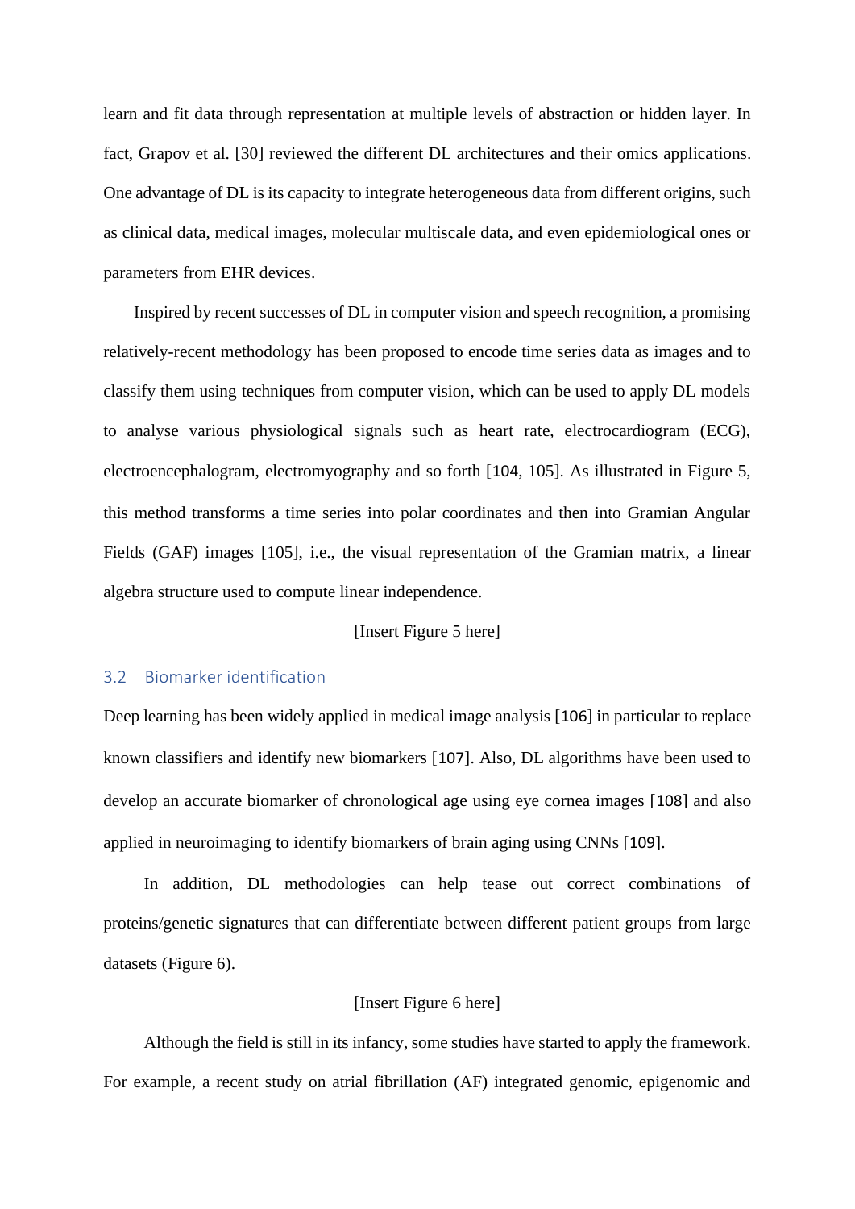learn and fit data through representation at multiple levels of abstraction or hidden layer. In fact, Grapov et al. [30] reviewed the different DL architectures and their omics applications. One advantage of DL is its capacity to integrate heterogeneous data from different origins, such as clinical data, medical images, molecular multiscale data, and even epidemiological ones or parameters from EHR devices.

Inspired by recent successes of DL in computer vision and speech recognition, a promising relatively-recent methodology has been proposed to encode time series data as images and to classify them using techniques from computer vision, which can be used to apply DL models to analyse various physiological signals such as heart rate, electrocardiogram (ECG), electroencephalogram, electromyography and so forth [104, 105]. As illustrated in Figure 5, this method transforms a time series into polar coordinates and then into Gramian Angular Fields (GAF) images [105], i.e., the visual representation of the Gramian matrix, a linear algebra structure used to compute linear independence.

[Insert Figure 5 here]

### 3.2 Biomarker identification

Deep learning has been widely applied in medical image analysis [106] in particular to replace known classifiers and identify new biomarkers [107]. Also, DL algorithms have been used to develop an accurate biomarker of chronological age using eye cornea images [108] and also applied in neuroimaging to identify biomarkers of brain aging using CNNs [109].

In addition, DL methodologies can help tease out correct combinations of proteins/genetic signatures that can differentiate between different patient groups from large datasets (Figure 6).

[Insert Figure 6 here]

Although the field is still in its infancy, some studies have started to apply the framework. For example, a recent study on atrial fibrillation (AF) integrated genomic, epigenomic and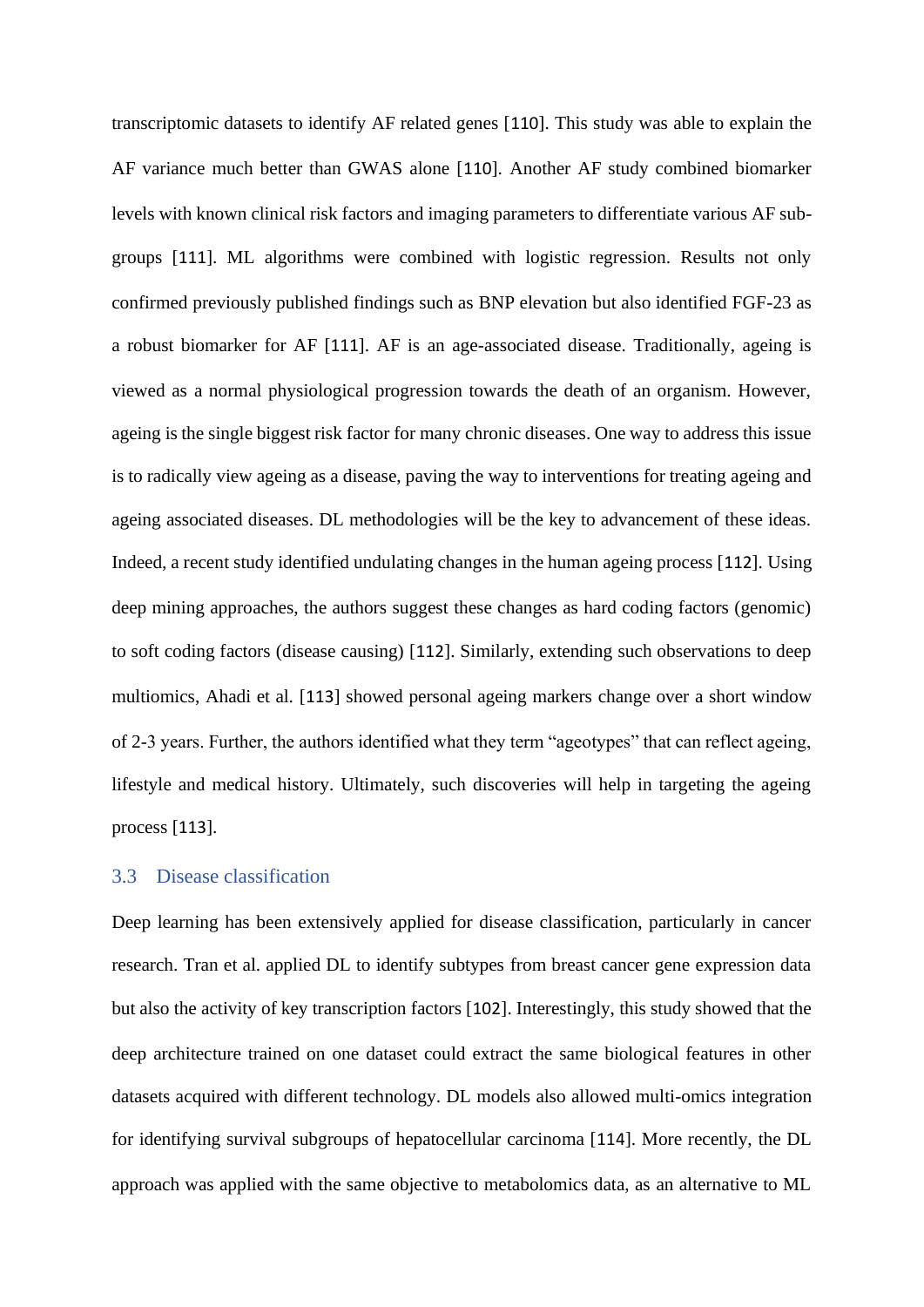transcriptomic datasets to identify AF related genes [110]. This study was able to explain the AF variance much better than GWAS alone [110]. Another AF study combined biomarker levels with known clinical risk factors and imaging parameters to differentiate various AF sub-groups [111]. ML algorithms were combined with logistic regression. Results not only confirmed previously published findings such as BNP elevation but also identified FGF-23 as a robust biomarker for AF [111]. AF is an age-associated disease. Traditionally, ageing is viewed as a normal physiological progression towards the death of an organism. However, ageing is the single biggest risk factor for many chronic diseases. One way to address this issue is to radically view ageing as a disease, paving the way to interventions for treating ageing and ageing associated diseases. DL methodologies will be the key to advancement of these ideas. Indeed, a recent study identified undulating changes in the human ageing process [112]. Using deep mining approaches, the authors suggest these changes as hard coding factors (genomic) to soft coding factors (disease causing) [112]. Similarly, extending such observations to deep multiomics, Ahadi et al. [113] showed personal ageing markers change over a short window of 2-3 years. Further, the authors identified what they term "ageotypes" that can reflect ageing, lifestyle and medical history. Ultimately, such discoveries will help in targeting the ageing process [113].

## 3.3 Disease classification

Deep learning has been extensively applied for disease classification, particularly in cancer research. Tran et al. applied DL to identify subtypes from breast cancer gene expression data but also the activity of key transcription factors [102]. Interestingly, this study showed that the deep architecture trained on one dataset could extract the same biological features in other datasets acquired with different technology. DL models also allowed multi-omics integration for identifying survival subgroups of hepatocellular carcinoma [114]. More recently, the DL approach was applied with the same objective to metabolomics data, as an alternative to ML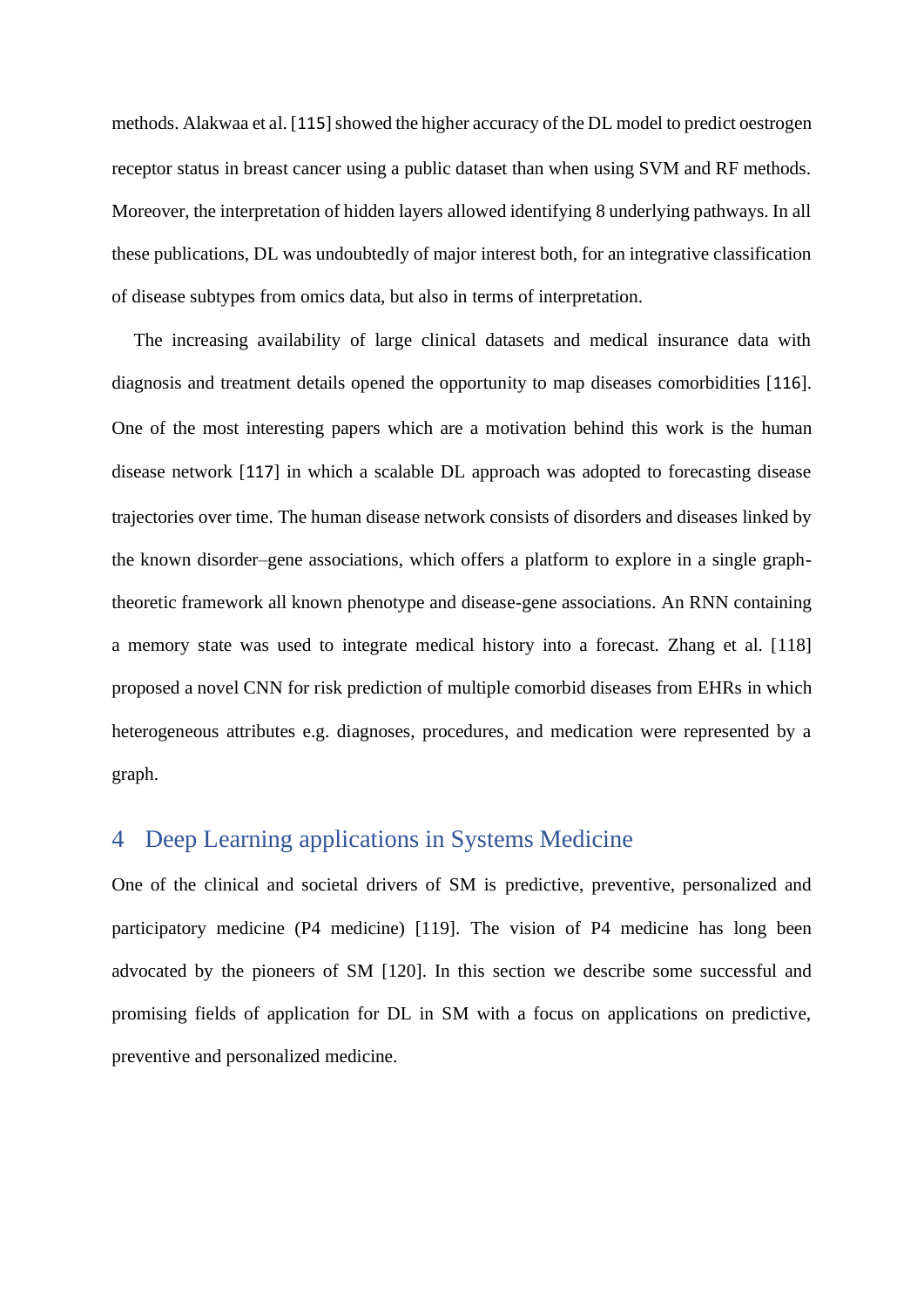methods. Alakwaa et al. [115] showed the higher accuracy of the DL model to predict oestrogen receptor status in breast cancer using a public dataset than when using SVM and RF methods. Moreover, the interpretation of hidden layers allowed identifying 8 underlying pathways. In all these publications, DL was undoubtedly of major interest both, for an integrative classification of disease subtypes from omics data, but also in terms of interpretation.

The increasing availability of large clinical datasets and medical insurance data with diagnosis and treatment details opened the opportunity to map diseases comorbidities [116]. One of the most interesting papers which are a motivation behind this work is the human disease network [117] in which a scalable DL approach was adopted to forecasting disease trajectories over time. The human disease network consists of disorders and diseases linked by the known disorder–gene associations, which offers a platform to explore in a single graph-theoretic framework all known phenotype and disease-gene associations. An RNN containing a memory state was used to integrate medical history into a forecast. Zhang et al. [118] proposed a novel CNN for risk prediction of multiple comorbid diseases from EHRs in which heterogeneous attributes e.g. diagnoses, procedures, and medication were represented by a graph.

## 4 Deep Learning applications in Systems Medicine

One of the clinical and societal drivers of SM is predictive, preventive, personalized and participatory medicine (P4 medicine) [119]. The vision of P4 medicine has long been advocated by the pioneers of SM [120]. In this section we describe some successful and promising fields of application for DL in SM with a focus on applications on predictive, preventive and personalized medicine.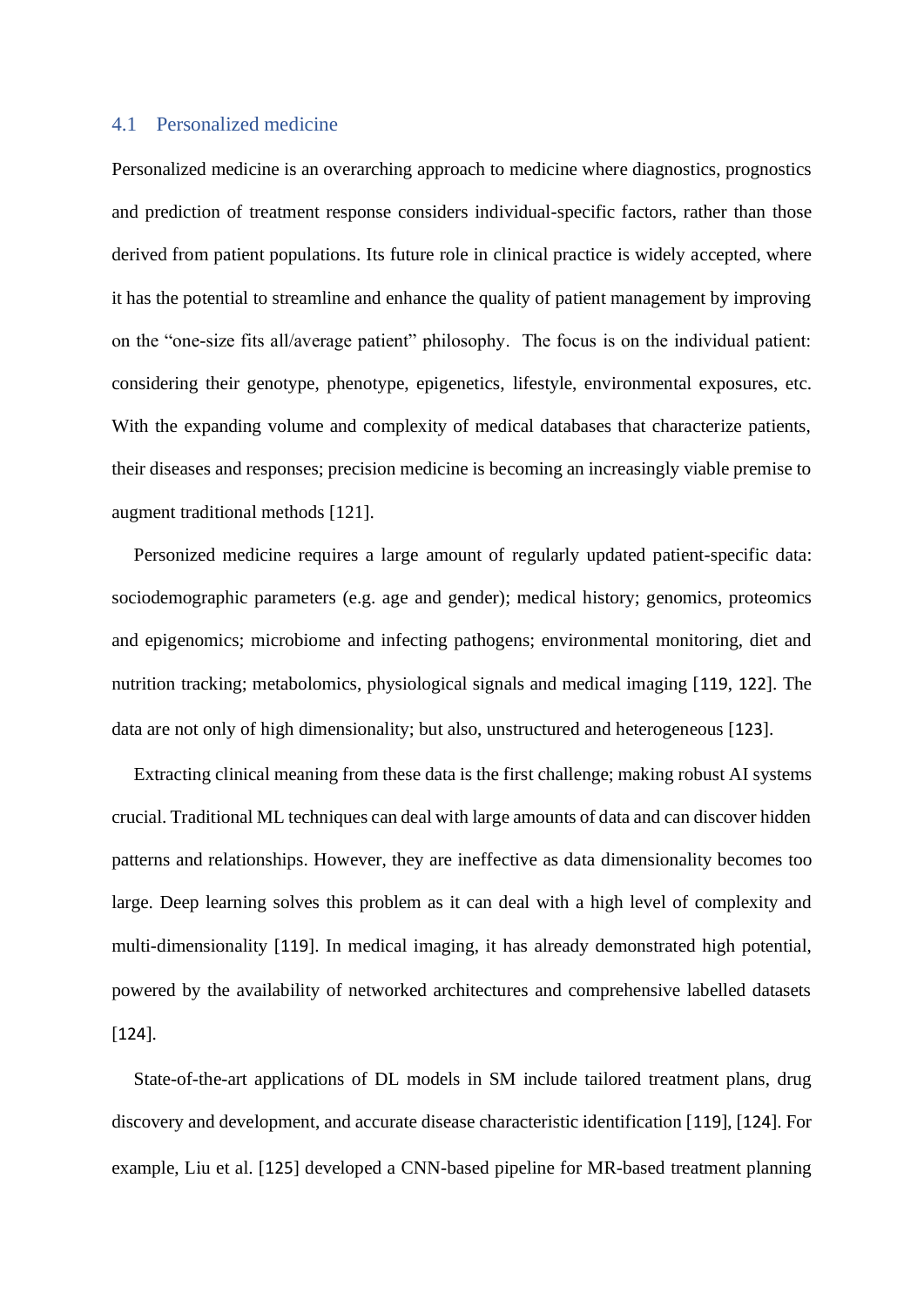### 4.1 Personalized medicine

Personalized medicine is an overarching approach to medicine where diagnostics, prognostics and prediction of treatment response considers individual-specific factors, rather than those derived from patient populations. Its future role in clinical practice is widely accepted, where it has the potential to streamline and enhance the quality of patient management by improving on the "one-size fits all/average patient" philosophy. The focus is on the individual patient: considering their genotype, phenotype, epigenetics, lifestyle, environmental exposures, etc. With the expanding volume and complexity of medical databases that characterize patients, their diseases and responses; precision medicine is becoming an increasingly viable premise to augment traditional methods [121].

Personized medicine requires a large amount of regularly updated patient-specific data: sociodemographic parameters (e.g. age and gender); medical history; genomics, proteomics and epigenomics; microbiome and infecting pathogens; environmental monitoring, diet and nutrition tracking; metabolomics, physiological signals and medical imaging [119, 122]. The data are not only of high dimensionality; but also, unstructured and heterogeneous [123].

Extracting clinical meaning from these data is the first challenge; making robust AI systems crucial. Traditional ML techniques can deal with large amounts of data and can discover hidden patterns and relationships. However, they are ineffective as data dimensionality becomes too large. Deep learning solves this problem as it can deal with a high level of complexity and multi-dimensionality [119]. In medical imaging, it has already demonstrated high potential, powered by the availability of networked architectures and comprehensive labelled datasets [124].

State-of-the-art applications of DL models in SM include tailored treatment plans, drug discovery and development, and accurate disease characteristic identification [119], [124]. For example, Liu et al. [125] developed a CNN-based pipeline for MR-based treatment planning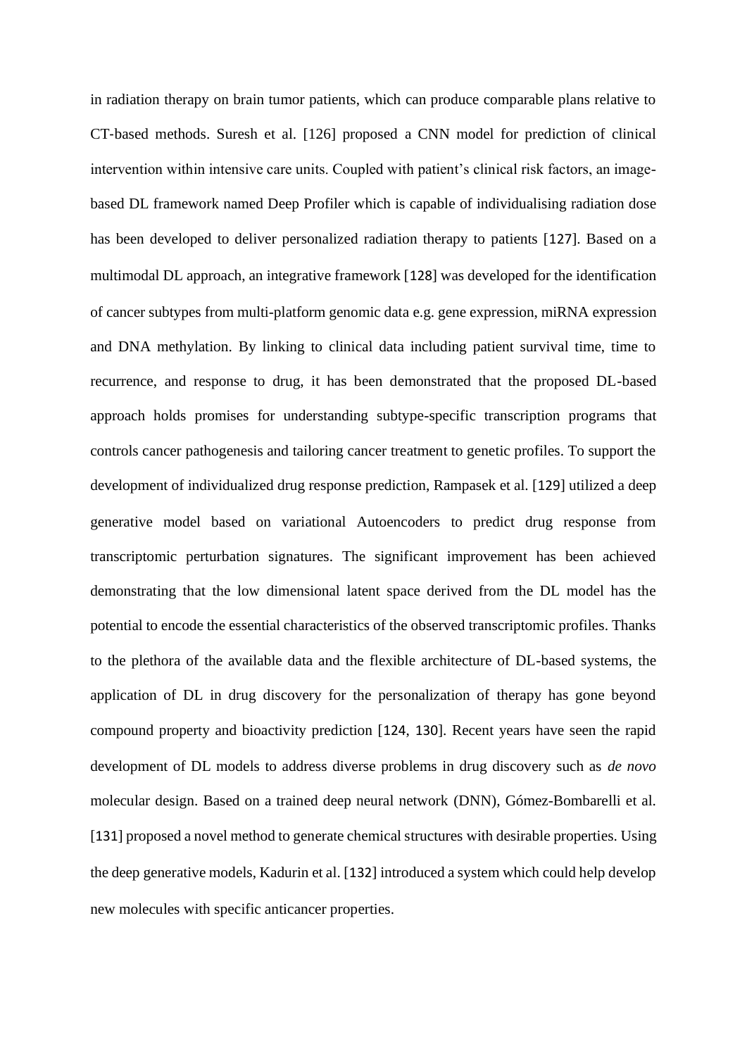in radiation therapy on brain tumor patients, which can produce comparable plans relative to CT-based methods. Suresh et al. [126] proposed a CNN model for prediction of clinical intervention within intensive care units. Coupled with patient's clinical risk factors, an image-based DL framework named Deep Profiler which is capable of individualising radiation dose has been developed to deliver personalized radiation therapy to patients [127]. Based on a multimodal DL approach, an integrative framework [128] was developed for the identification of cancer subtypes from multi-platform genomic data e.g. gene expression, miRNA expression and DNA methylation. By linking to clinical data including patient survival time, time to recurrence, and response to drug, it has been demonstrated that the proposed DL-based approach holds promises for understanding subtype-specific transcription programs that controls cancer pathogenesis and tailoring cancer treatment to genetic profiles. To support the development of individualized drug response prediction, Rampasek et al. [129] utilized a deep generative model based on variational Autoencoders to predict drug response from transcriptomic perturbation signatures. The significant improvement has been achieved demonstrating that the low dimensional latent space derived from the DL model has the potential to encode the essential characteristics of the observed transcriptomic profiles. Thanks to the plethora of the available data and the flexible architecture of DL-based systems, the application of DL in drug discovery for the personalization of therapy has gone beyond compound property and bioactivity prediction [124, 130]. Recent years have seen the rapid development of DL models to address diverse problems in drug discovery such as *de novo* molecular design. Based on a trained deep neural network (DNN), Gómez-Bombarelli et al. [131] proposed a novel method to generate chemical structures with desirable properties. Using the deep generative models, Kadurin et al. [132] introduced a system which could help develop new molecules with specific anticancer properties.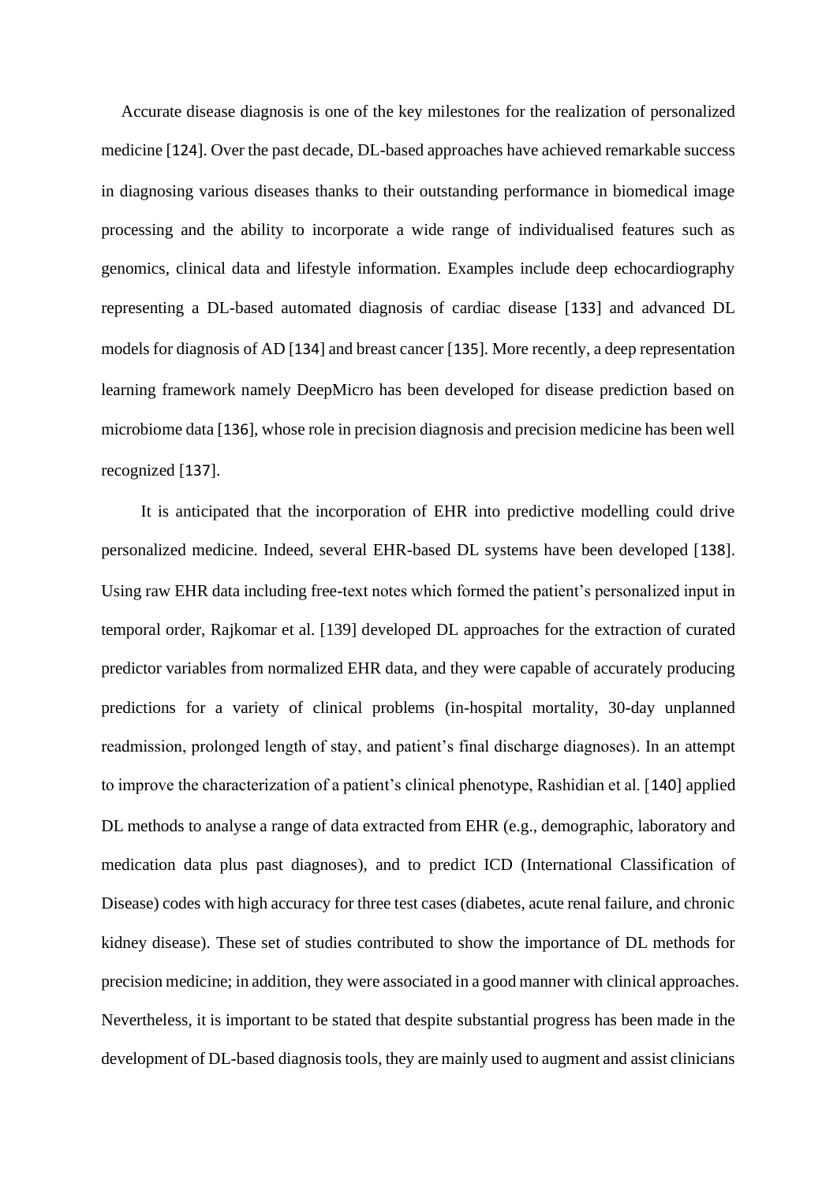Accurate disease diagnosis is one of the key milestones for the realization of personalized medicine [124]. Over the past decade, DL-based approaches have achieved remarkable success in diagnosing various diseases thanks to their outstanding performance in biomedical image processing and the ability to incorporate a wide range of individualised features such as genomics, clinical data and lifestyle information. Examples include deep echocardiography representing a DL-based automated diagnosis of cardiac disease [133] and advanced DL models for diagnosis of AD [134] and breast cancer [135]. More recently, a deep representation learning framework namely DeepMicro has been developed for disease prediction based on microbiome data [136], whose role in precision diagnosis and precision medicine has been well recognized [137].

It is anticipated that the incorporation of EHR into predictive modelling could drive personalized medicine. Indeed, several EHR-based DL systems have been developed [138]. Using raw EHR data including free-text notes which formed the patient's personalized input in temporal order, Rajkomar et al. [139] developed DL approaches for the extraction of curated predictor variables from normalized EHR data, and they were capable of accurately producing predictions for a variety of clinical problems (in-hospital mortality, 30-day unplanned readmission, prolonged length of stay, and patient's final discharge diagnoses). In an attempt to improve the characterization of a patient's clinical phenotype, Rashidian et al. [140] applied DL methods to analyse a range of data extracted from EHR (e.g., demographic, laboratory and medication data plus past diagnoses), and to predict ICD (International Classification of Disease) codes with high accuracy for three test cases (diabetes, acute renal failure, and chronic kidney disease). These set of studies contributed to show the importance of DL methods for precision medicine; in addition, they were associated in a good manner with clinical approaches. Nevertheless, it is important to be stated that despite substantial progress has been made in the development of DL-based diagnosis tools, they are mainly used to augment and assist clinicians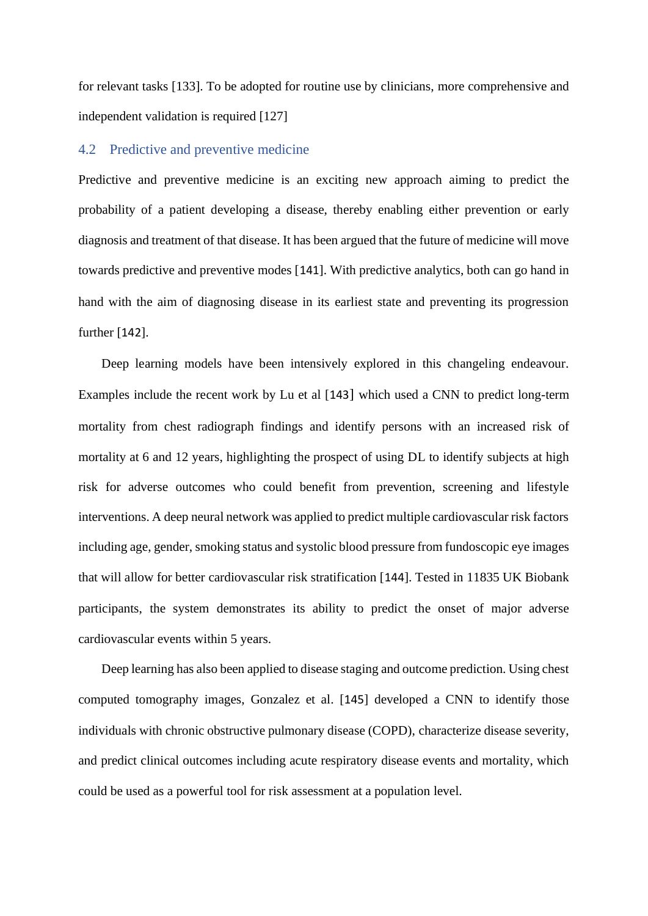for relevant tasks [133]. To be adopted for routine use by clinicians, more comprehensive and independent validation is required [127]

## 4.2 Predictive and preventive medicine

Predictive and preventive medicine is an exciting new approach aiming to predict the probability of a patient developing a disease, thereby enabling either prevention or early diagnosis and treatment of that disease. It has been argued that the future of medicine will move towards predictive and preventive modes [141]. With predictive analytics, both can go hand in hand with the aim of diagnosing disease in its earliest state and preventing its progression further [142].

Deep learning models have been intensively explored in this changeling endeavour. Examples include the recent work by Lu et al [143] which used a CNN to predict long-term mortality from chest radiograph findings and identify persons with an increased risk of mortality at 6 and 12 years, highlighting the prospect of using DL to identify subjects at high risk for adverse outcomes who could benefit from prevention, screening and lifestyle interventions. A deep neural network was applied to predict multiple cardiovascular risk factors including age, gender, smoking status and systolic blood pressure from fundoscopic eye images that will allow for better cardiovascular risk stratification [144]. Tested in 11835 UK Biobank participants, the system demonstrates its ability to predict the onset of major adverse cardiovascular events within 5 years.

Deep learning has also been applied to disease staging and outcome prediction. Using chest computed tomography images, Gonzalez et al. [145] developed a CNN to identify those individuals with chronic obstructive pulmonary disease (COPD), characterize disease severity, and predict clinical outcomes including acute respiratory disease events and mortality, which could be used as a powerful tool for risk assessment at a population level.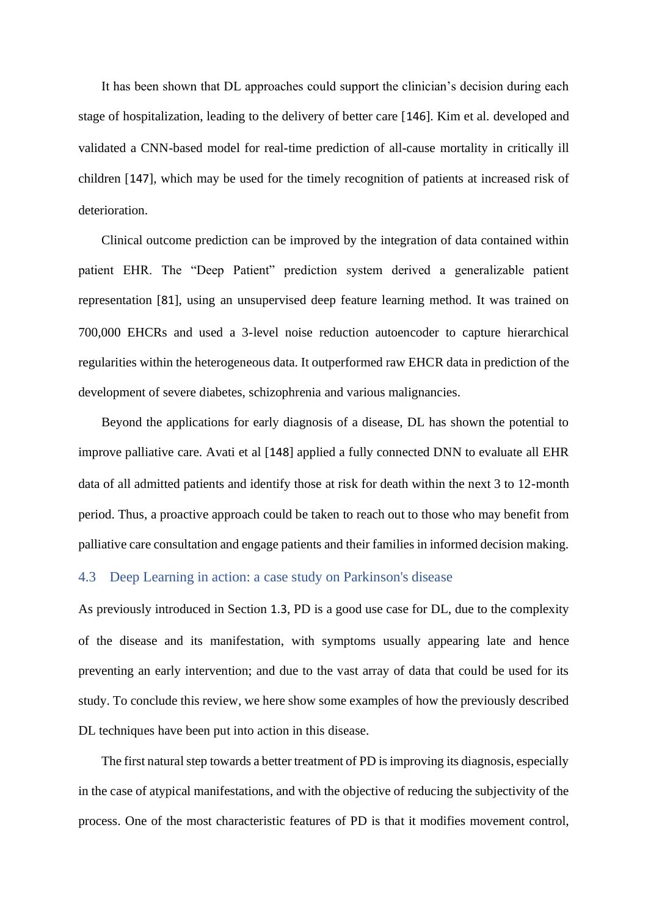It has been shown that DL approaches could support the clinician's decision during each stage of hospitalization, leading to the delivery of better care [146]. Kim et al. developed and validated a CNN-based model for real-time prediction of all-cause mortality in critically ill children [147], which may be used for the timely recognition of patients at increased risk of deterioration.

Clinical outcome prediction can be improved by the integration of data contained within patient EHR. The "Deep Patient" prediction system derived a generalizable patient representation [81], using an unsupervised deep feature learning method. It was trained on 700,000 EHCRs and used a 3-level noise reduction autoencoder to capture hierarchical regularities within the heterogeneous data. It outperformed raw EHCR data in prediction of the development of severe diabetes, schizophrenia and various malignancies.

Beyond the applications for early diagnosis of a disease, DL has shown the potential to improve palliative care. Avati et al [148] applied a fully connected DNN to evaluate all EHR data of all admitted patients and identify those at risk for death within the next 3 to 12-month period. Thus, a proactive approach could be taken to reach out to those who may benefit from palliative care consultation and engage patients and their families in informed decision making.

### 4.3 Deep Learning in action: a case study on Parkinson's disease

As previously introduced in Section 1.3, PD is a good use case for DL, due to the complexity of the disease and its manifestation, with symptoms usually appearing late and hence preventing an early intervention; and due to the vast array of data that could be used for its study. To conclude this review, we here show some examples of how the previously described DL techniques have been put into action in this disease.

The first natural step towards a better treatment of PD is improving its diagnosis, especially in the case of atypical manifestations, and with the objective of reducing the subjectivity of the process. One of the most characteristic features of PD is that it modifies movement control,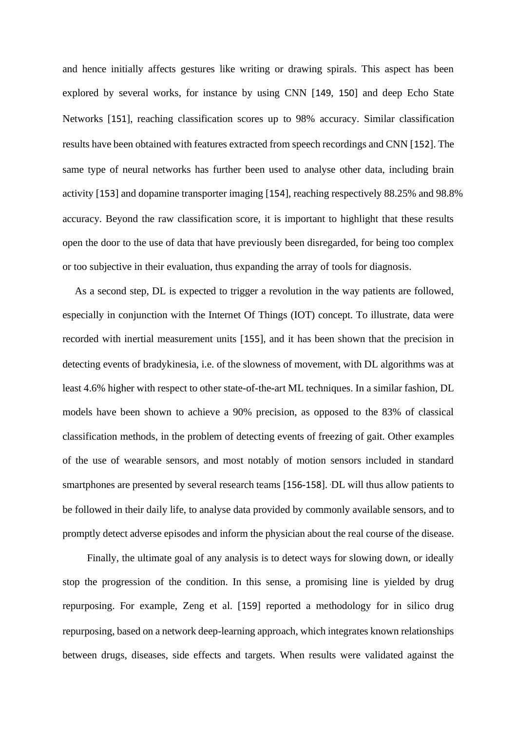and hence initially affects gestures like writing or drawing spirals. This aspect has been explored by several works, for instance by using CNN [149, 150] and deep Echo State Networks [151], reaching classification scores up to 98% accuracy. Similar classification results have been obtained with features extracted from speech recordings and CNN [152]. The same type of neural networks has further been used to analyse other data, including brain activity [153] and dopamine transporter imaging [154], reaching respectively 88.25% and 98.8% accuracy. Beyond the raw classification score, it is important to highlight that these results open the door to the use of data that have previously been disregarded, for being too complex or too subjective in their evaluation, thus expanding the array of tools for diagnosis.

As a second step, DL is expected to trigger a revolution in the way patients are followed, especially in conjunction with the Internet Of Things (IOT) concept. To illustrate, data were recorded with inertial measurement units [155], and it has been shown that the precision in detecting events of bradykinesia, i.e. of the slowness of movement, with DL algorithms was at least 4.6% higher with respect to other state-of-the-art ML techniques. In a similar fashion, DL models have been shown to achieve a 90% precision, as opposed to the 83% of classical classification methods, in the problem of detecting events of freezing of gait. Other examples of the use of wearable sensors, and most notably of motion sensors included in standard smartphones are presented by several research teams [156-158]. DL will thus allow patients to be followed in their daily life, to analyse data provided by commonly available sensors, and to promptly detect adverse episodes and inform the physician about the real course of the disease.

Finally, the ultimate goal of any analysis is to detect ways for slowing down, or ideally stop the progression of the condition. In this sense, a promising line is yielded by drug repurposing. For example, Zeng et al. [159] reported a methodology for in silico drug repurposing, based on a network deep-learning approach, which integrates known relationships between drugs, diseases, side effects and targets. When results were validated against the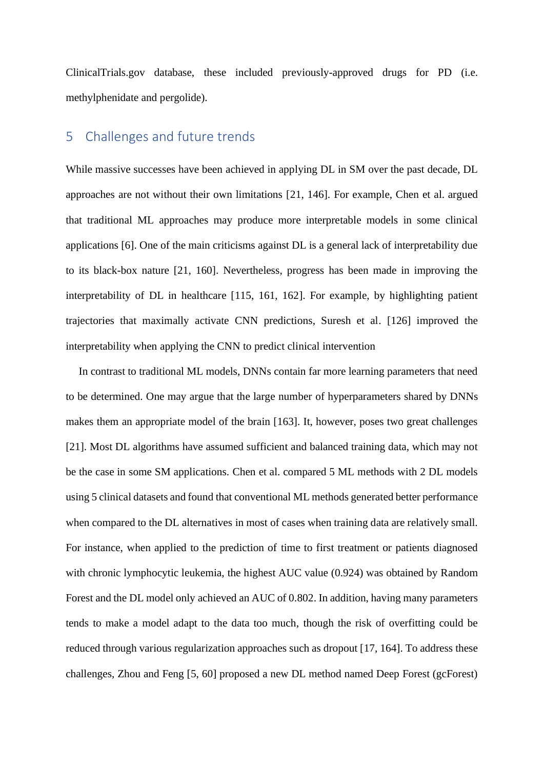ClinicalTrials.gov database, these included previously-approved drugs for PD (i.e. methylphenidate and pergolide).

## 5 Challenges and future trends

While massive successes have been achieved in applying DL in SM over the past decade, DL approaches are not without their own limitations [21, 146]. For example, Chen et al. argued that traditional ML approaches may produce more interpretable models in some clinical applications [6]. One of the main criticisms against DL is a general lack of interpretability due to its black-box nature [21, 160]. Nevertheless, progress has been made in improving the interpretability of DL in healthcare [115, 161, 162]. For example, by highlighting patient trajectories that maximally activate CNN predictions, Suresh et al. [126] improved the interpretability when applying the CNN to predict clinical intervention

In contrast to traditional ML models, DNNs contain far more learning parameters that need to be determined. One may argue that the large number of hyperparameters shared by DNNs makes them an appropriate model of the brain [163]. It, however, poses two great challenges [21]. Most DL algorithms have assumed sufficient and balanced training data, which may not be the case in some SM applications. Chen et al. compared 5 ML methods with 2 DL models using 5 clinical datasets and found that conventional ML methods generated better performance when compared to the DL alternatives in most of cases when training data are relatively small. For instance, when applied to the prediction of time to first treatment or patients diagnosed with chronic lymphocytic leukemia, the highest AUC value (0.924) was obtained by Random Forest and the DL model only achieved an AUC of 0.802. In addition, having many parameters tends to make a model adapt to the data too much, though the risk of overfitting could be reduced through various regularization approaches such as dropout [17, 164]. To address these challenges, Zhou and Feng [5, 60] proposed a new DL method named Deep Forest (gcForest)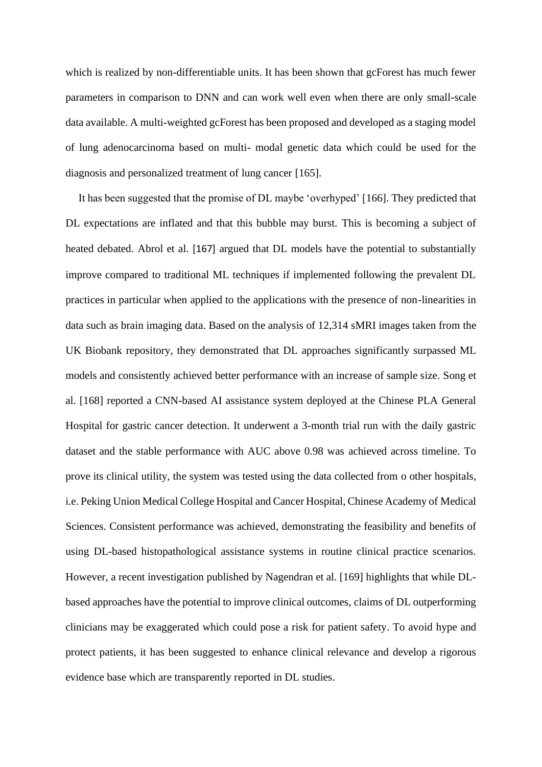which is realized by non-differentiable units. It has been shown that gcForest has much fewer parameters in comparison to DNN and can work well even when there are only small-scale data available. A multi-weighted gcForest has been proposed and developed as a staging model of lung adenocarcinoma based on multi- modal genetic data which could be used for the diagnosis and personalized treatment of lung cancer [165].

It has been suggested that the promise of DL maybe 'overhyped' [166]. They predicted that DL expectations are inflated and that this bubble may burst. This is becoming a subject of heated debated. Abrol et al. [167] argued that DL models have the potential to substantially improve compared to traditional ML techniques if implemented following the prevalent DL practices in particular when applied to the applications with the presence of non-linearities in data such as brain imaging data. Based on the analysis of 12,314 sMRI images taken from the UK Biobank repository, they demonstrated that DL approaches significantly surpassed ML models and consistently achieved better performance with an increase of sample size. Song et al. [168] reported a CNN-based AI assistance system deployed at the Chinese PLA General Hospital for gastric cancer detection. It underwent a 3-month trial run with the daily gastric dataset and the stable performance with AUC above 0.98 was achieved across timeline. To prove its clinical utility, the system was tested using the data collected from o other hospitals, i.e. Peking Union Medical College Hospital and Cancer Hospital, Chinese Academy of Medical Sciences. Consistent performance was achieved, demonstrating the feasibility and benefits of using DL-based histopathological assistance systems in routine clinical practice scenarios. However, a recent investigation published by Nagendran et al. [169] highlights that while DL-based approaches have the potential to improve clinical outcomes, claims of DL outperforming clinicians may be exaggerated which could pose a risk for patient safety. To avoid hype and protect patients, it has been suggested to enhance clinical relevance and develop a rigorous evidence base which are transparently reported in DL studies.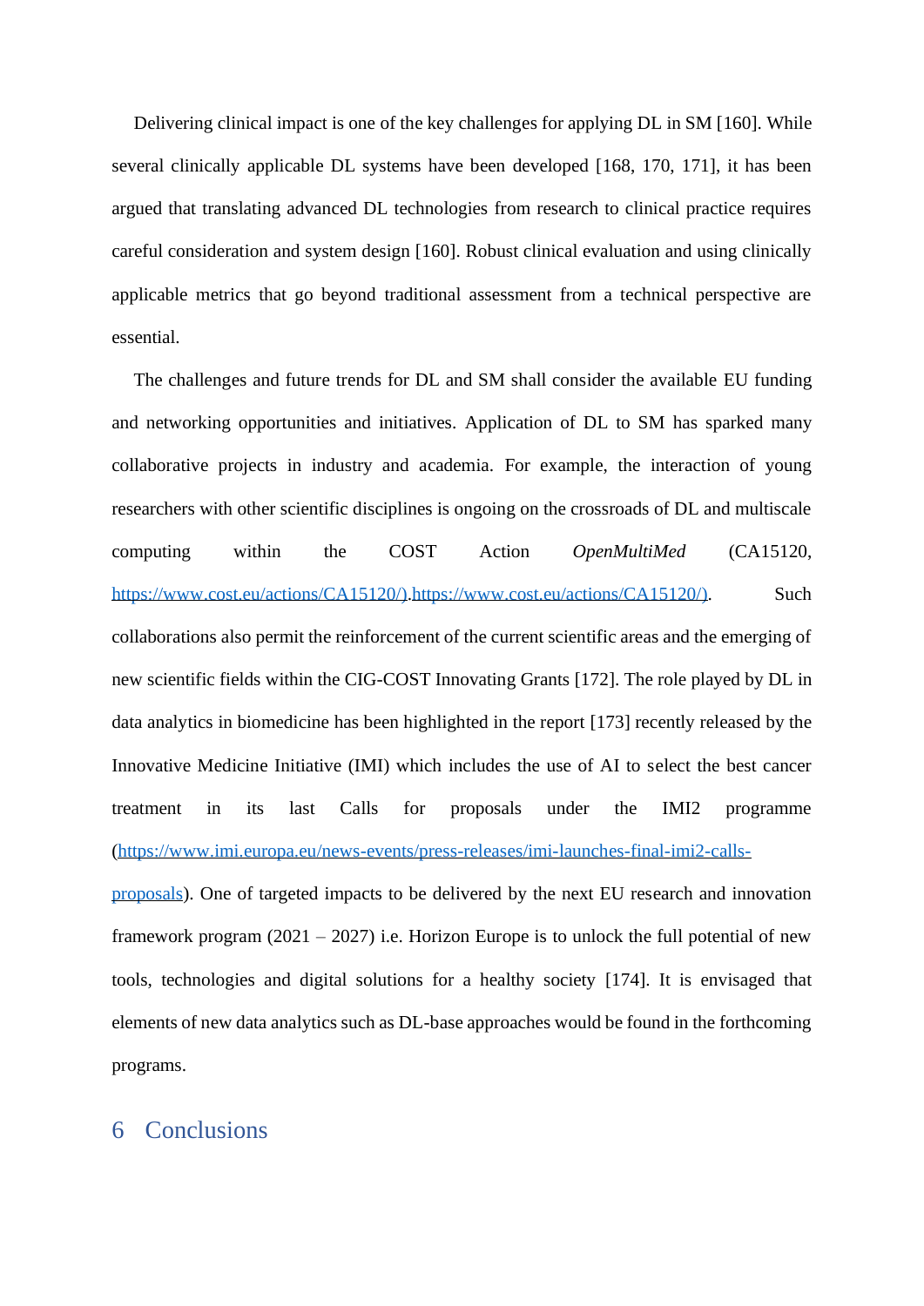Delivering clinical impact is one of the key challenges for applying DL in SM [160]. While several clinically applicable DL systems have been developed [168, 170, 171], it has been argued that translating advanced DL technologies from research to clinical practice requires careful consideration and system design [160]. Robust clinical evaluation and using clinically applicable metrics that go beyond traditional assessment from a technical perspective are essential.

The challenges and future trends for DL and SM shall consider the available EU funding and networking opportunities and initiatives. Application of DL to SM has sparked many collaborative projects in industry and academia. For example, the interaction of young researchers with other scientific disciplines is ongoing on the crossroads of DL and multiscale computing within the COST Action *OpenMultiMed* (CA15120, https://www.cost.eu/actions/CA15120/).https://www.cost.eu/actions/CA15120/). Such collaborations also permit the reinforcement of the current scientific areas and the emerging of new scientific fields within the CIG-COST Innovating Grants [172]. The role played by DL in data analytics in biomedicine has been highlighted in the report [173] recently released by the Innovative Medicine Initiative (IMI) which includes the use of AI to select the best cancer treatment in its last Calls for proposals under the IMI2 programme (https://www.imi.europa.eu/news-events/press-releases/imi-launches-final-imi2-calls-proposals). One of targeted impacts to be delivered by the next EU research and innovation framework program (2021 – 2027) i.e. Horizon Europe is to unlock the full potential of new tools, technologies and digital solutions for a healthy society [174]. It is envisaged that elements of new data analytics such as DL-base approaches would be found in the forthcoming programs.

# 6 Conclusions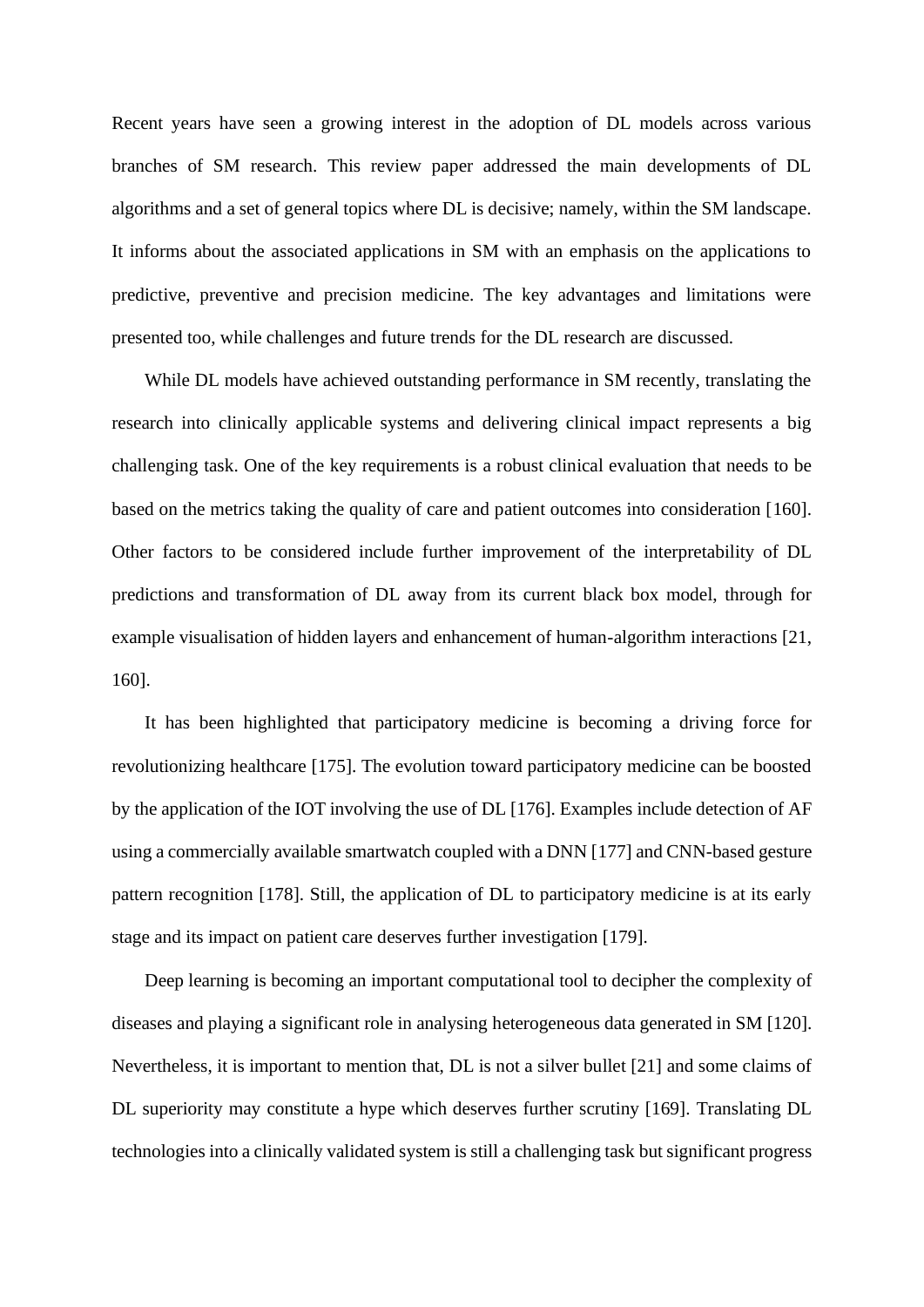Recent years have seen a growing interest in the adoption of DL models across various branches of SM research. This review paper addressed the main developments of DL algorithms and a set of general topics where DL is decisive; namely, within the SM landscape. It informs about the associated applications in SM with an emphasis on the applications to predictive, preventive and precision medicine. The key advantages and limitations were presented too, while challenges and future trends for the DL research are discussed.

While DL models have achieved outstanding performance in SM recently, translating the research into clinically applicable systems and delivering clinical impact represents a big challenging task. One of the key requirements is a robust clinical evaluation that needs to be based on the metrics taking the quality of care and patient outcomes into consideration [160]. Other factors to be considered include further improvement of the interpretability of DL predictions and transformation of DL away from its current black box model, through for example visualisation of hidden layers and enhancement of human-algorithm interactions [21, 160].

It has been highlighted that participatory medicine is becoming a driving force for revolutionizing healthcare [175]. The evolution toward participatory medicine can be boosted by the application of the IOT involving the use of DL [176]. Examples include detection of AF using a commercially available smartwatch coupled with a DNN [177] and CNN-based gesture pattern recognition [178]. Still, the application of DL to participatory medicine is at its early stage and its impact on patient care deserves further investigation [179].

Deep learning is becoming an important computational tool to decipher the complexity of diseases and playing a significant role in analysing heterogeneous data generated in SM [120]. Nevertheless, it is important to mention that, DL is not a silver bullet [21] and some claims of DL superiority may constitute a hype which deserves further scrutiny [169]. Translating DL technologies into a clinically validated system is still a challenging task but significant progress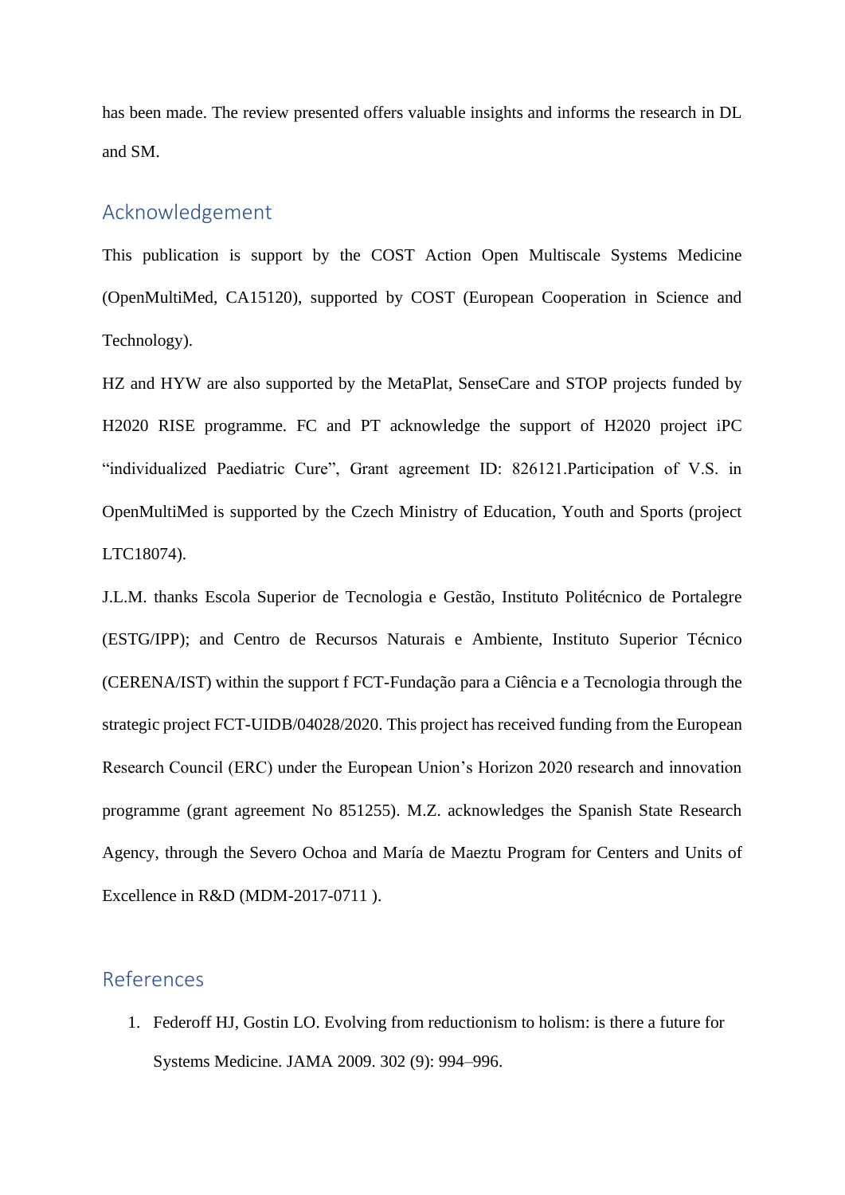has been made. The review presented offers valuable insights and informs the research in DL and SM.

## Acknowledgement

This publication is support by the COST Action Open Multiscale Systems Medicine (OpenMultiMed, CA15120), supported by COST (European Cooperation in Science and Technology).

HZ and HYW are also supported by the MetaPlat, SenseCare and STOP projects funded by H2020 RISE programme. FC and PT acknowledge the support of H2020 project iPC "individualized Paediatric Cure", Grant agreement ID: 826121.Participation of V.S. in OpenMultiMed is supported by the Czech Ministry of Education, Youth and Sports (project LTC18074).

J.L.M. thanks Escola Superior de Tecnologia e Gestão, Instituto Politécnico de Portalegre (ESTG/IPP); and Centro de Recursos Naturais e Ambiente, Instituto Superior Técnico (CERENA/IST) within the support f FCT-Fundação para a Ciência e a Tecnologia through the strategic project FCT-UIDB/04028/2020. This project has received funding from the European Research Council (ERC) under the European Union's Horizon 2020 research and innovation programme (grant agreement No 851255). M.Z. acknowledges the Spanish State Research Agency, through the Severo Ochoa and María de Maeztu Program for Centers and Units of Excellence in R&D (MDM-2017-0711 ).

## References

1. Federoff HJ, Gostin LO. Evolving from reductionism to holism: is there a future for Systems Medicine. JAMA 2009. 302 (9): 994–996.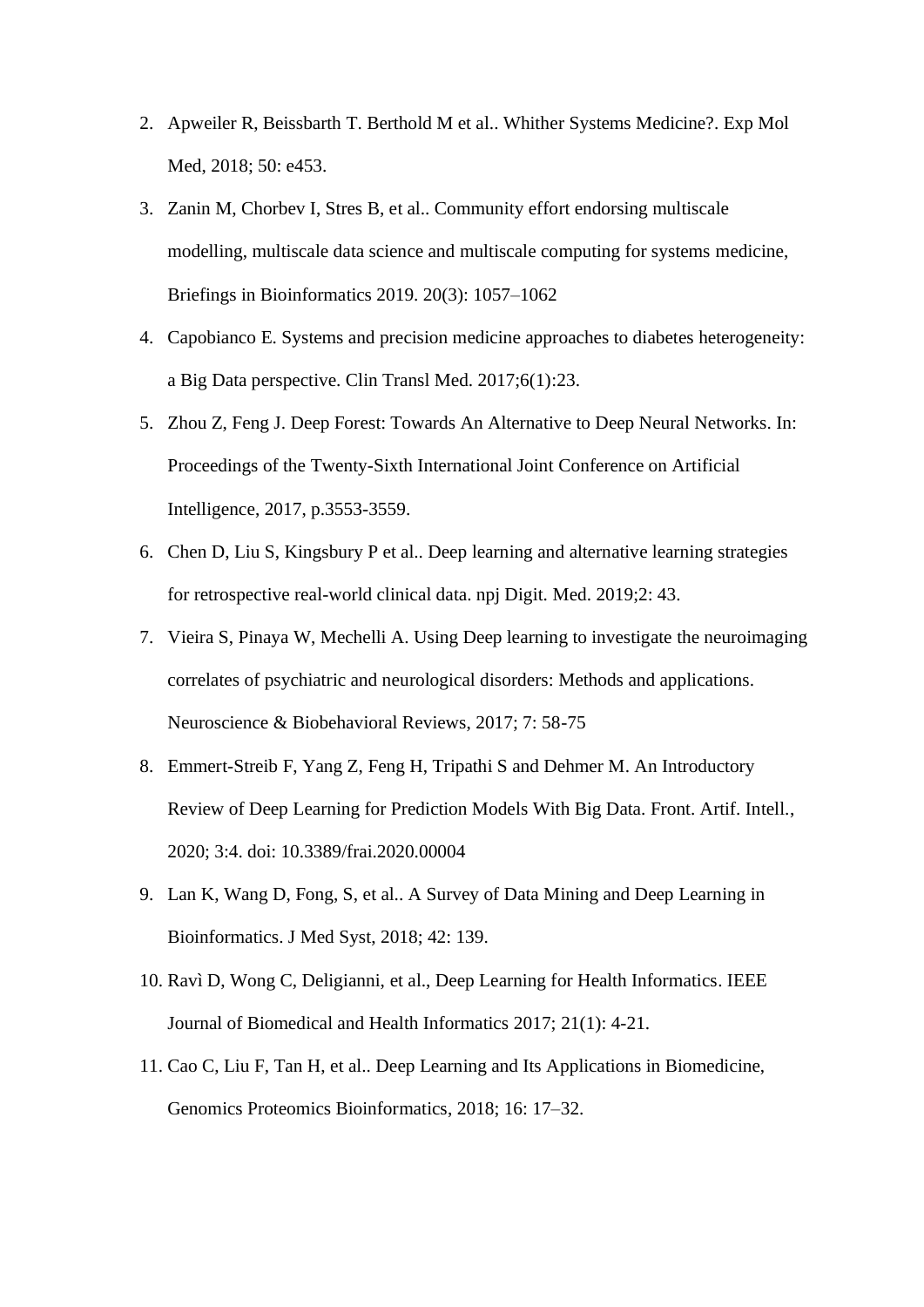2. Apweiler R, Beissbarth T. Berthold M et al.. Whither Systems Medicine?. Exp Mol Med, 2018; 50: e453.
3. Zanin M, Chorbev I, Stres B, et al.. Community effort endorsing multiscale modelling, multiscale data science and multiscale computing for systems medicine, Briefings in Bioinformatics 2019. 20(3): 1057–1062
4. Capobianco E. Systems and precision medicine approaches to diabetes heterogeneity: a Big Data perspective. Clin Transl Med. 2017;6(1):23.
5. Zhou Z, Feng J. Deep Forest: Towards An Alternative to Deep Neural Networks. In: Proceedings of the Twenty-Sixth International Joint Conference on Artificial Intelligence, 2017, p.3553-3559.
6. Chen D, Liu S, Kingsbury P et al.. Deep learning and alternative learning strategies for retrospective real-world clinical data. npj Digit. Med. 2019;2: 43.
7. Vieira S, Pinaya W, Mechelli A. Using Deep learning to investigate the neuroimaging correlates of psychiatric and neurological disorders: Methods and applications. Neuroscience & Biobehavioral Reviews, 2017; 7: 58-75
8. Emmert-Streib F, Yang Z, Feng H, Tripathi S and Dehmer M. An Introductory Review of Deep Learning for Prediction Models With Big Data. Front. Artif. Intell., 2020; 3:4. doi: 10.3389/frai.2020.00004
9. Lan K, Wang D, Fong, S, et al.. A Survey of Data Mining and Deep Learning in Bioinformatics. J Med Syst, 2018; 42: 139.
10. Ravì D, Wong C, Deligianni, et al., Deep Learning for Health Informatics. IEEE Journal of Biomedical and Health Informatics 2017; 21(1): 4-21.
11. Cao C, Liu F, Tan H, et al.. Deep Learning and Its Applications in Biomedicine, Genomics Proteomics Bioinformatics, 2018; 16: 17–32.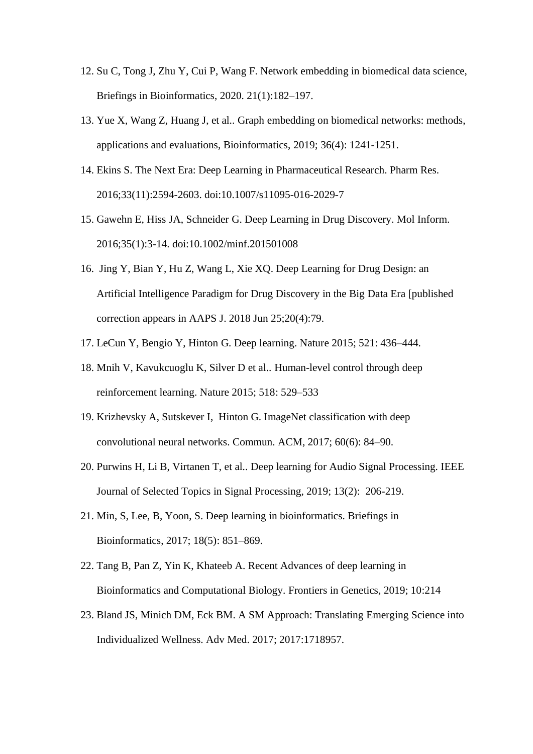12. Su C, Tong J, Zhu Y, Cui P, Wang F. Network embedding in biomedical data science, Briefings in Bioinformatics, 2020. 21(1):182–197.
13. Yue X, Wang Z, Huang J, et al.. Graph embedding on biomedical networks: methods, applications and evaluations, Bioinformatics, 2019; 36(4): 1241-1251.
14. Ekins S. The Next Era: Deep Learning in Pharmaceutical Research. Pharm Res. 2016;33(11):2594-2603. doi:10.1007/s11095-016-2029-7
15. Gawehn E, Hiss JA, Schneider G. Deep Learning in Drug Discovery. Mol Inform. 2016;35(1):3-14. doi:10.1002/minf.201501008
16. Jing Y, Bian Y, Hu Z, Wang L, Xie XQ. Deep Learning for Drug Design: an Artificial Intelligence Paradigm for Drug Discovery in the Big Data Era [published correction appears in AAPS J. 2018 Jun 25;20(4):79.
17. LeCun Y, Bengio Y, Hinton G. Deep learning. Nature 2015; 521: 436–444.
18. Mnih V, Kavukcuoglu K, Silver D et al.. Human-level control through deep reinforcement learning. Nature 2015; 518: 529–533
19. Krizhevsky A, Sutskever I, Hinton G. ImageNet classification with deep convolutional neural networks. Commun. ACM, 2017; 60(6): 84–90.
20. Purwins H, Li B, Virtanen T, et al.. Deep learning for Audio Signal Processing. IEEE Journal of Selected Topics in Signal Processing, 2019; 13(2): 206-219.
21. Min, S, Lee, B, Yoon, S. Deep learning in bioinformatics. Briefings in Bioinformatics, 2017; 18(5): 851–869.
22. Tang B, Pan Z, Yin K, Khateeb A. Recent Advances of deep learning in Bioinformatics and Computational Biology. Frontiers in Genetics, 2019; 10:214
23. Bland JS, Minich DM, Eck BM. A SM Approach: Translating Emerging Science into Individualized Wellness. Adv Med. 2017; 2017:1718957.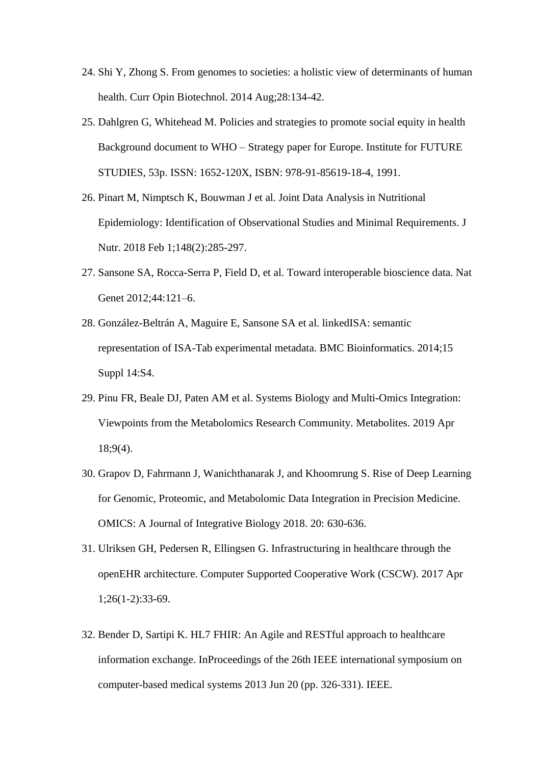24. Shi Y, Zhong S. From genomes to societies: a holistic view of determinants of human health. Curr Opin Biotechnol. 2014 Aug;28:134-42.
25. Dahlgren G, Whitehead M. Policies and strategies to promote social equity in health Background document to WHO – Strategy paper for Europe. Institute for FUTURE STUDIES, 53p. ISSN: 1652-120X, ISBN: 978-91-85619-18-4, 1991.
26. Pinart M, Nimptsch K, Bouwman J et al. Joint Data Analysis in Nutritional Epidemiology: Identification of Observational Studies and Minimal Requirements. J Nutr. 2018 Feb 1;148(2):285-297.
27. Sansone SA, Rocca-Serra P, Field D, et al. Toward interoperable bioscience data. Nat Genet 2012;44:121–6.
28. González-Beltrán A, Maguire E, Sansone SA et al. linkedISA: semantic representation of ISA-Tab experimental metadata. BMC Bioinformatics. 2014;15 Suppl 14:S4.
29. Pinu FR, Beale DJ, Paten AM et al. Systems Biology and Multi-Omics Integration: Viewpoints from the Metabolomics Research Community. Metabolites. 2019 Apr 18;9(4).
30. Grapov D, Fahrmann J, Wanichthanarak J, and Khoomrung S. Rise of Deep Learning for Genomic, Proteomic, and Metabolomic Data Integration in Precision Medicine. OMICS: A Journal of Integrative Biology 2018. 20: 630-636.
31. Ulriksen GH, Pedersen R, Ellingsen G. Infrastructuring in healthcare through the openEHR architecture. Computer Supported Cooperative Work (CSCW). 2017 Apr 1;26(1-2):33-69.
32. Bender D, Sartipi K. HL7 FHIR: An Agile and RESTful approach to healthcare information exchange. InProceedings of the 26th IEEE international symposium on computer-based medical systems 2013 Jun 20 (pp. 326-331). IEEE.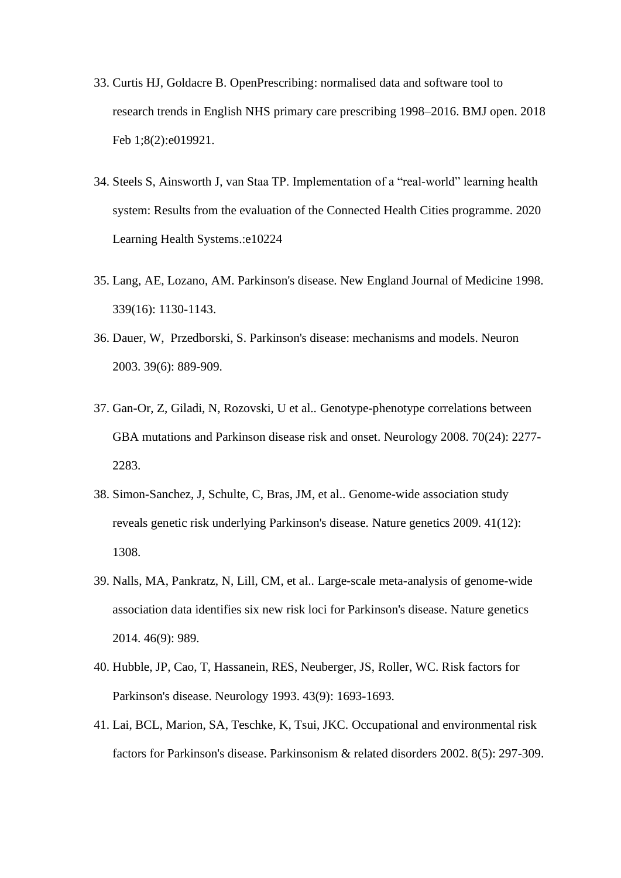33. Curtis HJ, Goldacre B. OpenPrescribing: normalised data and software tool to research trends in English NHS primary care prescribing 1998–2016. BMJ open. 2018 Feb 1;8(2):e019921.

34. Steels S, Ainsworth J, van Staa TP. Implementation of a “real-world” learning health system: Results from the evaluation of the Connected Health Cities programme. 2020 Learning Health Systems.:e10224

35. Lang, AE, Lozano, AM. Parkinson's disease. New England Journal of Medicine 1998. 339(16): 1130-1143.

36. Dauer, W, Przedborski, S. Parkinson's disease: mechanisms and models. Neuron 2003. 39(6): 889-909.

37. Gan-Or, Z, Giladi, N, Rozovski, U et al.. Genotype-phenotype correlations between GBA mutations and Parkinson disease risk and onset. Neurology 2008. 70(24): 2277-2283.

38. Simon-Sanchez, J, Schulte, C, Bras, JM, et al.. Genome-wide association study reveals genetic risk underlying Parkinson's disease. Nature genetics 2009. 41(12): 1308.

39. Nalls, MA, Pankratz, N, Lill, CM, et al.. Large-scale meta-analysis of genome-wide association data identifies six new risk loci for Parkinson's disease. Nature genetics 2014. 46(9): 989.

40. Hubble, JP, Cao, T, Hassanein, RES, Neuberger, JS, Roller, WC. Risk factors for Parkinson's disease. Neurology 1993. 43(9): 1693-1693.

41. Lai, BCL, Marion, SA, Teschke, K, Tsui, JKC. Occupational and environmental risk factors for Parkinson's disease. Parkinsonism & related disorders 2002. 8(5): 297-309.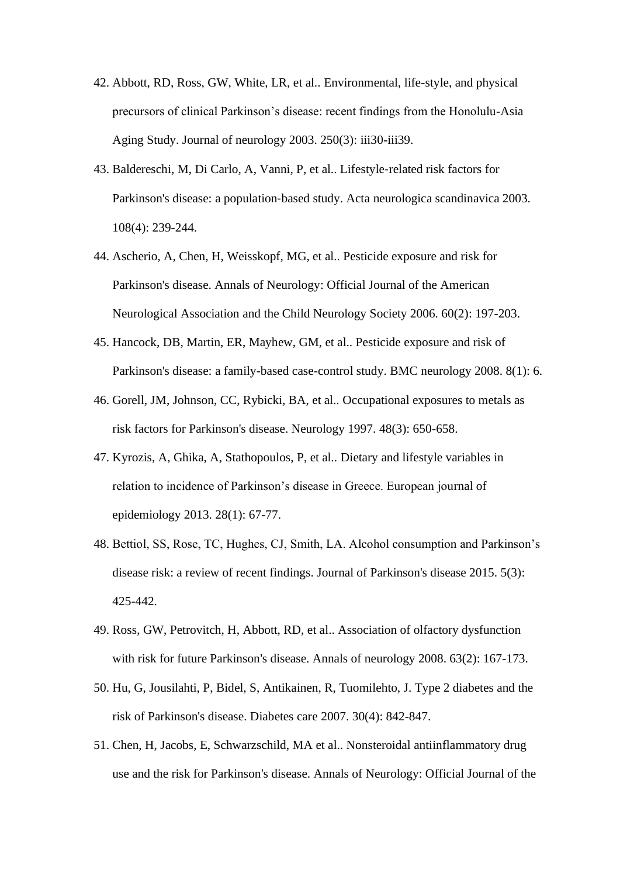42. Abbott, RD, Ross, GW, White, LR, et al.. Environmental, life-style, and physical precursors of clinical Parkinson’s disease: recent findings from the Honolulu-Asia Aging Study. Journal of neurology 2003. 250(3): iii30-iii39.
43. Baldereschi, M, Di Carlo, A, Vanni, P, et al.. Lifestyle-related risk factors for Parkinson's disease: a population-based study. Acta neurologica scandinavica 2003. 108(4): 239-244.
44. Ascherio, A, Chen, H, Weisskopf, MG, et al.. Pesticide exposure and risk for Parkinson's disease. Annals of Neurology: Official Journal of the American Neurological Association and the Child Neurology Society 2006. 60(2): 197-203.
45. Hancock, DB, Martin, ER, Mayhew, GM, et al.. Pesticide exposure and risk of Parkinson's disease: a family-based case-control study. BMC neurology 2008. 8(1): 6.
46. Gorell, JM, Johnson, CC, Rybicki, BA, et al.. Occupational exposures to metals as risk factors for Parkinson's disease. Neurology 1997. 48(3): 650-658.
47. Kyrozis, A, Ghika, A, Stathopoulos, P, et al.. Dietary and lifestyle variables in relation to incidence of Parkinson’s disease in Greece. European journal of epidemiology 2013. 28(1): 67-77.
48. Bettiol, SS, Rose, TC, Hughes, CJ, Smith, LA. Alcohol consumption and Parkinson’s disease risk: a review of recent findings. Journal of Parkinson's disease 2015. 5(3): 425-442.
49. Ross, GW, Petrovitch, H, Abbott, RD, et al.. Association of olfactory dysfunction with risk for future Parkinson's disease. Annals of neurology 2008. 63(2): 167-173.
50. Hu, G, Jousilahti, P, Bidel, S, Antikainen, R, Tuomilehto, J. Type 2 diabetes and the risk of Parkinson's disease. Diabetes care 2007. 30(4): 842-847.
51. Chen, H, Jacobs, E, Schwarzschild, MA et al.. Nonsteroidal antiinflammatory drug use and the risk for Parkinson's disease. Annals of Neurology: Official Journal of the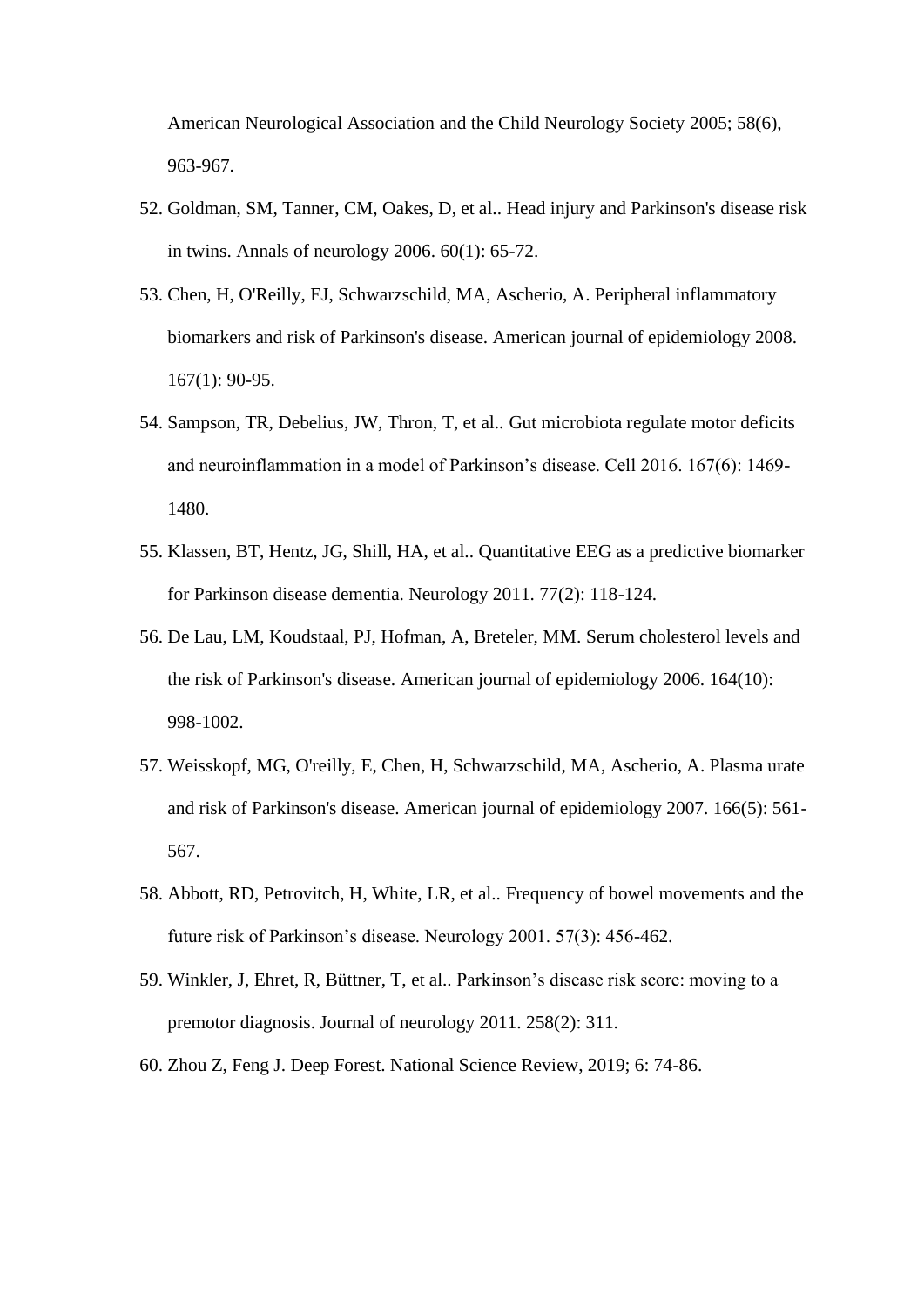American Neurological Association and the Child Neurology Society 2005; 58(6), 963-967.

52. Goldman, SM, Tanner, CM, Oakes, D, et al.. Head injury and Parkinson's disease risk in twins. Annals of neurology 2006. 60(1): 65-72.
53. Chen, H, O'Reilly, EJ, Schwarzschild, MA, Ascherio, A. Peripheral inflammatory biomarkers and risk of Parkinson's disease. American journal of epidemiology 2008. 167(1): 90-95.
54. Sampson, TR, Debelius, JW, Thron, T, et al.. Gut microbiota regulate motor deficits and neuroinflammation in a model of Parkinson's disease. Cell 2016. 167(6): 1469-1480.
55. Klassen, BT, Hentz, JG, Shill, HA, et al.. Quantitative EEG as a predictive biomarker for Parkinson disease dementia. Neurology 2011. 77(2): 118-124.
56. De Lau, LM, Koudstaal, PJ, Hofman, A, Breteler, MM. Serum cholesterol levels and the risk of Parkinson's disease. American journal of epidemiology 2006. 164(10): 998-1002.
57. Weisskopf, MG, O'reilly, E, Chen, H, Schwarzschild, MA, Ascherio, A. Plasma urate and risk of Parkinson's disease. American journal of epidemiology 2007. 166(5): 561-567.
58. Abbott, RD, Petrovitch, H, White, LR, et al.. Frequency of bowel movements and the future risk of Parkinson's disease. Neurology 2001. 57(3): 456-462.
59. Winkler, J, Ehret, R, Büttner, T, et al.. Parkinson's disease risk score: moving to a premotor diagnosis. Journal of neurology 2011. 258(2): 311.
60. Zhou Z, Feng J. Deep Forest. National Science Review, 2019; 6: 74-86.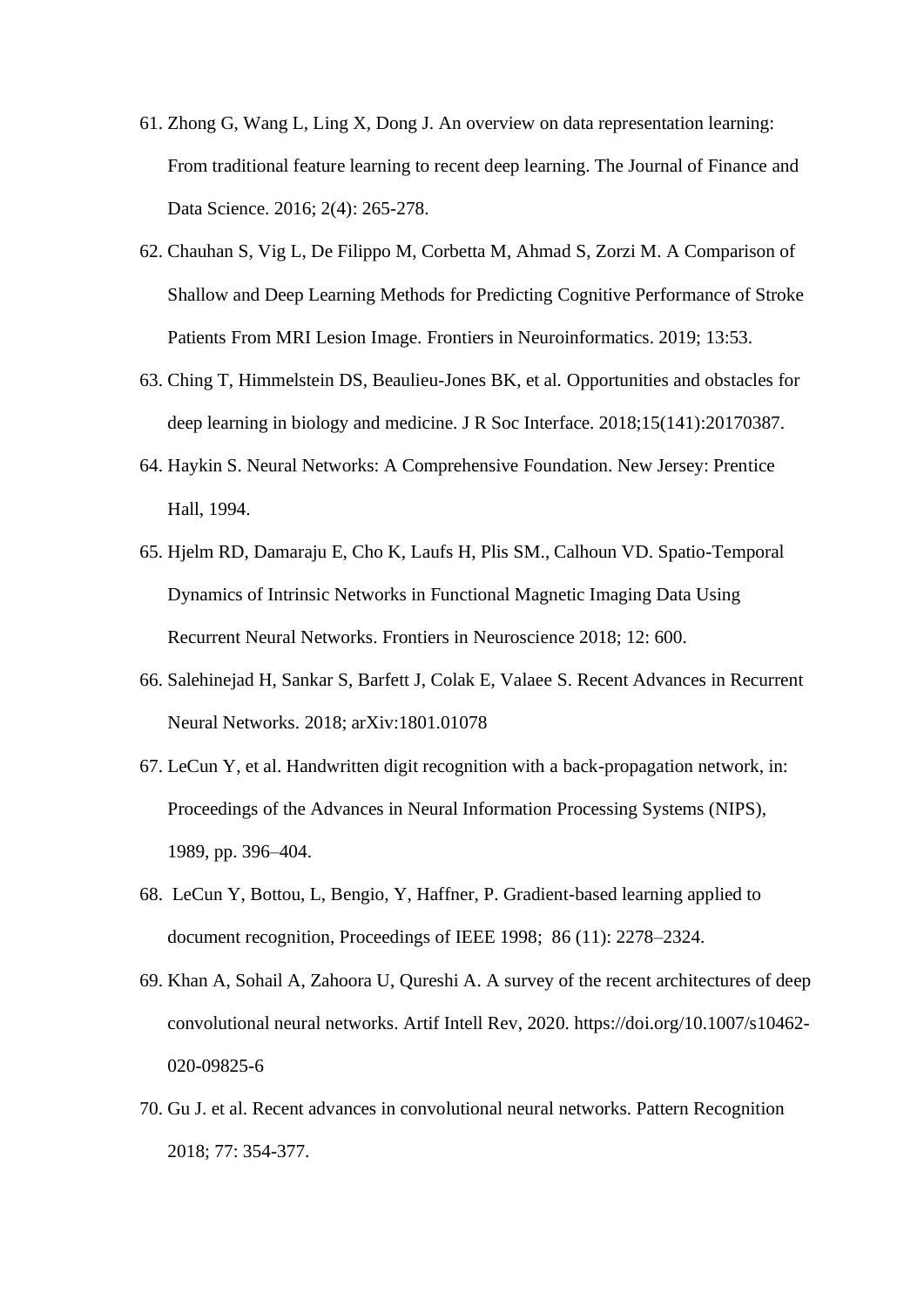61. Zhong G, Wang L, Ling X, Dong J. An overview on data representation learning: From traditional feature learning to recent deep learning. The Journal of Finance and Data Science. 2016; 2(4): 265-278.
62. Chauhan S, Vig L, De Filippo M, Corbetta M, Ahmad S, Zorzi M. A Comparison of Shallow and Deep Learning Methods for Predicting Cognitive Performance of Stroke Patients From MRI Lesion Image. Frontiers in Neuroinformatics. 2019; 13:53.
63. Ching T, Himmelstein DS, Beaulieu-Jones BK, et al. Opportunities and obstacles for deep learning in biology and medicine. J R Soc Interface. 2018;15(141):20170387.
64. Haykin S. Neural Networks: A Comprehensive Foundation. New Jersey: Prentice Hall, 1994.
65. Hjelm RD, Damaraju E, Cho K, Laufs H, Plis SM., Calhoun VD. Spatio-Temporal Dynamics of Intrinsic Networks in Functional Magnetic Imaging Data Using Recurrent Neural Networks. Frontiers in Neuroscience 2018; 12: 600.
66. Salehinejad H, Sankar S, Barfett J, Colak E, Valaee S. Recent Advances in Recurrent Neural Networks. 2018; arXiv:1801.01078
67. LeCun Y, et al. Handwritten digit recognition with a back-propagation network, in: Proceedings of the Advances in Neural Information Processing Systems (NIPS), 1989, pp. 396–404.
68. LeCun Y, Bottou, L, Bengio, Y, Haffner, P. Gradient-based learning applied to document recognition, Proceedings of IEEE 1998; 86 (11): 2278–2324.
69. Khan A, Sohail A, Zahoora U, Qureshi A. A survey of the recent architectures of deep convolutional neural networks. Artif Intell Rev, 2020. https://doi.org/10.1007/s10462-020-09825-6
70. Gu J. et al. Recent advances in convolutional neural networks. Pattern Recognition 2018; 77: 354-377.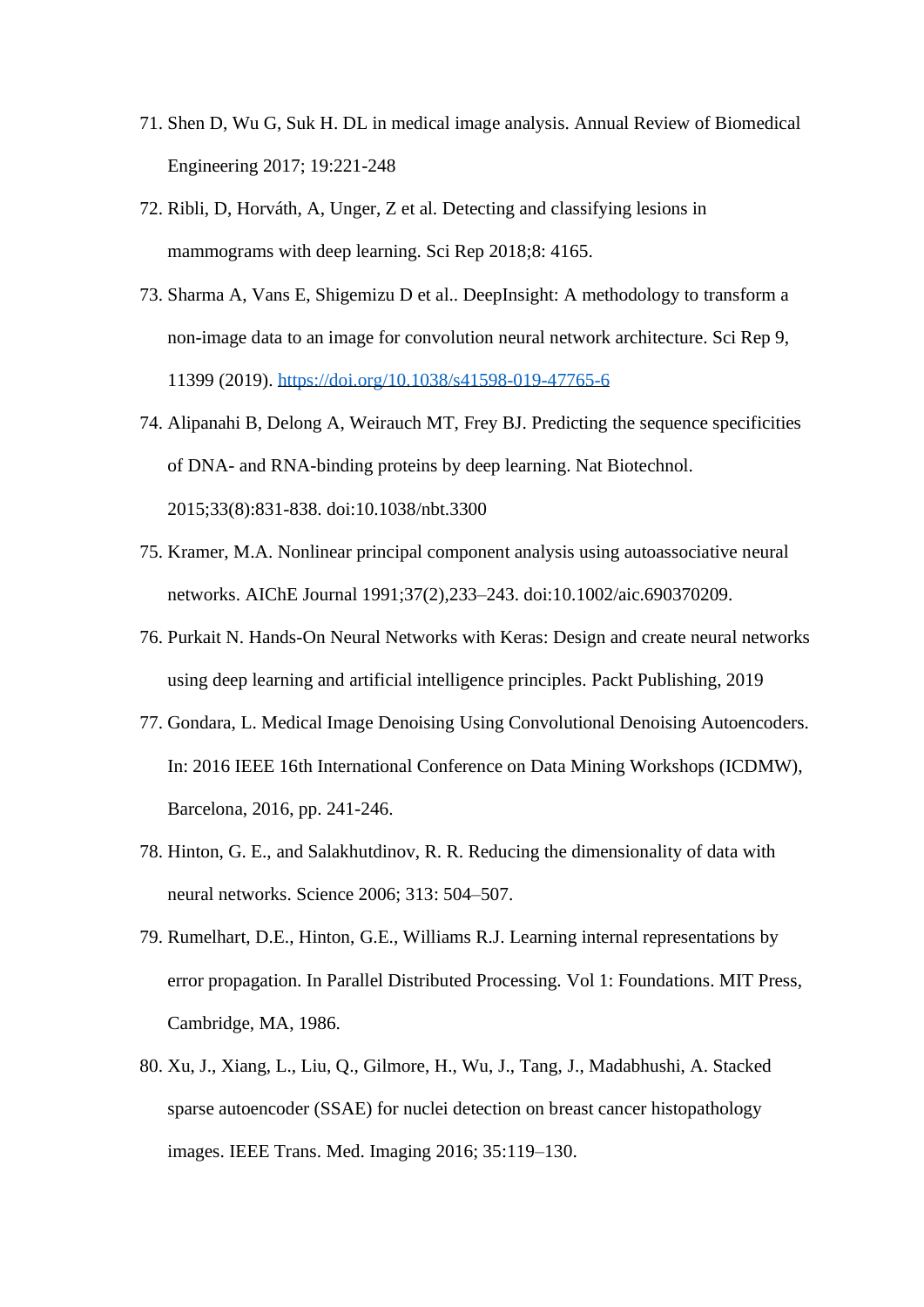71. Shen D, Wu G, Suk H. DL in medical image analysis. Annual Review of Biomedical Engineering 2017; 19:221-248
72. Ribli, D, Horváth, A, Unger, Z et al. Detecting and classifying lesions in mammograms with deep learning. Sci Rep 2018;8: 4165.
73. Sharma A, Vans E, Shigemizu D et al.. DeepInsight: A methodology to transform a non-image data to an image for convolution neural network architecture. Sci Rep 9, 11399 (2019). https://doi.org/10.1038/s41598-019-47765-6
74. Alipanahi B, Delong A, Weirauch MT, Frey BJ. Predicting the sequence specificities of DNA- and RNA-binding proteins by deep learning. Nat Biotechnol. 2015;33(8):831-838. doi:10.1038/nbt.3300
75. Kramer, M.A. Nonlinear principal component analysis using autoassociative neural networks. AIChE Journal 1991;37(2),233–243. doi:10.1002/aic.690370209.
76. Purkait N. Hands-On Neural Networks with Keras: Design and create neural networks using deep learning and artificial intelligence principles. Packt Publishing, 2019
77. Gondara, L. Medical Image Denoising Using Convolutional Denoising Autoencoders. In: 2016 IEEE 16th International Conference on Data Mining Workshops (ICDMW), Barcelona, 2016, pp. 241-246.
78. Hinton, G. E., and Salakhutdinov, R. R. Reducing the dimensionality of data with neural networks. Science 2006; 313: 504–507.
79. Rumelhart, D.E., Hinton, G.E., Williams R.J. Learning internal representations by error propagation. In Parallel Distributed Processing. Vol 1: Foundations. MIT Press, Cambridge, MA, 1986.
80. Xu, J., Xiang, L., Liu, Q., Gilmore, H., Wu, J., Tang, J., Madabhushi, A. Stacked sparse autoencoder (SSAE) for nuclei detection on breast cancer histopathology images. IEEE Trans. Med. Imaging 2016; 35:119–130.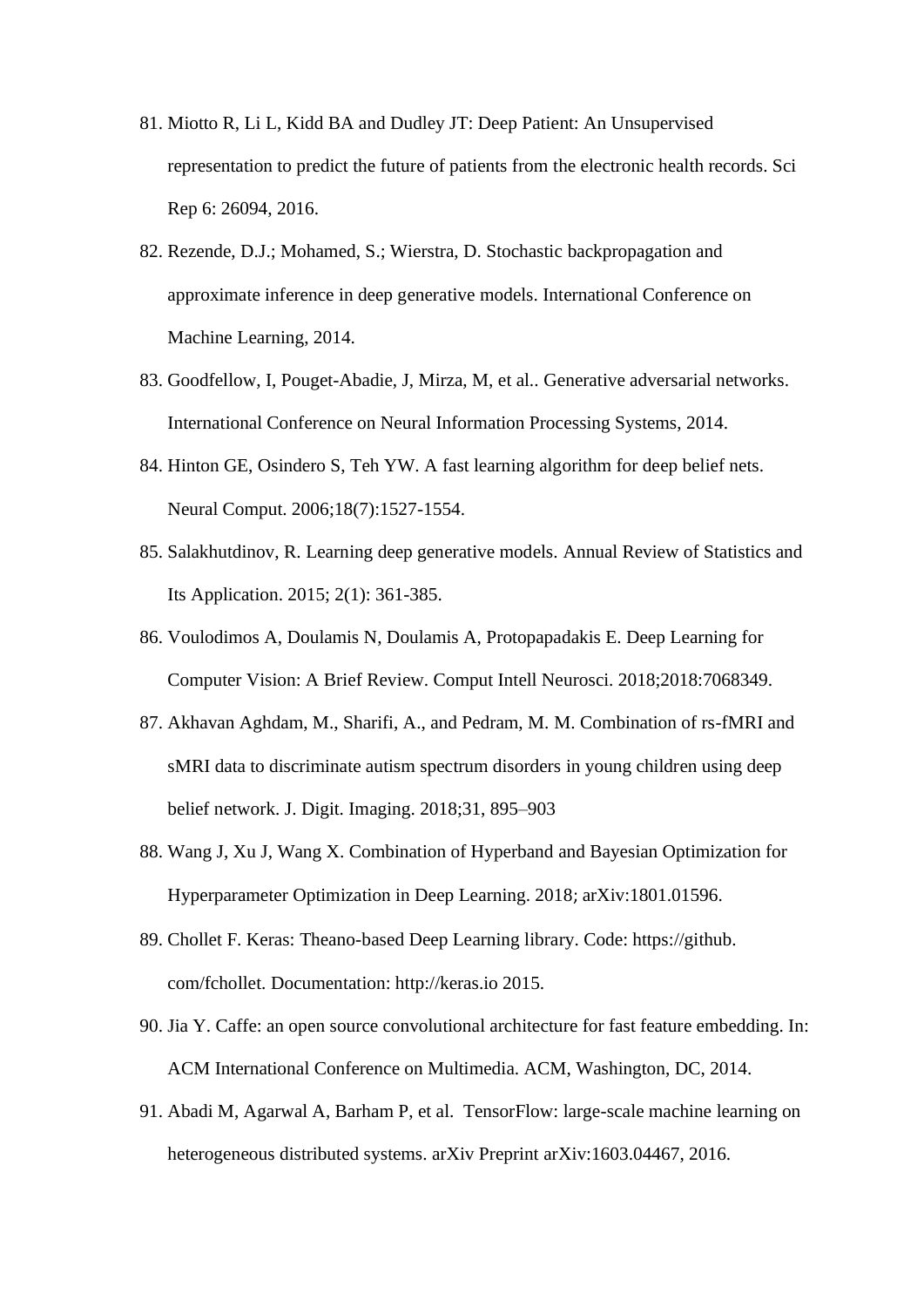81. Miotto R, Li L, Kidd BA and Dudley JT: Deep Patient: An Unsupervised representation to predict the future of patients from the electronic health records. Sci Rep 6: 26094, 2016.
82. Rezende, D.J.; Mohamed, S.; Wierstra, D. Stochastic backpropagation and approximate inference in deep generative models. International Conference on Machine Learning, 2014.
83. Goodfellow, I, Pouget-Abadie, J, Mirza, M, et al.. Generative adversarial networks. International Conference on Neural Information Processing Systems, 2014.
84. Hinton GE, Osindero S, Teh YW. A fast learning algorithm for deep belief nets. Neural Comput. 2006;18(7):1527-1554.
85. Salakhutdinov, R. Learning deep generative models. Annual Review of Statistics and Its Application. 2015; 2(1): 361-385.
86. Voulodimos A, Doulamis N, Doulamis A, Protopapadakis E. Deep Learning for Computer Vision: A Brief Review. Comput Intell Neurosci. 2018;2018:7068349.
87. Akhavan Aghdam, M., Sharifi, A., and Pedram, M. M. Combination of rs-fMRI and sMRI data to discriminate autism spectrum disorders in young children using deep belief network. J. Digit. Imaging. 2018;31, 895–903
88. Wang J, Xu J, Wang X. Combination of Hyperband and Bayesian Optimization for Hyperparameter Optimization in Deep Learning. 2018; arXiv:1801.01596.
89. Chollet F. Keras: Theano-based Deep Learning library. Code: https://github.com/fchollet. Documentation: http://keras.io 2015.
90. Jia Y. Caffe: an open source convolutional architecture for fast feature embedding. In: ACM International Conference on Multimedia. ACM, Washington, DC, 2014.
91. Abadi M, Agarwal A, Barham P, et al. TensorFlow: large-scale machine learning on heterogeneous distributed systems. arXiv Preprint arXiv:1603.04467, 2016.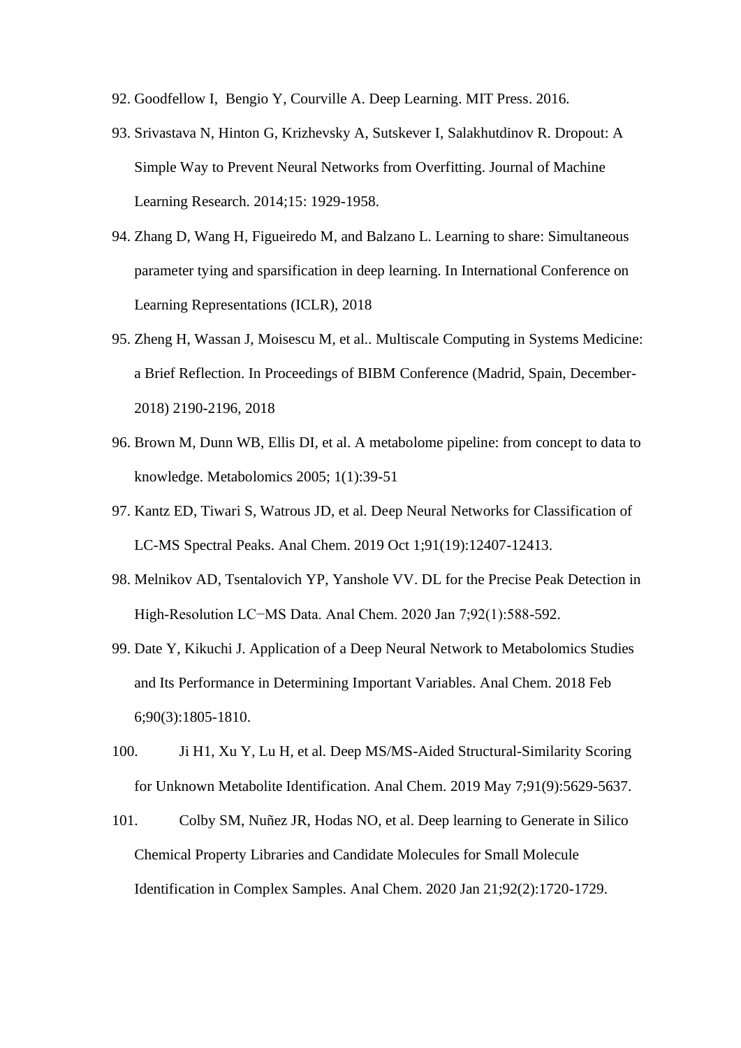92. Goodfellow I, Bengio Y, Courville A. Deep Learning. MIT Press. 2016.
93. Srivastava N, Hinton G, Krizhevsky A, Sutskever I, Salakhutdinov R. Dropout: A Simple Way to Prevent Neural Networks from Overfitting. Journal of Machine Learning Research. 2014;15: 1929-1958.
94. Zhang D, Wang H, Figueiredo M, and Balzano L. Learning to share: Simultaneous parameter tying and sparsification in deep learning. In International Conference on Learning Representations (ICLR), 2018
95. Zheng H, Wassan J, Moisescu M, et al.. Multiscale Computing in Systems Medicine: a Brief Reflection. In Proceedings of BIBM Conference (Madrid, Spain, December-2018) 2190-2196, 2018
96. Brown M, Dunn WB, Ellis DI, et al. A metabolome pipeline: from concept to data to knowledge. Metabolomics 2005; 1(1):39-51
97. Kantz ED, Tiwari S, Watrous JD, et al. Deep Neural Networks for Classification of LC-MS Spectral Peaks. Anal Chem. 2019 Oct 1;91(19):12407-12413.
98. Melnikov AD, Tsentalovich YP, Yanshole VV. DL for the Precise Peak Detection in High-Resolution LC−MS Data. Anal Chem. 2020 Jan 7;92(1):588-592.
99. Date Y, Kikuchi J. Application of a Deep Neural Network to Metabolomics Studies and Its Performance in Determining Important Variables. Anal Chem. 2018 Feb 6;90(3):1805-1810.
100. Ji H1, Xu Y, Lu H, et al. Deep MS/MS-Aided Structural-Similarity Scoring for Unknown Metabolite Identification. Anal Chem. 2019 May 7;91(9):5629-5637.
101. Colby SM, Nuñez JR, Hodas NO, et al. Deep learning to Generate in Silico Chemical Property Libraries and Candidate Molecules for Small Molecule Identification in Complex Samples. Anal Chem. 2020 Jan 21;92(2):1720-1729.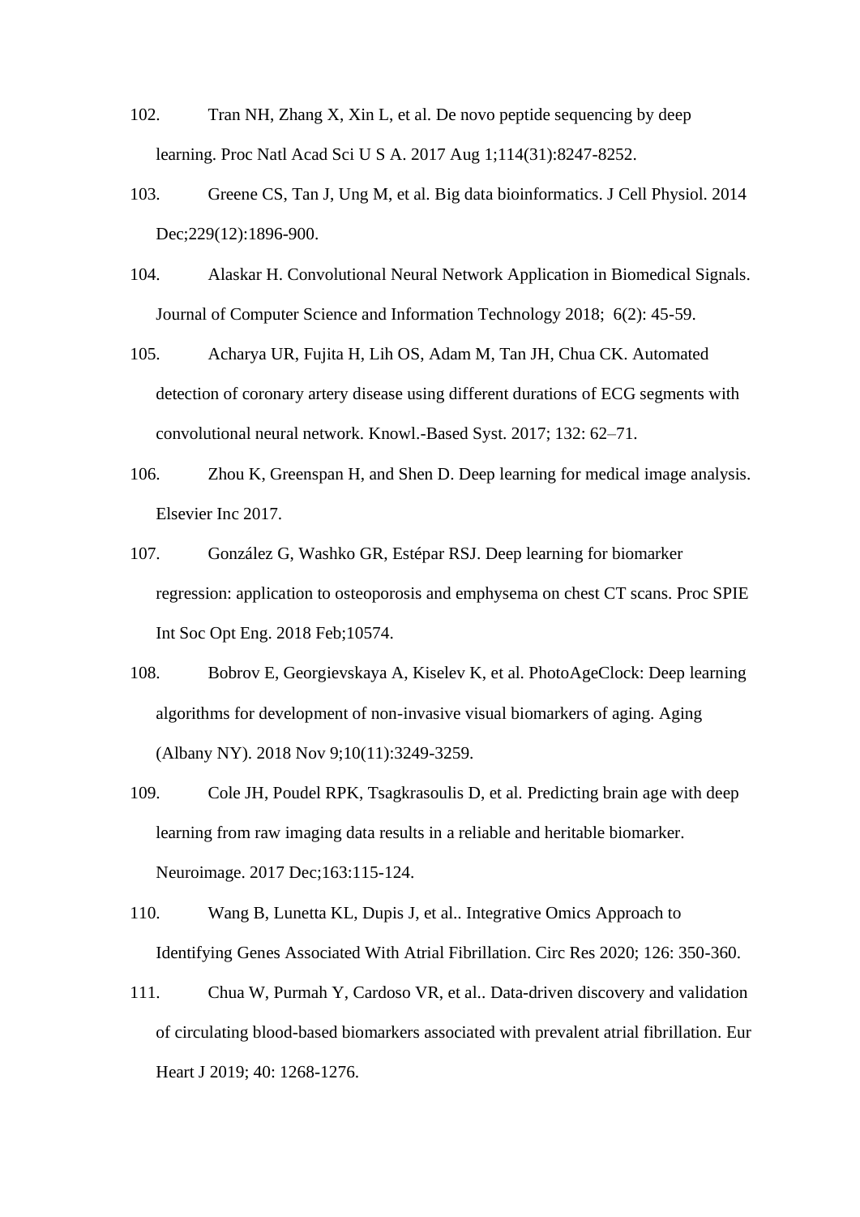102. Tran NH, Zhang X, Xin L, et al. De novo peptide sequencing by deep learning. Proc Natl Acad Sci U S A. 2017 Aug 1;114(31):8247-8252.

103. Greene CS, Tan J, Ung M, et al. Big data bioinformatics. J Cell Physiol. 2014 Dec;229(12):1896-900.

104. Alaskar H. Convolutional Neural Network Application in Biomedical Signals. Journal of Computer Science and Information Technology 2018; 6(2): 45-59.

105. Acharya UR, Fujita H, Lih OS, Adam M, Tan JH, Chua CK. Automated detection of coronary artery disease using different durations of ECG segments with convolutional neural network. Knowl.-Based Syst. 2017; 132: 62–71.

106. Zhou K, Greenspan H, and Shen D. Deep learning for medical image analysis. Elsevier Inc 2017.

107. González G, Washko GR, Estépar RSJ. Deep learning for biomarker regression: application to osteoporosis and emphysema on chest CT scans. Proc SPIE Int Soc Opt Eng. 2018 Feb;10574.

108. Bobrov E, Georgievskaya A, Kiselev K, et al. PhotoAgeClock: Deep learning algorithms for development of non-invasive visual biomarkers of aging. Aging (Albany NY). 2018 Nov 9;10(11):3249-3259.

109. Cole JH, Poudel RPK, Tsagkrasoulis D, et al. Predicting brain age with deep learning from raw imaging data results in a reliable and heritable biomarker. Neuroimage. 2017 Dec;163:115-124.

110. Wang B, Lunetta KL, Dupis J, et al.. Integrative Omics Approach to Identifying Genes Associated With Atrial Fibrillation. Circ Res 2020; 126: 350-360.

111. Chua W, Purmah Y, Cardoso VR, et al.. Data-driven discovery and validation of circulating blood-based biomarkers associated with prevalent atrial fibrillation. Eur Heart J 2019; 40: 1268-1276.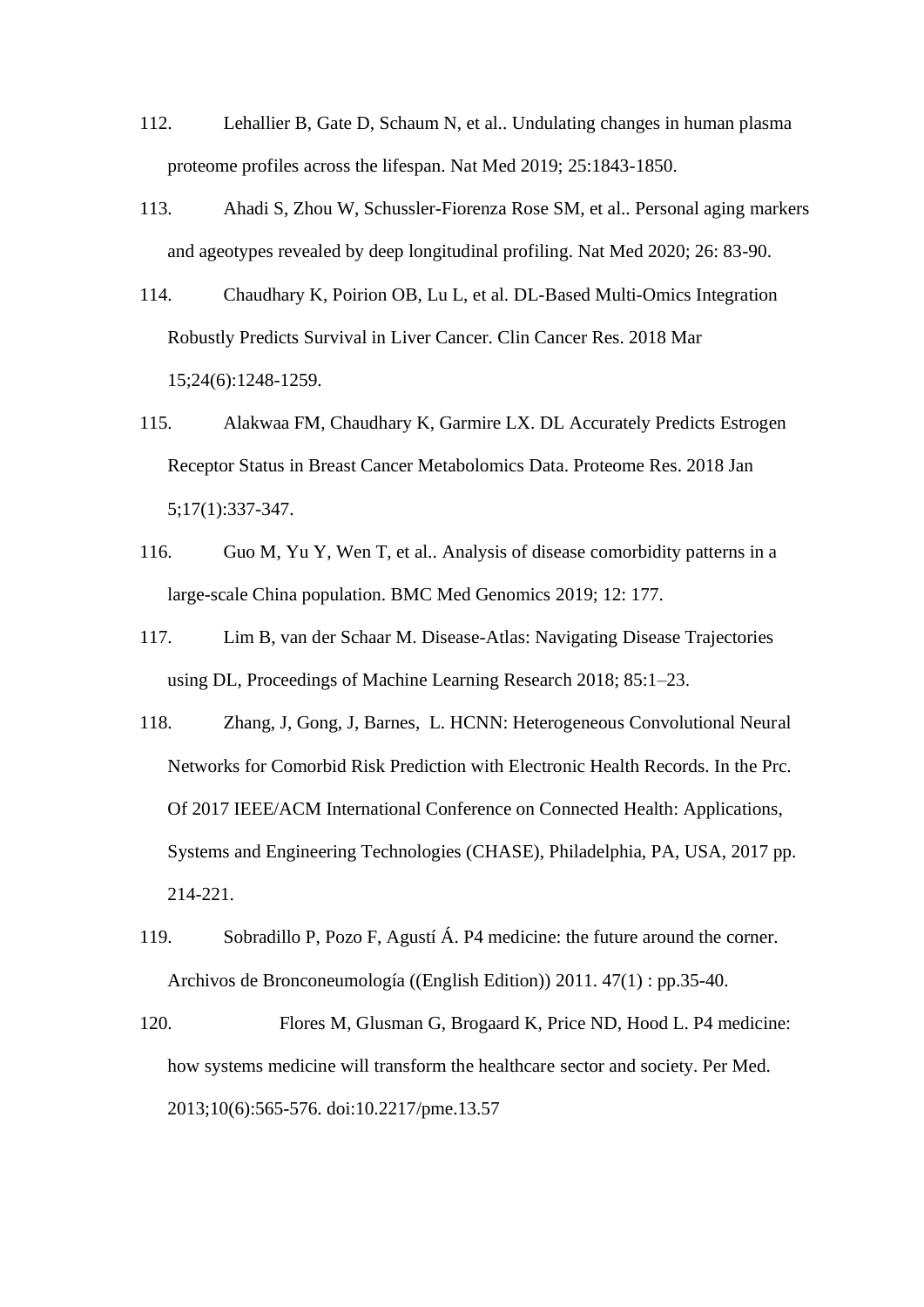112. Lehallier B, Gate D, Schaum N, et al.. Undulating changes in human plasma proteome profiles across the lifespan. Nat Med 2019; 25:1843-1850.

113. Ahadi S, Zhou W, Schussler-Fiorenza Rose SM, et al.. Personal aging markers and ageotypes revealed by deep longitudinal profiling. Nat Med 2020; 26: 83-90.

114. Chaudhary K, Poirion OB, Lu L, et al. DL-Based Multi-Omics Integration Robustly Predicts Survival in Liver Cancer. Clin Cancer Res. 2018 Mar 15;24(6):1248-1259.

115. Alakwaa FM, Chaudhary K, Garmire LX. DL Accurately Predicts Estrogen Receptor Status in Breast Cancer Metabolomics Data. Proteome Res. 2018 Jan 5;17(1):337-347.

116. Guo M, Yu Y, Wen T, et al.. Analysis of disease comorbidity patterns in a large-scale China population. BMC Med Genomics 2019; 12: 177.

117. Lim B, van der Schaar M. Disease-Atlas: Navigating Disease Trajectories using DL, Proceedings of Machine Learning Research 2018; 85:1–23.

118. Zhang, J, Gong, J, Barnes, L. HCNN: Heterogeneous Convolutional Neural Networks for Comorbid Risk Prediction with Electronic Health Records. In the Prc. Of 2017 IEEE/ACM International Conference on Connected Health: Applications, Systems and Engineering Technologies (CHASE), Philadelphia, PA, USA, 2017 pp. 214-221.

119. Sobradillo P, Pozo F, Agustí Á. P4 medicine: the future around the corner. Archivos de Bronconeumología ((English Edition)) 2011. 47(1) : pp.35-40.

120. Flores M, Glusman G, Brogaard K, Price ND, Hood L. P4 medicine: how systems medicine will transform the healthcare sector and society. Per Med. 2013;10(6):565-576. doi:10.2217/pme.13.57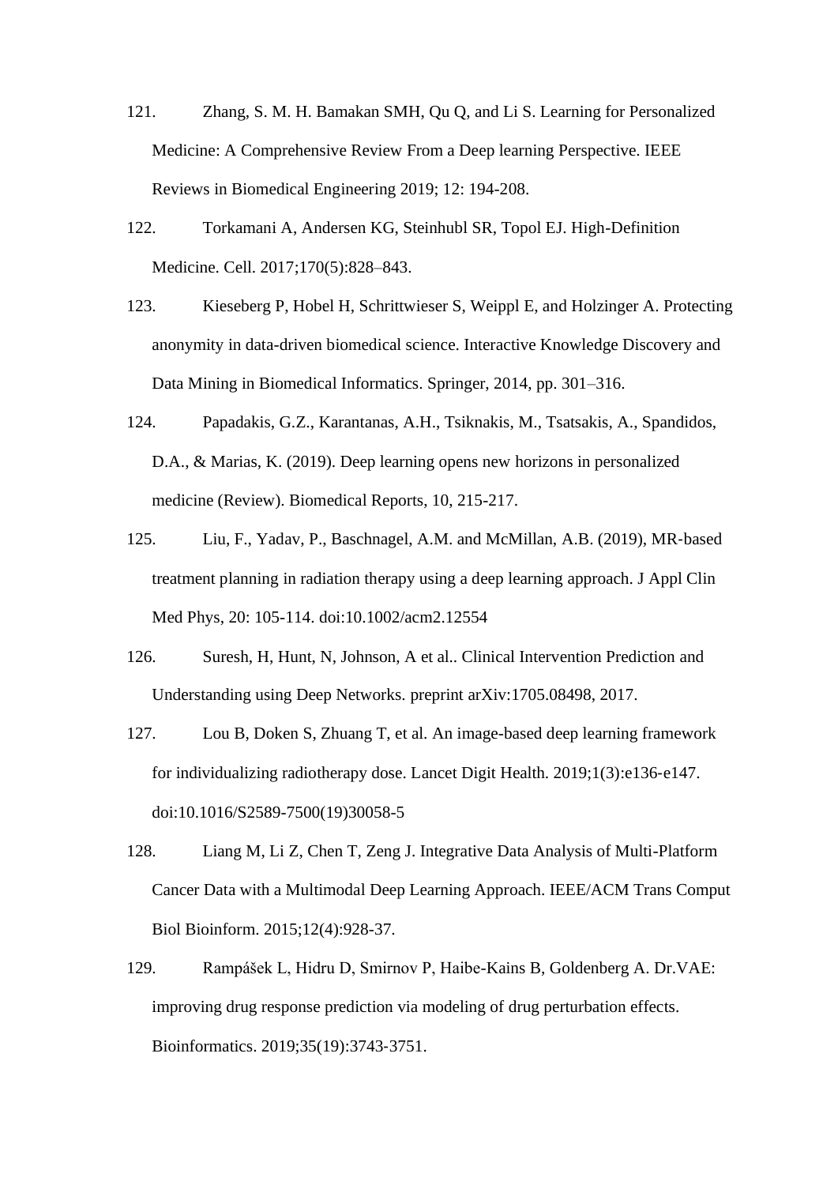121. Zhang, S. M. H. Bamakan SMH, Qu Q, and Li S. Learning for Personalized Medicine: A Comprehensive Review From a Deep learning Perspective. IEEE Reviews in Biomedical Engineering 2019; 12: 194-208.

122. Torkamani A, Andersen KG, Steinhubl SR, Topol EJ. High-Definition Medicine. Cell. 2017;170(5):828–843.

123. Kieseberg P, Hobel H, Schrittwieser S, Weippl E, and Holzinger A. Protecting anonymity in data-driven biomedical science. Interactive Knowledge Discovery and Data Mining in Biomedical Informatics. Springer, 2014, pp. 301–316.

124. Papadakis, G.Z., Karantanas, A.H., Tsiknakis, M., Tsatsakis, A., Spandidos, D.A., & Marias, K. (2019). Deep learning opens new horizons in personalized medicine (Review). Biomedical Reports, 10, 215-217.

125. Liu, F., Yadav, P., Baschnagel, A.M. and McMillan, A.B. (2019), MR-based treatment planning in radiation therapy using a deep learning approach. J Appl Clin Med Phys, 20: 105-114. doi:10.1002/acm2.12554

126. Suresh, H, Hunt, N, Johnson, A et al.. Clinical Intervention Prediction and Understanding using Deep Networks. preprint arXiv:1705.08498, 2017.

127. Lou B, Doken S, Zhuang T, et al. An image-based deep learning framework for individualizing radiotherapy dose. Lancet Digit Health. 2019;1(3):e136-e147. doi:10.1016/S2589-7500(19)30058-5

128. Liang M, Li Z, Chen T, Zeng J. Integrative Data Analysis of Multi-Platform Cancer Data with a Multimodal Deep Learning Approach. IEEE/ACM Trans Comput Biol Bioinform. 2015;12(4):928-37.

129. Rampášek L, Hidru D, Smirnov P, Haibe-Kains B, Goldenberg A. Dr.VAE: improving drug response prediction via modeling of drug perturbation effects. Bioinformatics. 2019;35(19):3743-3751.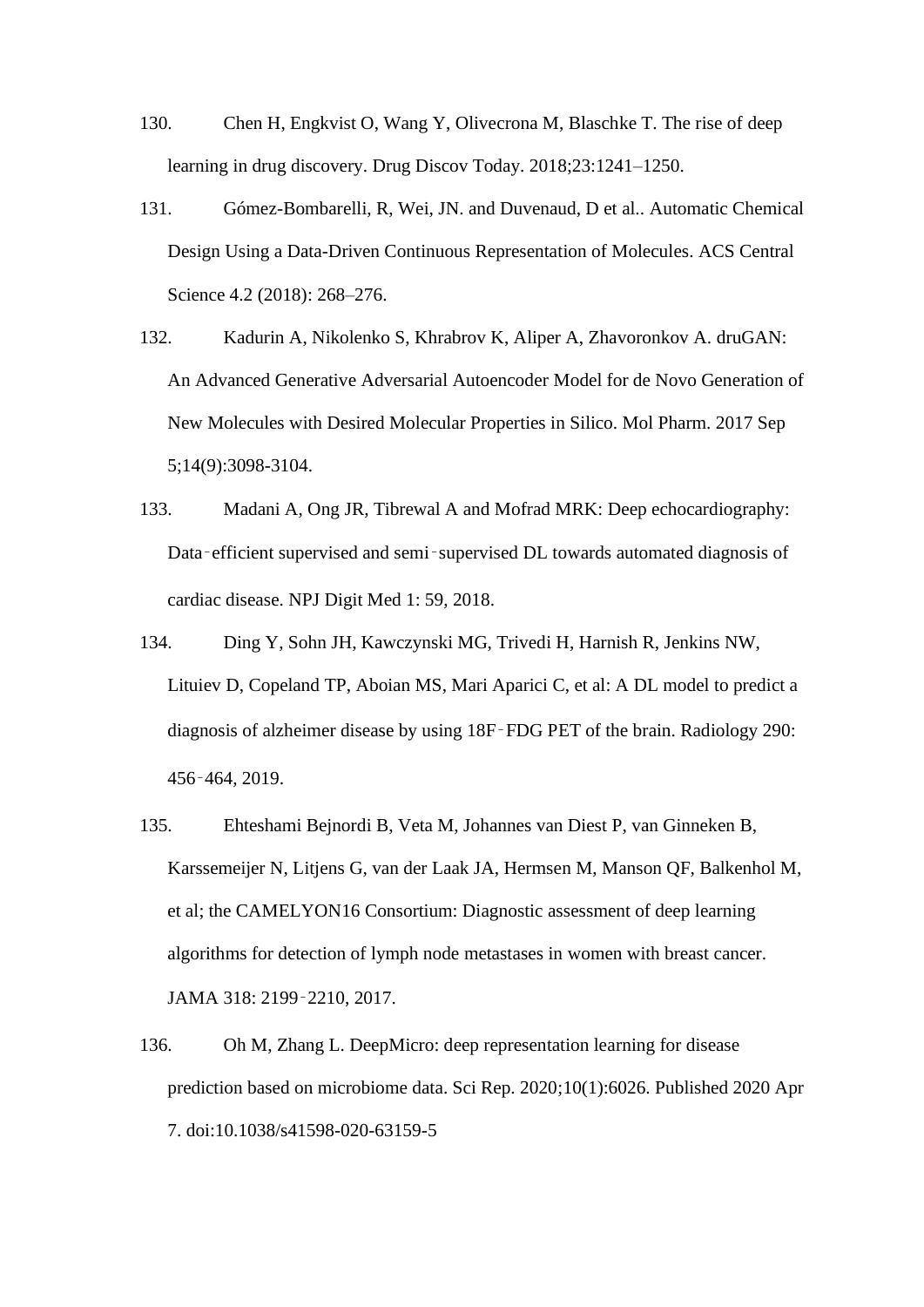130. Chen H, Engkvist O, Wang Y, Olivecrona M, Blaschke T. The rise of deep learning in drug discovery. Drug Discov Today. 2018;23:1241–1250.

131. Gómez-Bombarelli, R, Wei, JN. and Duvenaud, D et al.. Automatic Chemical Design Using a Data-Driven Continuous Representation of Molecules. ACS Central Science 4.2 (2018): 268–276.

132. Kadurin A, Nikolenko S, Khrabrov K, Aliper A, Zhavoronkov A. druGAN: An Advanced Generative Adversarial Autoencoder Model for de Novo Generation of New Molecules with Desired Molecular Properties in Silico. Mol Pharm. 2017 Sep 5;14(9):3098-3104.

133. Madani A, Ong JR, Tibrewal A and Mofrad MRK: Deep echocardiography: Data‑efficient supervised and semi‑supervised DL towards automated diagnosis of cardiac disease. NPJ Digit Med 1: 59, 2018.

134. Ding Y, Sohn JH, Kawczynski MG, Trivedi H, Harnish R, Jenkins NW, Lituiev D, Copeland TP, Aboian MS, Mari Aparici C, et al: A DL model to predict a diagnosis of alzheimer disease by using 18F‑FDG PET of the brain. Radiology 290: 456‑464, 2019.

135. Ehteshami Bejnordi B, Veta M, Johannes van Diest P, van Ginneken B, Karssemeijer N, Litjens G, van der Laak JA, Hermsen M, Manson QF, Balkenhol M, et al; the CAMELYON16 Consortium: Diagnostic assessment of deep learning algorithms for detection of lymph node metastases in women with breast cancer. JAMA 318: 2199‑2210, 2017.

136. Oh M, Zhang L. DeepMicro: deep representation learning for disease prediction based on microbiome data. Sci Rep. 2020;10(1):6026. Published 2020 Apr 7. doi:10.1038/s41598-020-63159-5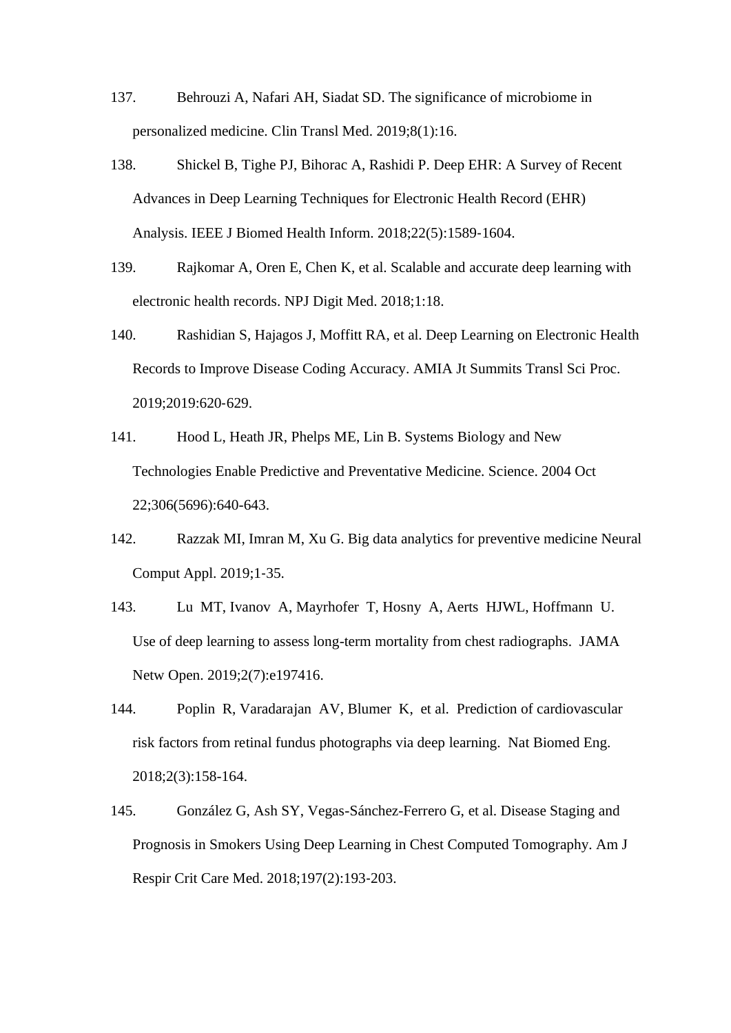137. Behrouzi A, Nafari AH, Siadat SD. The significance of microbiome in personalized medicine. Clin Transl Med. 2019;8(1):16.

138. Shickel B, Tighe PJ, Bihorac A, Rashidi P. Deep EHR: A Survey of Recent Advances in Deep Learning Techniques for Electronic Health Record (EHR) Analysis. IEEE J Biomed Health Inform. 2018;22(5):1589-1604.

139. Rajkomar A, Oren E, Chen K, et al. Scalable and accurate deep learning with electronic health records. NPJ Digit Med. 2018;1:18.

140. Rashidian S, Hajagos J, Moffitt RA, et al. Deep Learning on Electronic Health Records to Improve Disease Coding Accuracy. AMIA Jt Summits Transl Sci Proc. 2019;2019:620-629.

141. Hood L, Heath JR, Phelps ME, Lin B. Systems Biology and New Technologies Enable Predictive and Preventative Medicine. Science. 2004 Oct 22;306(5696):640-643.

142. Razzak MI, Imran M, Xu G. Big data analytics for preventive medicine Neural Comput Appl. 2019;1-35.

143. Lu MT, Ivanov A, Mayrhofer T, Hosny A, Aerts HJWL, Hoffmann U. Use of deep learning to assess long-term mortality from chest radiographs. JAMA Netw Open. 2019;2(7):e197416.

144. Poplin R, Varadarajan AV, Blumer K, et al. Prediction of cardiovascular risk factors from retinal fundus photographs via deep learning. Nat Biomed Eng. 2018;2(3):158-164.

145. González G, Ash SY, Vegas-Sánchez-Ferrero G, et al. Disease Staging and Prognosis in Smokers Using Deep Learning in Chest Computed Tomography. Am J Respir Crit Care Med. 2018;197(2):193-203.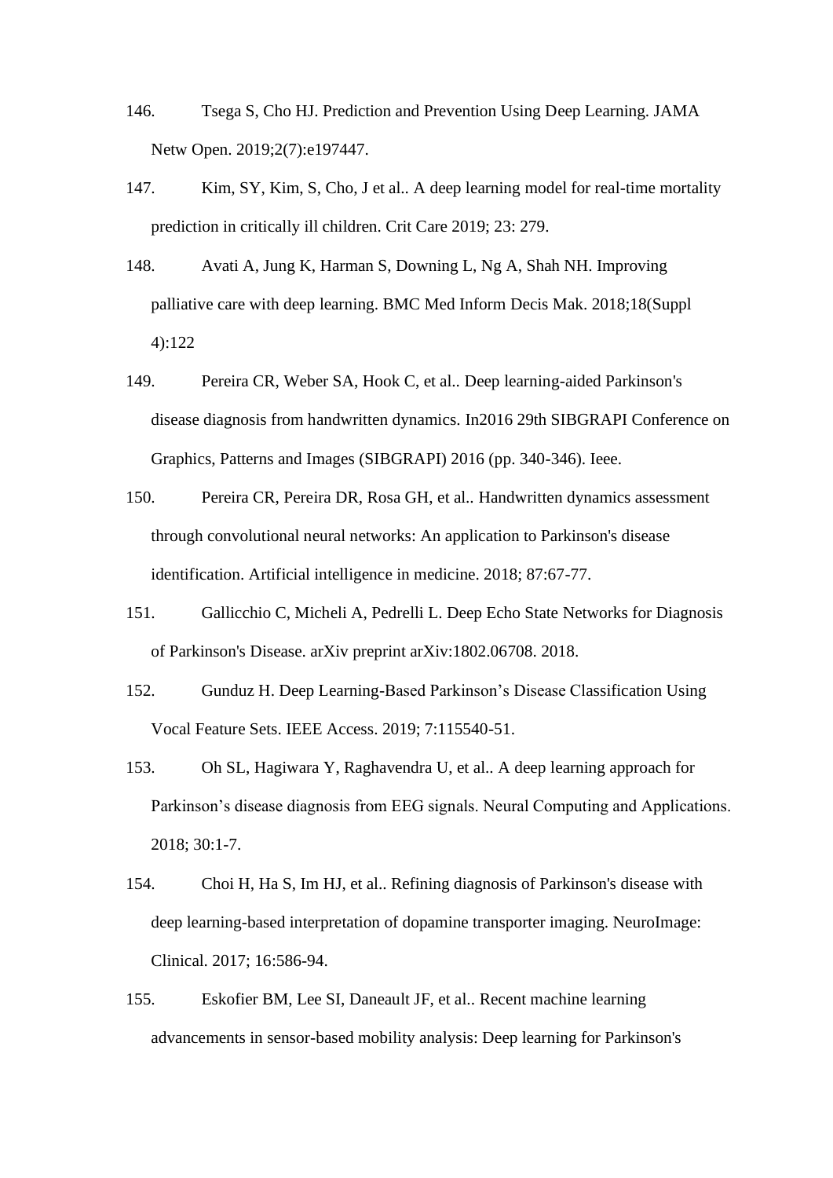146. Tsega S, Cho HJ. Prediction and Prevention Using Deep Learning. JAMA Netw Open. 2019;2(7):e197447.

147. Kim, SY, Kim, S, Cho, J et al.. A deep learning model for real-time mortality prediction in critically ill children. Crit Care 2019; 23: 279.

148. Avati A, Jung K, Harman S, Downing L, Ng A, Shah NH. Improving palliative care with deep learning. BMC Med Inform Decis Mak. 2018;18(Suppl 4):122

149. Pereira CR, Weber SA, Hook C, et al.. Deep learning-aided Parkinson's disease diagnosis from handwritten dynamics. In2016 29th SIBGRAPI Conference on Graphics, Patterns and Images (SIBGRAPI) 2016 (pp. 340-346). Ieee.

150. Pereira CR, Pereira DR, Rosa GH, et al.. Handwritten dynamics assessment through convolutional neural networks: An application to Parkinson's disease identification. Artificial intelligence in medicine. 2018; 87:67-77.

151. Gallicchio C, Micheli A, Pedrelli L. Deep Echo State Networks for Diagnosis of Parkinson's Disease. arXiv preprint arXiv:1802.06708. 2018.

152. Gunduz H. Deep Learning-Based Parkinson’s Disease Classification Using Vocal Feature Sets. IEEE Access. 2019; 7:115540-51.

153. Oh SL, Hagiwara Y, Raghavendra U, et al.. A deep learning approach for Parkinson’s disease diagnosis from EEG signals. Neural Computing and Applications. 2018; 30:1-7.

154. Choi H, Ha S, Im HJ, et al.. Refining diagnosis of Parkinson's disease with deep learning-based interpretation of dopamine transporter imaging. NeuroImage: Clinical. 2017; 16:586-94.

155. Eskofier BM, Lee SI, Daneault JF, et al.. Recent machine learning advancements in sensor-based mobility analysis: Deep learning for Parkinson's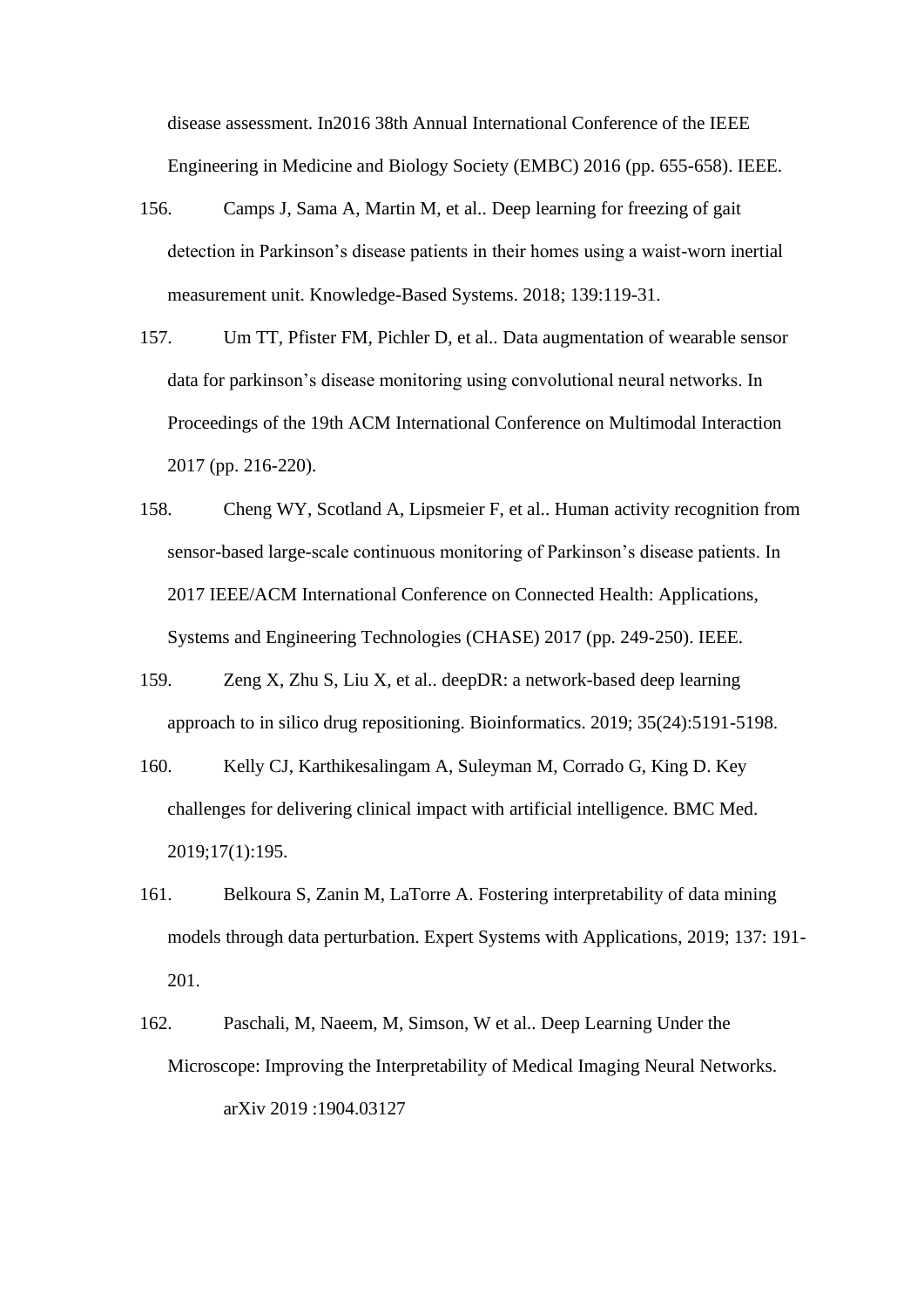disease assessment. In2016 38th Annual International Conference of the IEEE Engineering in Medicine and Biology Society (EMBC) 2016 (pp. 655-658). IEEE.

156. Camps J, Sama A, Martin M, et al.. Deep learning for freezing of gait detection in Parkinson's disease patients in their homes using a waist-worn inertial measurement unit. Knowledge-Based Systems. 2018; 139:119-31.

157. Um TT, Pfister FM, Pichler D, et al.. Data augmentation of wearable sensor data for parkinson's disease monitoring using convolutional neural networks. In Proceedings of the 19th ACM International Conference on Multimodal Interaction 2017 (pp. 216-220).

158. Cheng WY, Scotland A, Lipsmeier F, et al.. Human activity recognition from sensor-based large-scale continuous monitoring of Parkinson's disease patients. In 2017 IEEE/ACM International Conference on Connected Health: Applications, Systems and Engineering Technologies (CHASE) 2017 (pp. 249-250). IEEE.

159. Zeng X, Zhu S, Liu X, et al.. deepDR: a network-based deep learning approach to in silico drug repositioning. Bioinformatics. 2019; 35(24):5191-5198.

160. Kelly CJ, Karthikesalingam A, Suleyman M, Corrado G, King D. Key challenges for delivering clinical impact with artificial intelligence. BMC Med. 2019;17(1):195.

161. Belkoura S, Zanin M, LaTorre A. Fostering interpretability of data mining models through data perturbation. Expert Systems with Applications, 2019; 137: 191-201.

162. Paschali, M, Naeem, M, Simson, W et al.. Deep Learning Under the Microscope: Improving the Interpretability of Medical Imaging Neural Networks. arXiv 2019 :1904.03127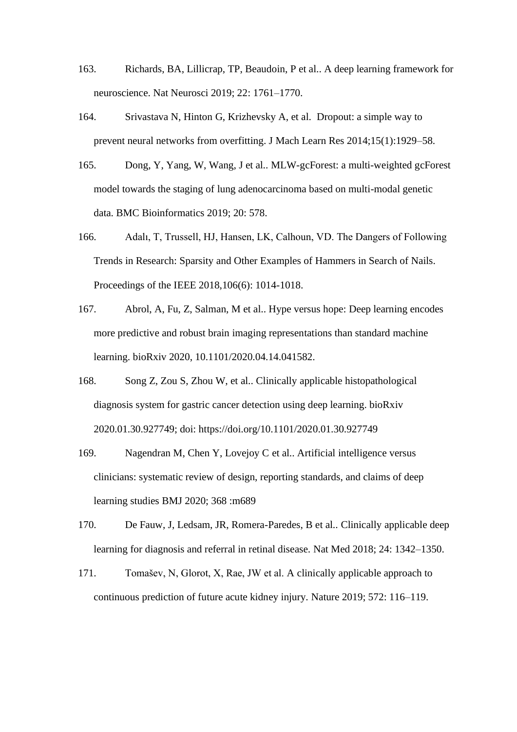163. Richards, BA, Lillicrap, TP, Beaudoin, P et al.. A deep learning framework for neuroscience. Nat Neurosci 2019; 22: 1761–1770.

164. Srivastava N, Hinton G, Krizhevsky A, et al. Dropout: a simple way to prevent neural networks from overfitting. J Mach Learn Res 2014;15(1):1929–58.

165. Dong, Y, Yang, W, Wang, J et al.. MLW-gcForest: a multi-weighted gcForest model towards the staging of lung adenocarcinoma based on multi-modal genetic data. BMC Bioinformatics 2019; 20: 578.

166. Adalı, T, Trussell, HJ, Hansen, LK, Calhoun, VD. The Dangers of Following Trends in Research: Sparsity and Other Examples of Hammers in Search of Nails. Proceedings of the IEEE 2018,106(6): 1014-1018.

167. Abrol, A, Fu, Z, Salman, M et al.. Hype versus hope: Deep learning encodes more predictive and robust brain imaging representations than standard machine learning. bioRxiv 2020, 10.1101/2020.04.14.041582.

168. Song Z, Zou S, Zhou W, et al.. Clinically applicable histopathological diagnosis system for gastric cancer detection using deep learning. bioRxiv 2020.01.30.927749; doi: https://doi.org/10.1101/2020.01.30.927749

169. Nagendran M, Chen Y, Lovejoy C et al.. Artificial intelligence versus clinicians: systematic review of design, reporting standards, and claims of deep learning studies BMJ 2020; 368 :m689

170. De Fauw, J, Ledsam, JR, Romera-Paredes, B et al.. Clinically applicable deep learning for diagnosis and referral in retinal disease. Nat Med 2018; 24: 1342–1350.

171. Tomašev, N, Glorot, X, Rae, JW et al. A clinically applicable approach to continuous prediction of future acute kidney injury. Nature 2019; 572: 116–119.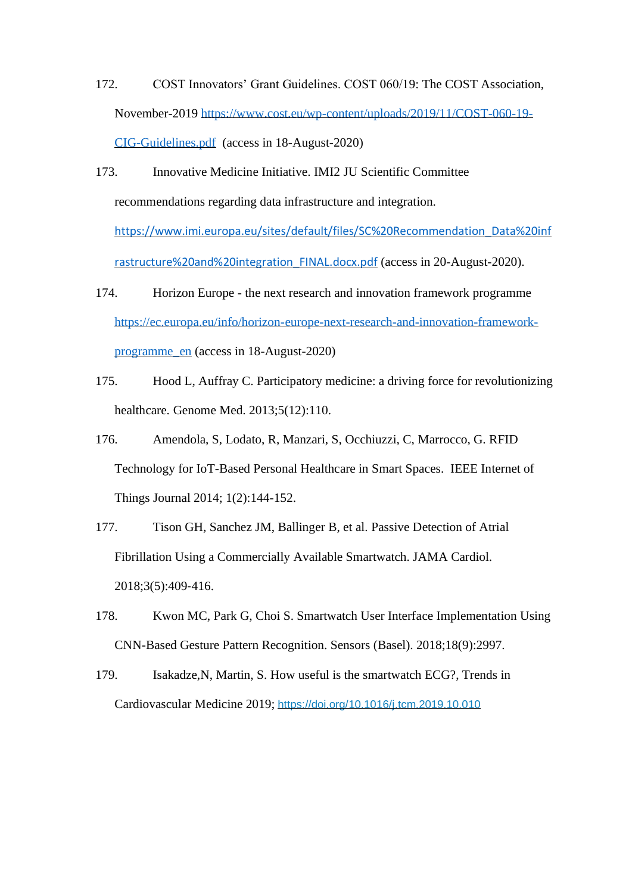172. COST Innovators' Grant Guidelines. COST 060/19: The COST Association, November-2019 https://www.cost.eu/wp-content/uploads/2019/11/COST-060-19-CIG-Guidelines.pdf (access in 18-August-2020)

173. Innovative Medicine Initiative. IMI2 JU Scientific Committee recommendations regarding data infrastructure and integration. https://www.imi.europa.eu/sites/default/files/SC%20Recommendation_Data%20infrastructure%20and%20integration_FINAL.docx.pdf (access in 20-August-2020).

174. Horizon Europe - the next research and innovation framework programme https://ec.europa.eu/info/horizon-europe-next-research-and-innovation-framework-programme_en (access in 18-August-2020)

175. Hood L, Auffray C. Participatory medicine: a driving force for revolutionizing healthcare. Genome Med. 2013;5(12):110.

176. Amendola, S, Lodato, R, Manzari, S, Occhiuzzi, C, Marrocco, G. RFID Technology for IoT-Based Personal Healthcare in Smart Spaces. IEEE Internet of Things Journal 2014; 1(2):144-152.

177. Tison GH, Sanchez JM, Ballinger B, et al. Passive Detection of Atrial Fibrillation Using a Commercially Available Smartwatch. JAMA Cardiol. 2018;3(5):409-416.

178. Kwon MC, Park G, Choi S. Smartwatch User Interface Implementation Using CNN-Based Gesture Pattern Recognition. Sensors (Basel). 2018;18(9):2997.

179. Isakadze,N, Martin, S. How useful is the smartwatch ECG?, Trends in Cardiovascular Medicine 2019; https://doi.org/10.1016/j.tcm.2019.10.010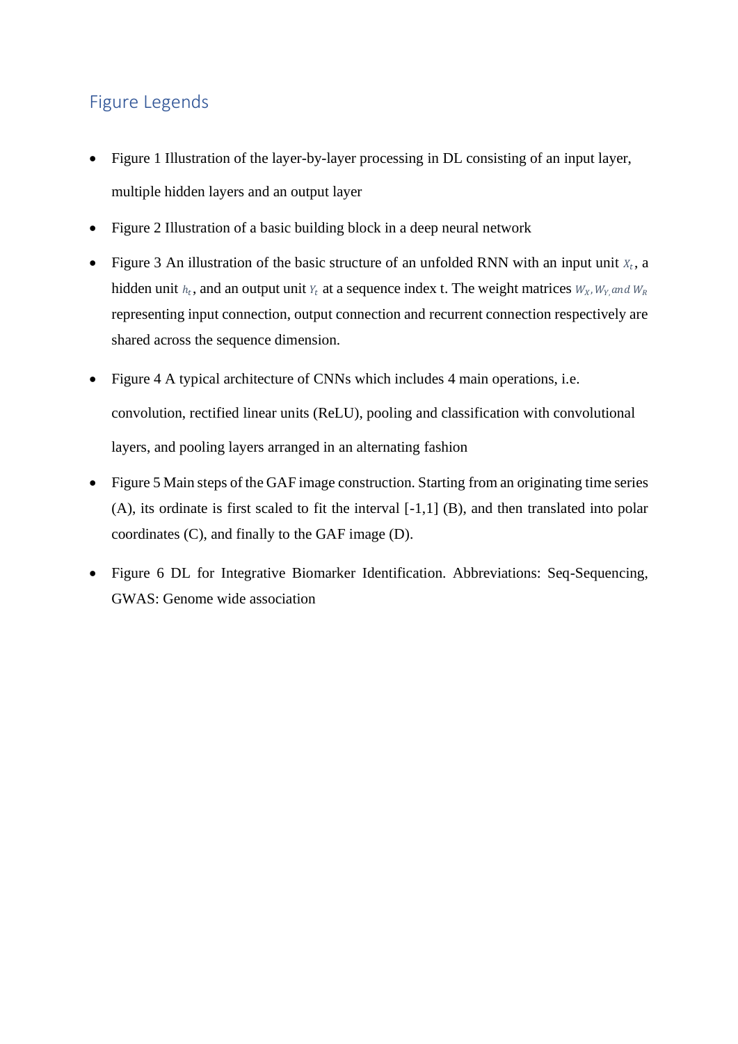## Figure Legends

- Figure 1 Illustration of the layer-by-layer processing in DL consisting of an input layer, multiple hidden layers and an output layer
- Figure 2 Illustration of a basic building block in a deep neural network
- Figure 3 An illustration of the basic structure of an unfolded RNN with an input unit $X_t$, a hidden unit $h_t$, and an output unit $Y_t$ at a sequence index t. The weight matrices $W_X, W_Y, and\ W_R$ representing input connection, output connection and recurrent connection respectively are shared across the sequence dimension.
- Figure 4 A typical architecture of CNNs which includes 4 main operations, i.e. convolution, rectified linear units (ReLU), pooling and classification with convolutional layers, and pooling layers arranged in an alternating fashion
- Figure 5 Main steps of the GAF image construction. Starting from an originating time series (A), its ordinate is first scaled to fit the interval [-1,1] (B), and then translated into polar coordinates (C), and finally to the GAF image (D).
- Figure 6 DL for Integrative Biomarker Identification. Abbreviations: Seq-Sequencing, GWAS: Genome wide association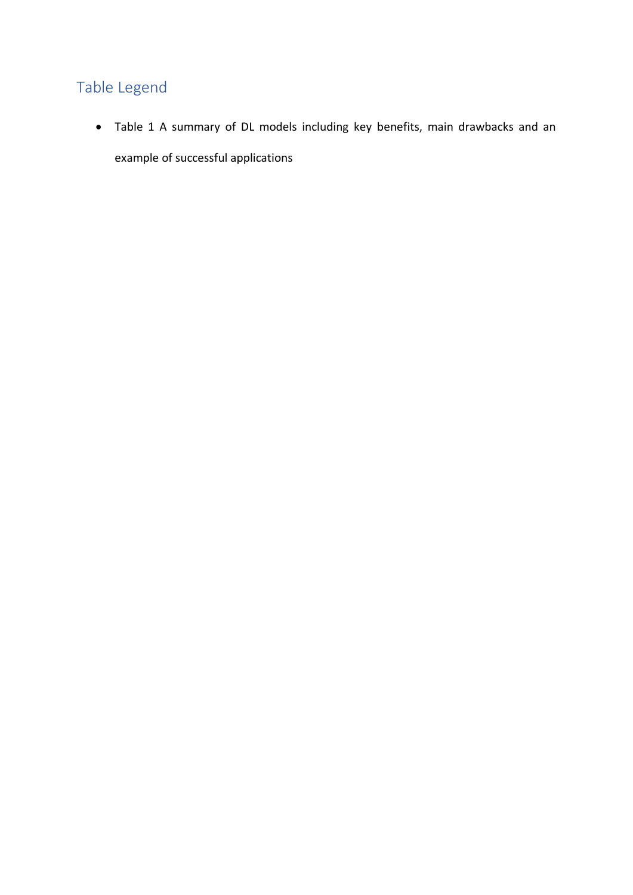## Table Legend

- Table 1 A summary of DL models including key benefits, main drawbacks and an example of successful applications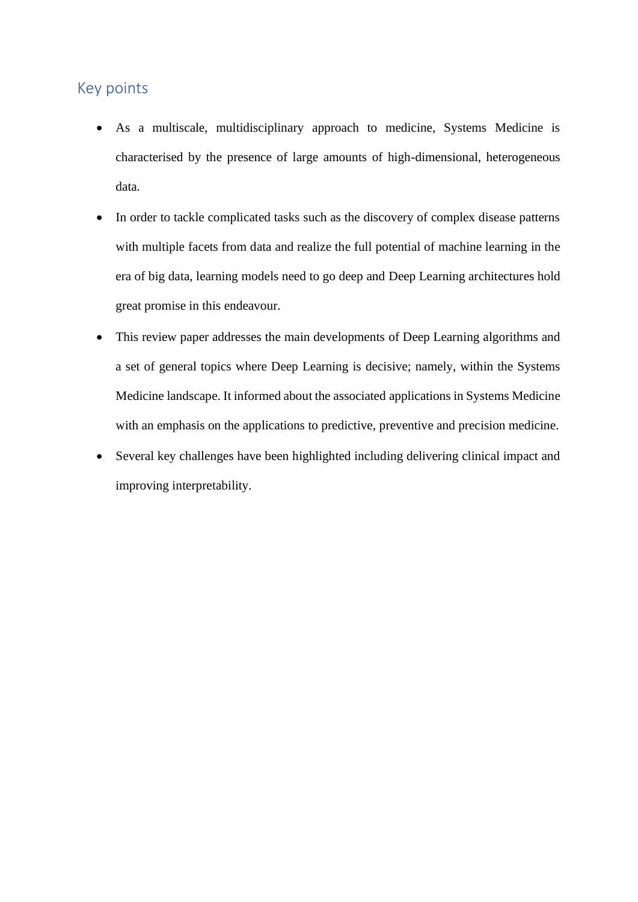## Key points

- As a multiscale, multidisciplinary approach to medicine, Systems Medicine is characterised by the presence of large amounts of high-dimensional, heterogeneous data.
- In order to tackle complicated tasks such as the discovery of complex disease patterns with multiple facets from data and realize the full potential of machine learning in the era of big data, learning models need to go deep and Deep Learning architectures hold great promise in this endeavour.
- This review paper addresses the main developments of Deep Learning algorithms and a set of general topics where Deep Learning is decisive; namely, within the Systems Medicine landscape. It informed about the associated applications in Systems Medicine with an emphasis on the applications to predictive, preventive and precision medicine.
- Several key challenges have been highlighted including delivering clinical impact and improving interpretability.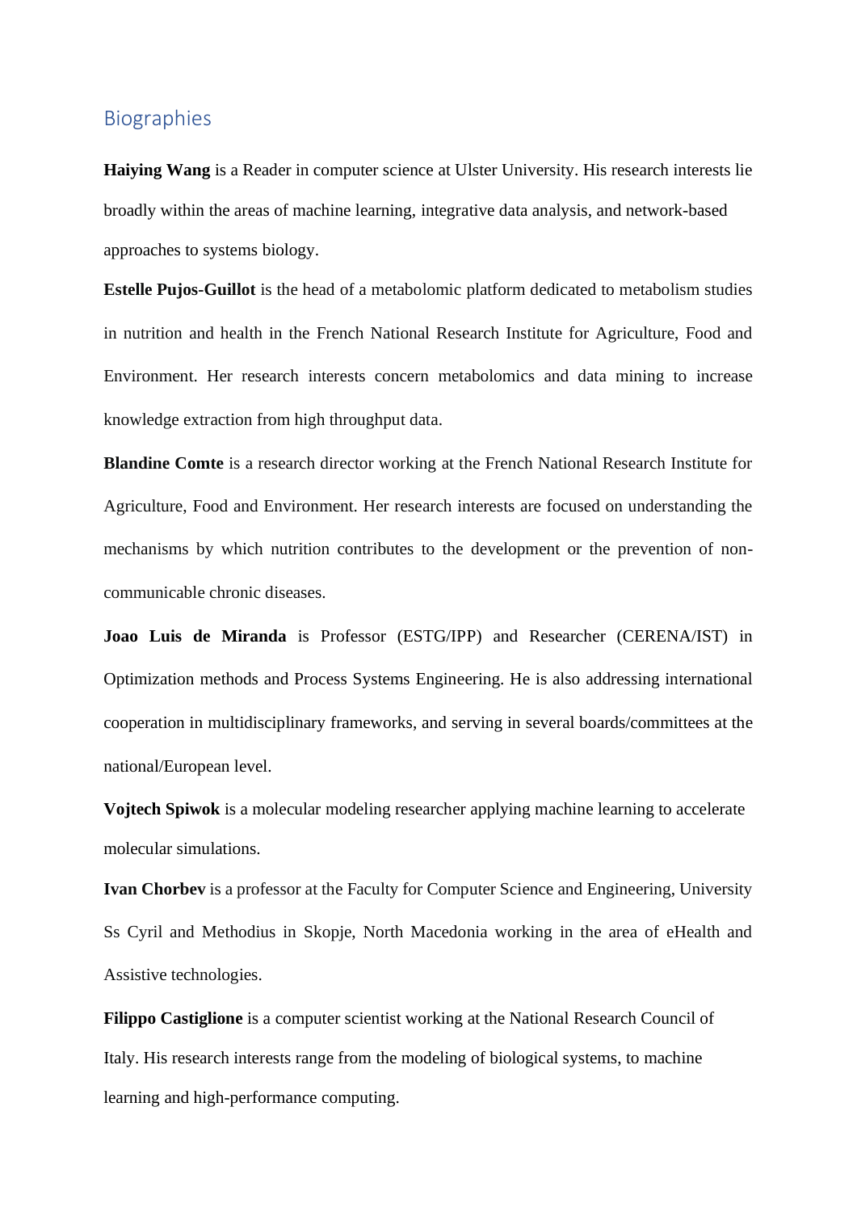## Biographies

**Haiying Wang** is a Reader in computer science at Ulster University. His research interests lie broadly within the areas of machine learning, integrative data analysis, and network-based approaches to systems biology.

**Estelle Pujos-Guillot** is the head of a metabolomic platform dedicated to metabolism studies in nutrition and health in the French National Research Institute for Agriculture, Food and Environment. Her research interests concern metabolomics and data mining to increase knowledge extraction from high throughput data.

**Blandine Comte** is a research director working at the French National Research Institute for Agriculture, Food and Environment. Her research interests are focused on understanding the mechanisms by which nutrition contributes to the development or the prevention of non-communicable chronic diseases.

**Joao Luis de Miranda** is Professor (ESTG/IPP) and Researcher (CERENA/IST) in Optimization methods and Process Systems Engineering. He is also addressing international cooperation in multidisciplinary frameworks, and serving in several boards/committees at the national/European level.

**Vojtech Spiwok** is a molecular modeling researcher applying machine learning to accelerate molecular simulations.

**Ivan Chorbev** is a professor at the Faculty for Computer Science and Engineering, University Ss Cyril and Methodius in Skopje, North Macedonia working in the area of eHealth and Assistive technologies.

**Filippo Castiglione** is a computer scientist working at the National Research Council of Italy. His research interests range from the modeling of biological systems, to machine learning and high-performance computing.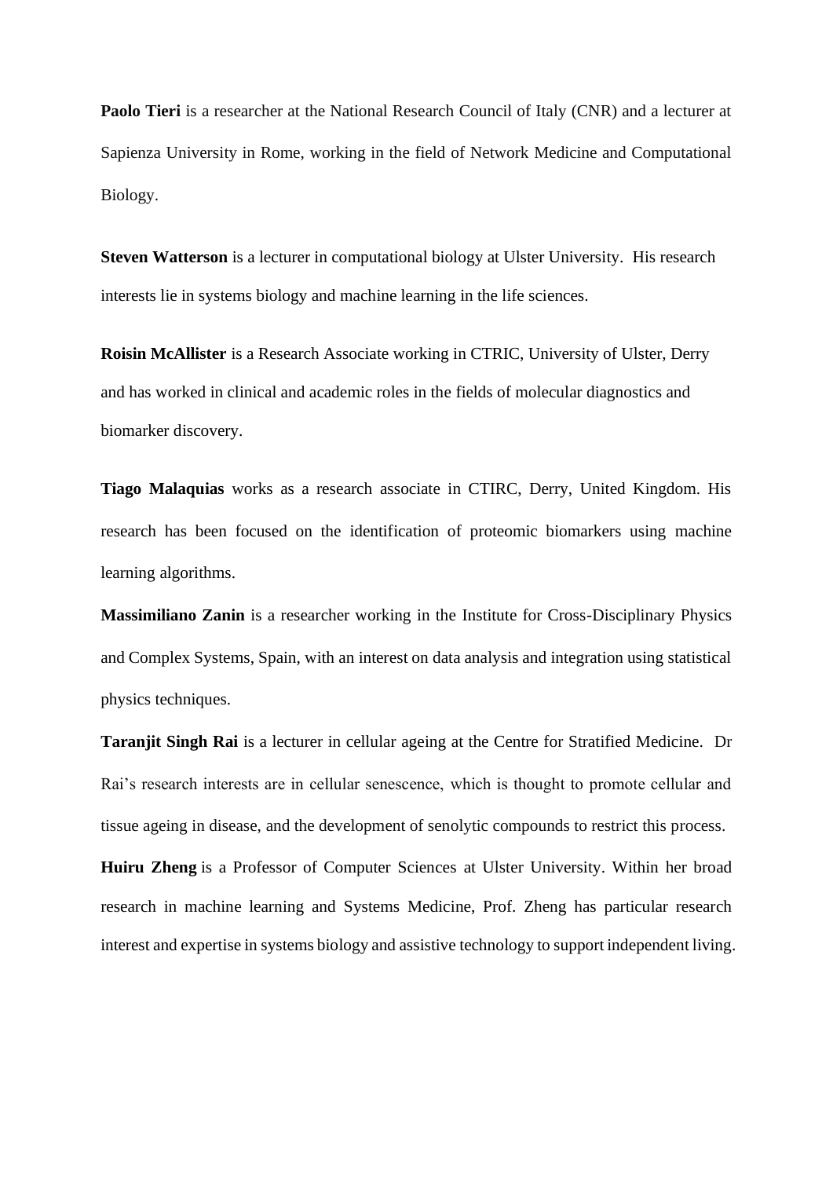**Paolo Tieri** is a researcher at the National Research Council of Italy (CNR) and a lecturer at Sapienza University in Rome, working in the field of Network Medicine and Computational Biology.

**Steven Watterson** is a lecturer in computational biology at Ulster University. His research interests lie in systems biology and machine learning in the life sciences.

**Roisin McAllister** is a Research Associate working in CTRIC, University of Ulster, Derry and has worked in clinical and academic roles in the fields of molecular diagnostics and biomarker discovery.

**Tiago Malaquias** works as a research associate in CTIRC, Derry, United Kingdom. His research has been focused on the identification of proteomic biomarkers using machine learning algorithms.

**Massimiliano Zanin** is a researcher working in the Institute for Cross-Disciplinary Physics and Complex Systems, Spain, with an interest on data analysis and integration using statistical physics techniques.

**Taranjit Singh Rai** is a lecturer in cellular ageing at the Centre for Stratified Medicine. Dr Rai's research interests are in cellular senescence, which is thought to promote cellular and tissue ageing in disease, and the development of senolytic compounds to restrict this process.

**Huiru Zheng** is a Professor of Computer Sciences at Ulster University. Within her broad research in machine learning and Systems Medicine, Prof. Zheng has particular research interest and expertise in systems biology and assistive technology to support independent living.